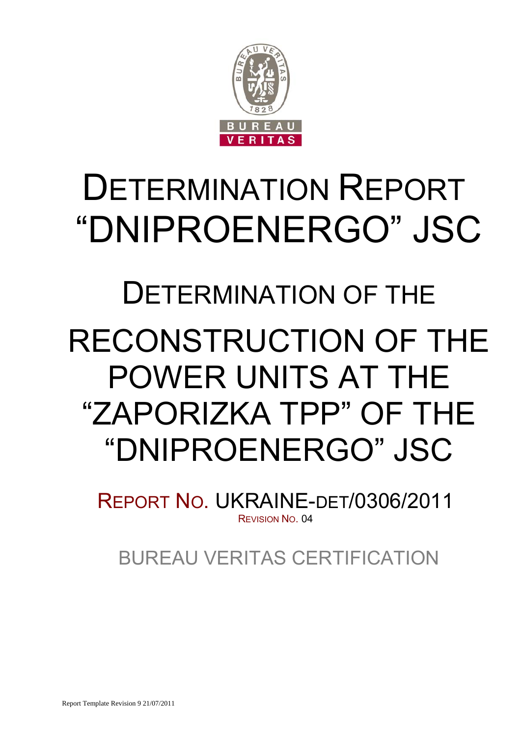# DETERMINATION REPORT "DNIPROENERGO" JSC

## DETERMINATION OF THE RECONSTRUCTION OF THE POWER UNITS AT THE "ZAPORIZKA TPP" OF THE "DNIPROENERGO" JSC

REPORT NO. UKRAINE-DET/0306/2011

REVISION NO. 04

BUREAU VERITAS CERTIFICATION

Report Template Revision 9 21/07/2011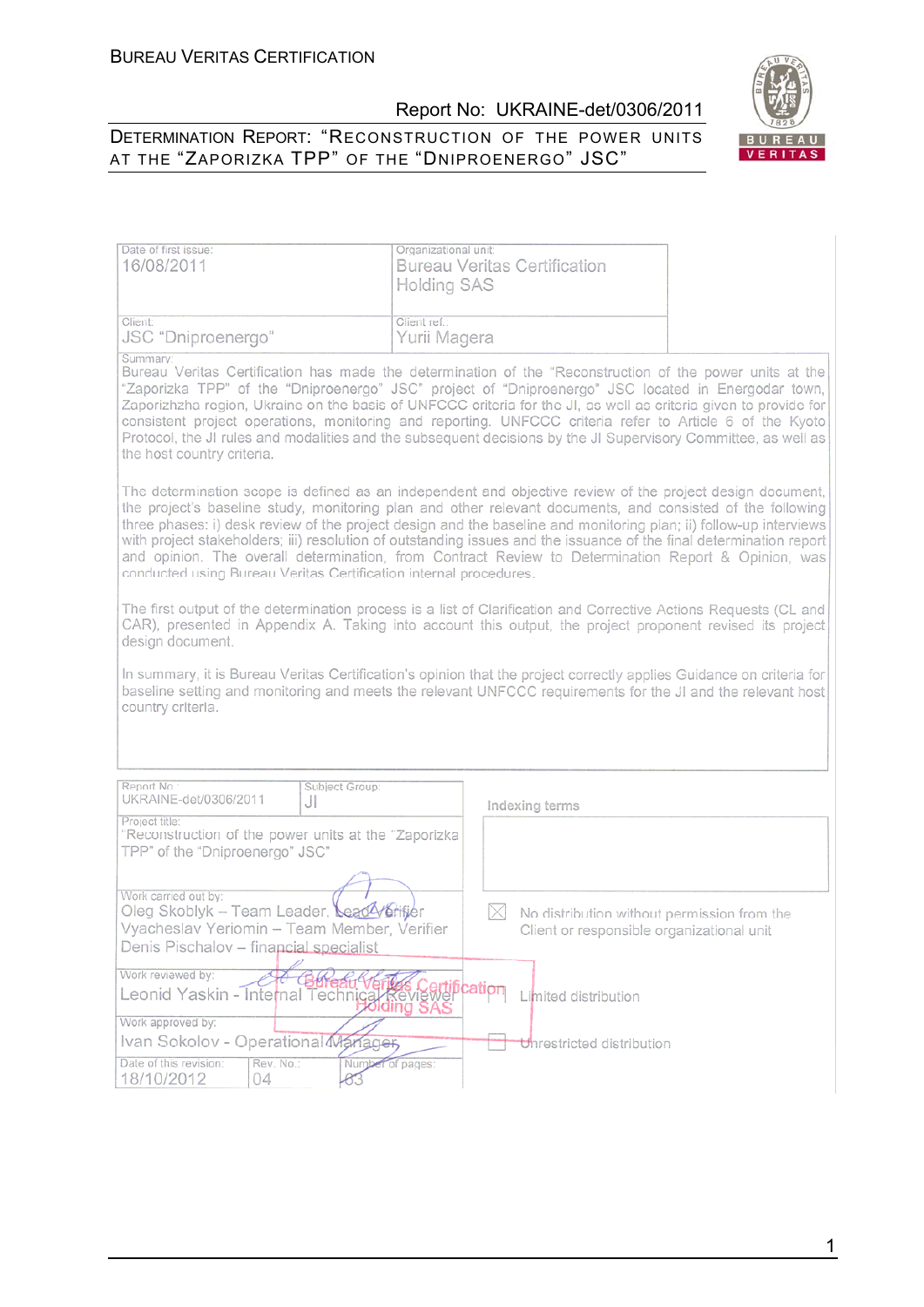| Date of first issue: 16/08/2011 | Organizational unit: Bureau Veritas Certification Holding SAS |
|---|---|
| Client: JSC "Dniproenergo" | Client ref.: Yurii Magera |

Summary:

Bureau Veritas Certification has made the determination of the "Reconstruction of the power units at the "Zaporizka TPP" of the "Dniproenergo" JSC" project of "Dniproenergo" JSC located in Energodar town, Zaporizhzhia region, Ukraine on the basis of UNFCCC criteria for the JI, as well as criteria given to provide for consistent project operations, monitoring and reporting. UNFCCC criteria refer to Article 6 of the Kyoto Protocol, the JI rules and modalities and the subsequent decisions by the JI Supervisory Committee, as well as the host country criteria.

The determination scope is defined as an independent and objective review of the project design document, the project's baseline study, monitoring plan and other relevant documents, and consisted of the following three phases: i) desk review of the project design and the baseline and monitoring plan; ii) follow-up interviews with project stakeholders; iii) resolution of outstanding issues and the issuance of the final determination report and opinion. The overall determination, from Contract Review to Determination Report & Opinion, was conducted using Bureau Veritas Certification internal procedures.

The first output of the determination process is a list of Clarification and Corrective Actions Requests (CL and CAR), presented in Appendix A. Taking into account this output, the project proponent revised its project design document.

In summary, it is Bureau Veritas Certification's opinion that the project correctly applies Guidance on criteria for baseline setting and monitoring and meets the relevant UNFCCC requirements for the JI and the relevant host country criteria.

| Report No.: UKRAINE-det/0306/2011 | Subject Group: JI | Indexing terms |
|---|---|---|
| Project title: "Reconstruction of the power units at the "Zaporizka TPP" of the "Dniproenergo" JSC" | | |
| Work carried out by: Oleg Skoblyk – Team Leader, Lead Verifier; Vyacheslav Yeriomin – Team Member, Verifier; Denis Pischalov – financial specialist | | ☒ No distribution without permission from the Client or responsible organizational unit |
| Work reviewed by: Leonid Yaskin - Internal Technical Reviewer | | ☐ Limited distribution |
| Work approved by: Ivan Sokolov - Operational Manager | | ☐ Unrestricted distribution |
| Date of this revision: 18/10/2012 | Rev. No.: 04 | Number of pages: 63 |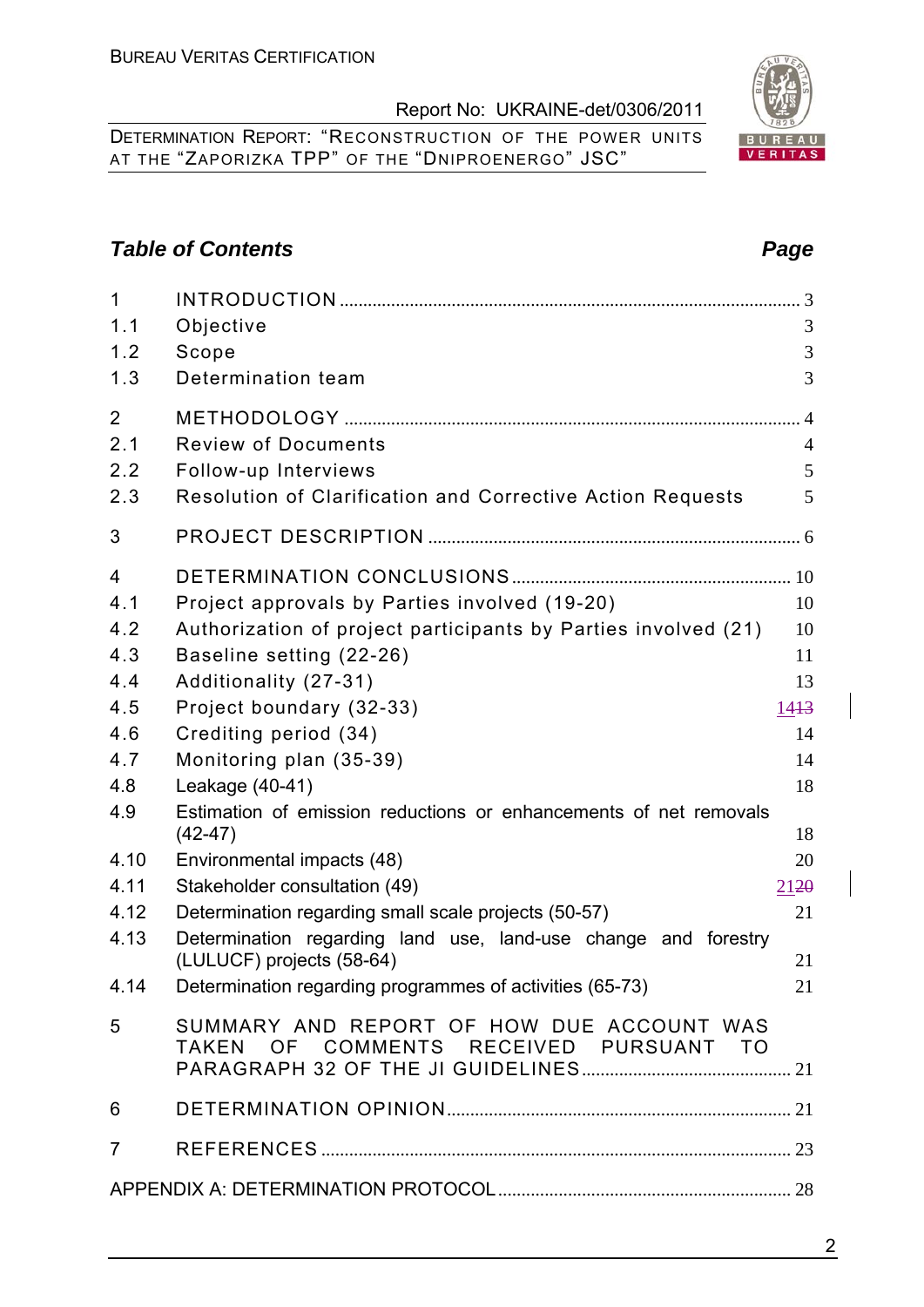## Table of Contents

| | | Page |
|---|---|---|
| 1 | INTRODUCTION | 3 |
| 1.1 | Objective | 3 |
| 1.2 | Scope | 3 |
| 1.3 | Determination team | 3 |
| 2 | METHODOLOGY | 4 |
| 2.1 | Review of Documents | 4 |
| 2.2 | Follow-up Interviews | 5 |
| 2.3 | Resolution of Clarification and Corrective Action Requests | 5 |
| 3 | PROJECT DESCRIPTION | 6 |
| 4 | DETERMINATION CONCLUSIONS | 10 |
| 4.1 | Project approvals by Parties involved (19-20) | 10 |
| 4.2 | Authorization of project participants by Parties involved (21) | 10 |
| 4.3 | Baseline setting (22-26) | 11 |
| 4.4 | Additionality (27-31) | 13 |
| 4.5 | Project boundary (32-33) | 14~~13~~ |
| 4.6 | Crediting period (34) | 14 |
| 4.7 | Monitoring plan (35-39) | 14 |
| 4.8 | Leakage (40-41) | 18 |
| 4.9 | Estimation of emission reductions or enhancements of net removals (42-47) | 18 |
| 4.10 | Environmental impacts (48) | 20 |
| 4.11 | Stakeholder consultation (49) | 21~~20~~ |
| 4.12 | Determination regarding small scale projects (50-57) | 21 |
| 4.13 | Determination regarding land use, land-use change and forestry (LULUCF) projects (58-64) | 21 |
| 4.14 | Determination regarding programmes of activities (65-73) | 21 |
| 5 | SUMMARY AND REPORT OF HOW DUE ACCOUNT WAS TAKEN OF COMMENTS RECEIVED PURSUANT TO PARAGRAPH 32 OF THE JI GUIDELINES | 21 |
| 6 | DETERMINATION OPINION | 21 |
| 7 | REFERENCES | 23 |
| | APPENDIX A: DETERMINATION PROTOCOL | 28 |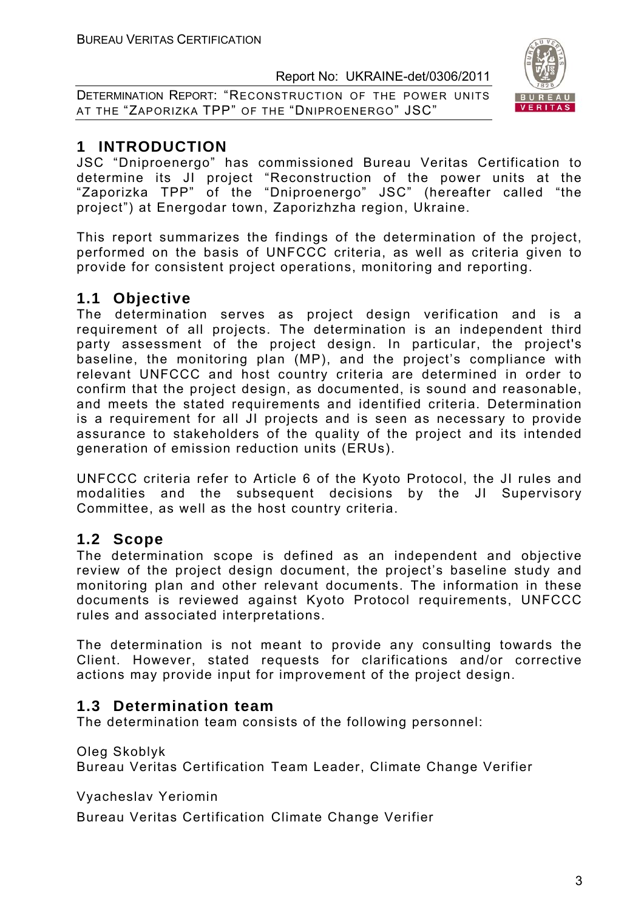# 1 INTRODUCTION

JSC "Dniproenergo" has commissioned Bureau Veritas Certification to determine its JI project "Reconstruction of the power units at the "Zaporizka TPP" of the "Dniproenergo" JSC" (hereafter called "the project") at Energodar town, Zaporizhzha region, Ukraine.

This report summarizes the findings of the determination of the project, performed on the basis of UNFCCC criteria, as well as criteria given to provide for consistent project operations, monitoring and reporting.

## 1.1 Objective

The determination serves as project design verification and is a requirement of all projects. The determination is an independent third party assessment of the project design. In particular, the project's baseline, the monitoring plan (MP), and the project's compliance with relevant UNFCCC and host country criteria are determined in order to confirm that the project design, as documented, is sound and reasonable, and meets the stated requirements and identified criteria. Determination is a requirement for all JI projects and is seen as necessary to provide assurance to stakeholders of the quality of the project and its intended generation of emission reduction units (ERUs).

UNFCCC criteria refer to Article 6 of the Kyoto Protocol, the JI rules and modalities and the subsequent decisions by the JI Supervisory Committee, as well as the host country criteria.

## 1.2 Scope

The determination scope is defined as an independent and objective review of the project design document, the project's baseline study and monitoring plan and other relevant documents. The information in these documents is reviewed against Kyoto Protocol requirements, UNFCCC rules and associated interpretations.

The determination is not meant to provide any consulting towards the Client. However, stated requests for clarifications and/or corrective actions may provide input for improvement of the project design.

## 1.3 Determination team

The determination team consists of the following personnel:

Oleg Skoblyk
Bureau Veritas Certification Team Leader, Climate Change Verifier

Vyacheslav Yeriomin
Bureau Veritas Certification Climate Change Verifier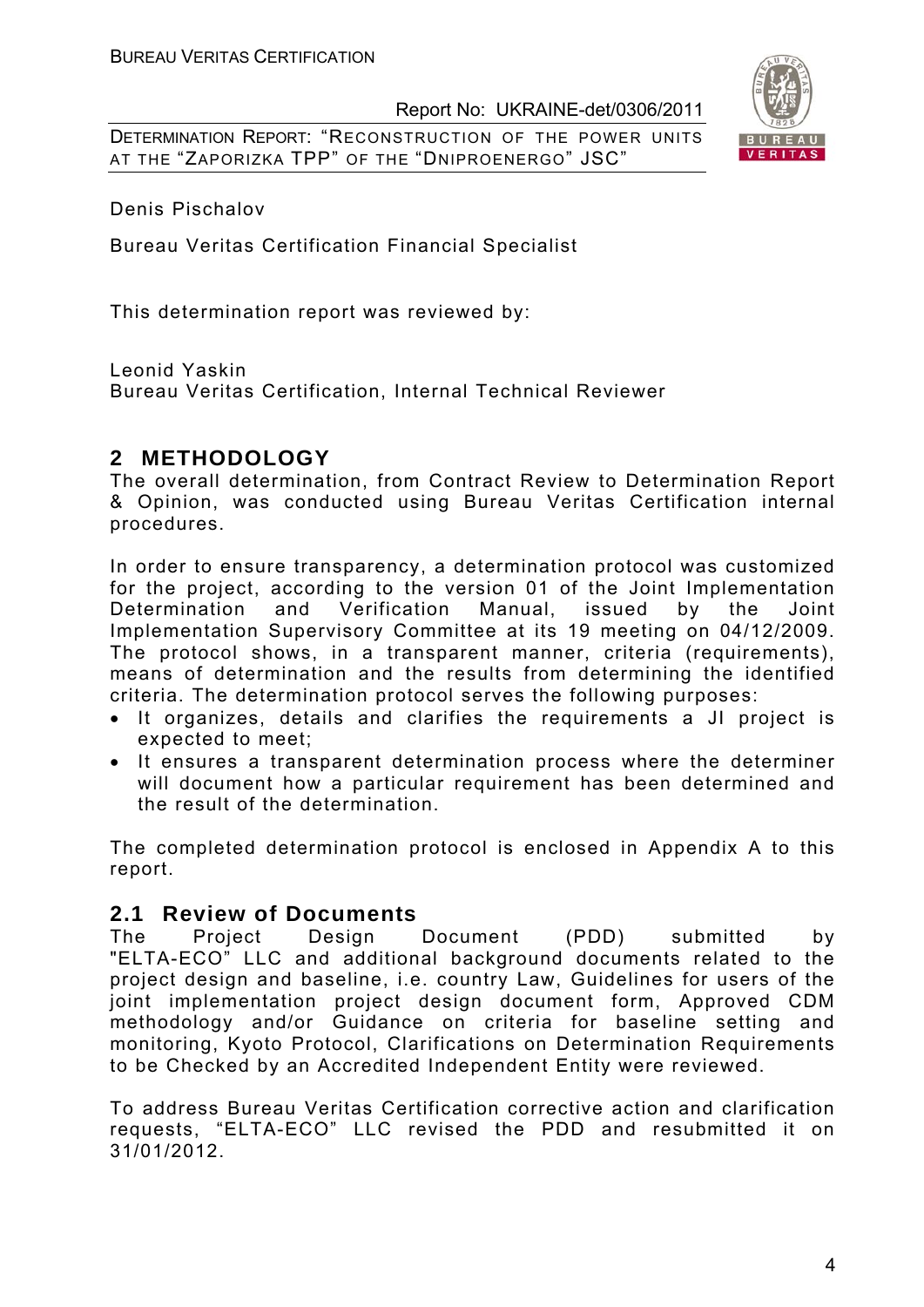Denis Pischalov

Bureau Veritas Certification Financial Specialist

This determination report was reviewed by:

Leonid Yaskin
Bureau Veritas Certification, Internal Technical Reviewer

## 2 METHODOLOGY

The overall determination, from Contract Review to Determination Report & Opinion, was conducted using Bureau Veritas Certification internal procedures.

In order to ensure transparency, a determination protocol was customized for the project, according to the version 01 of the Joint Implementation Determination and Verification Manual, issued by the Joint Implementation Supervisory Committee at its 19 meeting on 04/12/2009. The protocol shows, in a transparent manner, criteria (requirements), means of determination and the results from determining the identified criteria. The determination protocol serves the following purposes:

- It organizes, details and clarifies the requirements a JI project is expected to meet;
- It ensures a transparent determination process where the determiner will document how a particular requirement has been determined and the result of the determination.

The completed determination protocol is enclosed in Appendix A to this report.

### 2.1 Review of Documents

The Project Design Document (PDD) submitted by "ELTA-ECO" LLC and additional background documents related to the project design and baseline, i.e. country Law, Guidelines for users of the joint implementation project design document form, Approved CDM methodology and/or Guidance on criteria for baseline setting and monitoring, Kyoto Protocol, Clarifications on Determination Requirements to be Checked by an Accredited Independent Entity were reviewed.

To address Bureau Veritas Certification corrective action and clarification requests, "ELTA-ECO" LLC revised the PDD and resubmitted it on 31/01/2012.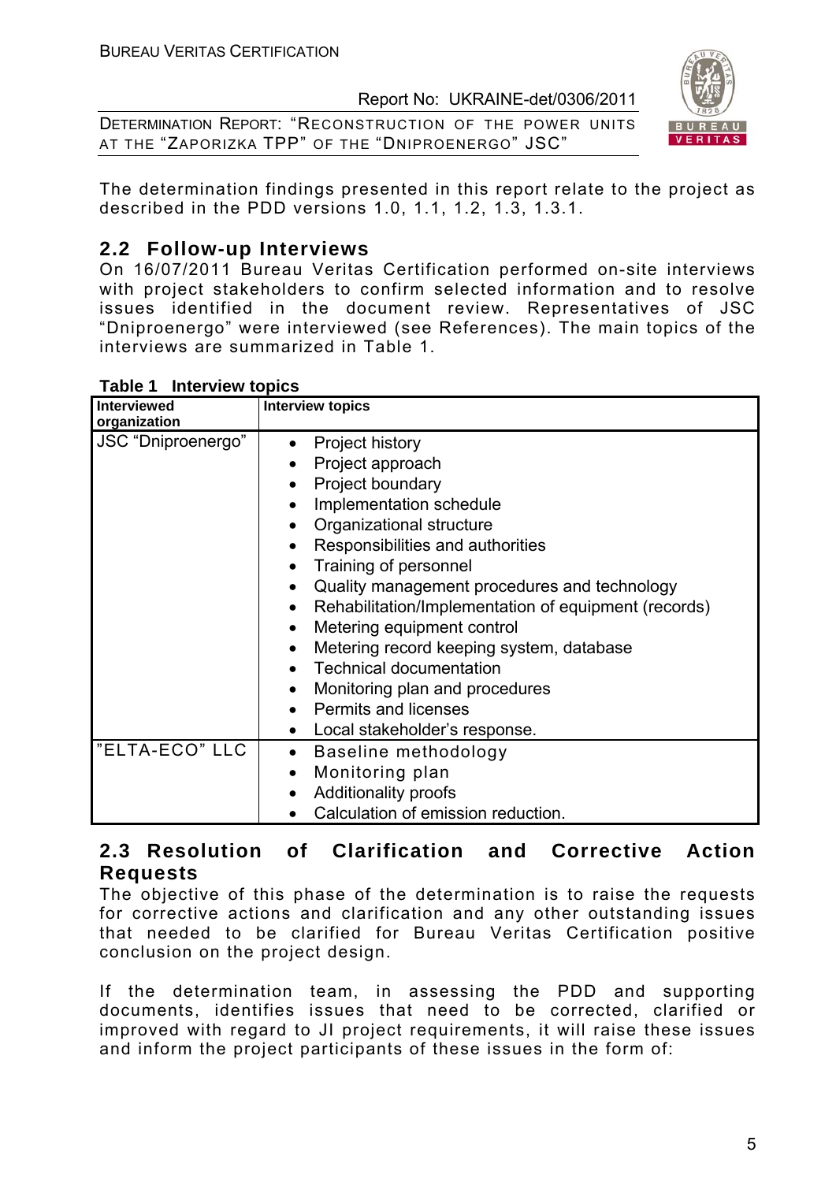The determination findings presented in this report relate to the project as described in the PDD versions 1.0, 1.1, 1.2, 1.3, 1.3.1.

## 2.2 Follow-up Interviews

On 16/07/2011 Bureau Veritas Certification performed on-site interviews with project stakeholders to confirm selected information and to resolve issues identified in the document review. Representatives of JSC "Dniproenergo" were interviewed (see References). The main topics of the interviews are summarized in Table 1.

**Table 1 Interview topics**

| Interviewed organization | Interview topics |
|---|---|
| JSC "Dniproenergo" | • Project history<br>• Project approach<br>• Project boundary<br>• Implementation schedule<br>• Organizational structure<br>• Responsibilities and authorities<br>• Training of personnel<br>• Quality management procedures and technology<br>• Rehabilitation/Implementation of equipment (records)<br>• Metering equipment control<br>• Metering record keeping system, database<br>• Technical documentation<br>• Monitoring plan and procedures<br>• Permits and licenses<br>• Local stakeholder's response. |
| "ELTA-ECO" LLC | • Baseline methodology<br>• Monitoring plan<br>• Additionality proofs<br>• Calculation of emission reduction. |

## 2.3 Resolution of Clarification and Corrective Action Requests

The objective of this phase of the determination is to raise the requests for corrective actions and clarification and any other outstanding issues that needed to be clarified for Bureau Veritas Certification positive conclusion on the project design.

If the determination team, in assessing the PDD and supporting documents, identifies issues that need to be corrected, clarified or improved with regard to JI project requirements, it will raise these issues and inform the project participants of these issues in the form of: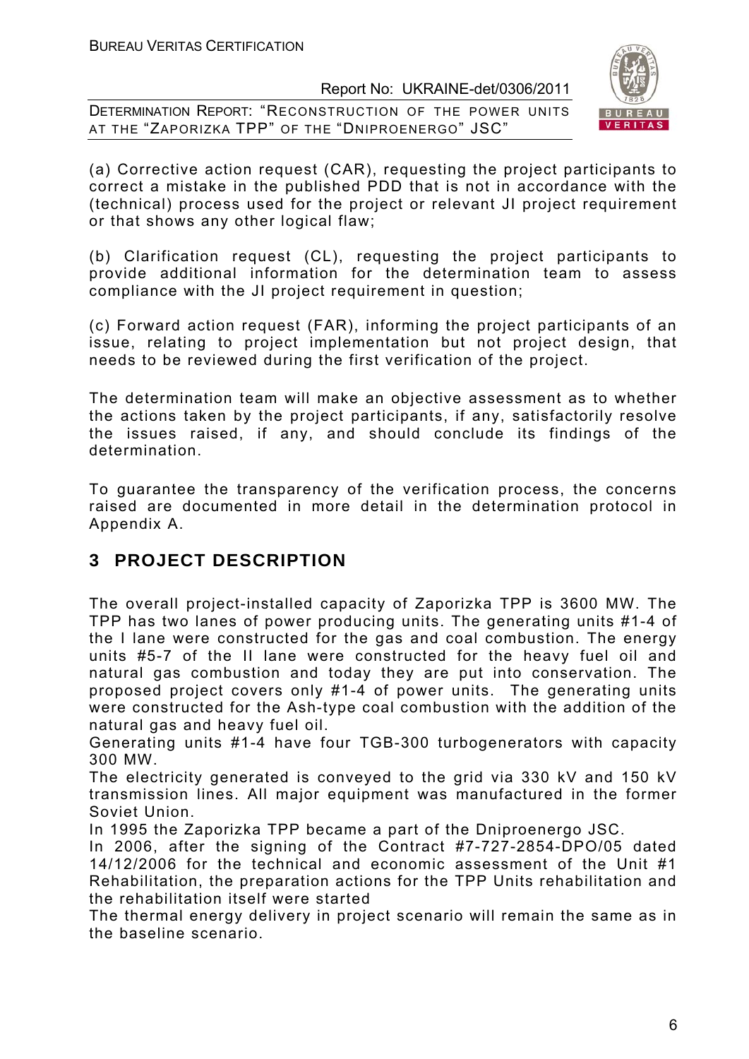(a) Corrective action request (CAR), requesting the project participants to correct a mistake in the published PDD that is not in accordance with the (technical) process used for the project or relevant JI project requirement or that shows any other logical flaw;

(b) Clarification request (CL), requesting the project participants to provide additional information for the determination team to assess compliance with the JI project requirement in question;

(c) Forward action request (FAR), informing the project participants of an issue, relating to project implementation but not project design, that needs to be reviewed during the first verification of the project.

The determination team will make an objective assessment as to whether the actions taken by the project participants, if any, satisfactorily resolve the issues raised, if any, and should conclude its findings of the determination.

To guarantee the transparency of the verification process, the concerns raised are documented in more detail in the determination protocol in Appendix A.

# 3 PROJECT DESCRIPTION

The overall project-installed capacity of Zaporizka TPP is 3600 MW. The TPP has two lanes of power producing units. The generating units #1-4 of the I lane were constructed for the gas and coal combustion. The energy units #5-7 of the II lane were constructed for the heavy fuel oil and natural gas combustion and today they are put into conservation. The proposed project covers only #1-4 of power units. The generating units were constructed for the Ash-type coal combustion with the addition of the natural gas and heavy fuel oil.

Generating units #1-4 have four TGB-300 turbogenerators with capacity 300 MW.

The electricity generated is conveyed to the grid via 330 kV and 150 kV transmission lines. All major equipment was manufactured in the former Soviet Union.

In 1995 the Zaporizka TPP became a part of the Dniproenergo JSC.

In 2006, after the signing of the Contract #7-727-2854-DPO/05 dated 14/12/2006 for the technical and economic assessment of the Unit #1 Rehabilitation, the preparation actions for the TPP Units rehabilitation and the rehabilitation itself were started

The thermal energy delivery in project scenario will remain the same as in the baseline scenario.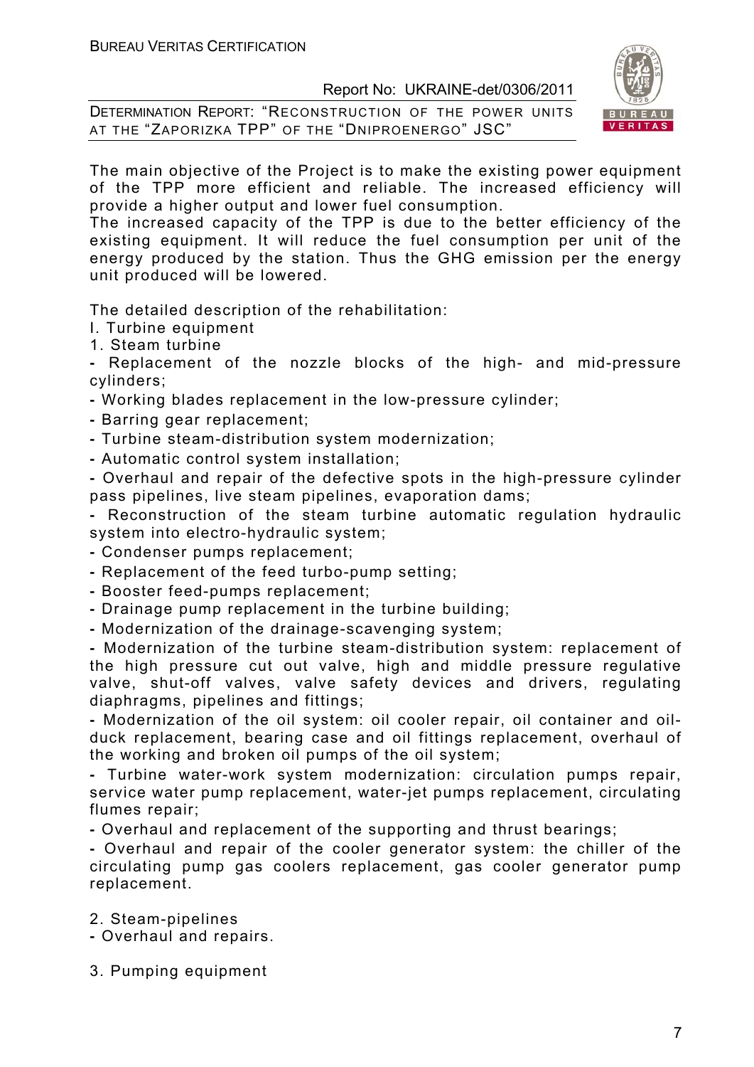The main objective of the Project is to make the existing power equipment of the TPP more efficient and reliable. The increased efficiency will provide a higher output and lower fuel consumption.
The increased capacity of the TPP is due to the better efficiency of the existing equipment. It will reduce the fuel consumption per unit of the energy produced by the station. Thus the GHG emission per the energy unit produced will be lowered.

The detailed description of the rehabilitation:
I. Turbine equipment
1. Steam turbine
- Replacement of the nozzle blocks of the high- and mid-pressure cylinders;
- Working blades replacement in the low-pressure cylinder;
- Barring gear replacement;
- Turbine steam-distribution system modernization;
- Automatic control system installation;
- Overhaul and repair of the defective spots in the high-pressure cylinder pass pipelines, live steam pipelines, evaporation dams;
- Reconstruction of the steam turbine automatic regulation hydraulic system into electro-hydraulic system;
- Condenser pumps replacement;
- Replacement of the feed turbo-pump setting;
- Booster feed-pumps replacement;
- Drainage pump replacement in the turbine building;
- Modernization of the drainage-scavenging system;
- Modernization of the turbine steam-distribution system: replacement of the high pressure cut out valve, high and middle pressure regulative valve, shut-off valves, valve safety devices and drivers, regulating diaphragms, pipelines and fittings;
- Modernization of the oil system: oil cooler repair, oil container and oil-duck replacement, bearing case and oil fittings replacement, overhaul of the working and broken oil pumps of the oil system;
- Turbine water-work system modernization: circulation pumps repair, service water pump replacement, water-jet pumps replacement, circulating flumes repair;
- Overhaul and replacement of the supporting and thrust bearings;
- Overhaul and repair of the cooler generator system: the chiller of the circulating pump gas coolers replacement, gas cooler generator pump replacement.

2. Steam-pipelines
- Overhaul and repairs.

3. Pumping equipment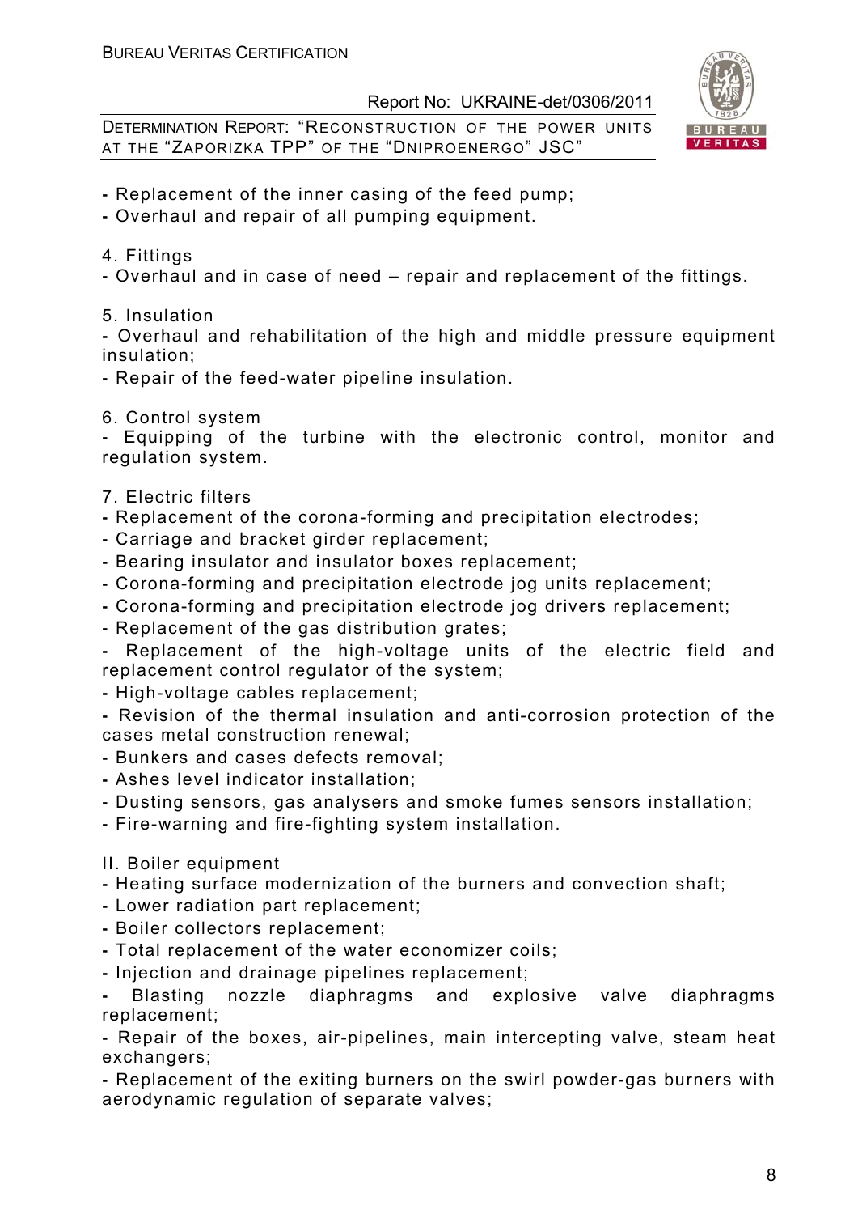- Replacement of the inner casing of the feed pump;
- Overhaul and repair of all pumping equipment.

4. Fittings

- Overhaul and in case of need – repair and replacement of the fittings.

5. Insulation

- Overhaul and rehabilitation of the high and middle pressure equipment insulation;
- Repair of the feed-water pipeline insulation.

6. Control system

- Equipping of the turbine with the electronic control, monitor and regulation system.

7. Electric filters

- Replacement of the corona-forming and precipitation electrodes;
- Carriage and bracket girder replacement;
- Bearing insulator and insulator boxes replacement;
- Corona-forming and precipitation electrode jog units replacement;
- Corona-forming and precipitation electrode jog drivers replacement;
- Replacement of the gas distribution grates;
- Replacement of the high-voltage units of the electric field and replacement control regulator of the system;
- High-voltage cables replacement;
- Revision of the thermal insulation and anti-corrosion protection of the cases metal construction renewal;
- Bunkers and cases defects removal;
- Ashes level indicator installation;
- Dusting sensors, gas analysers and smoke fumes sensors installation;
- Fire-warning and fire-fighting system installation.

II. Boiler equipment

- Heating surface modernization of the burners and convection shaft;
- Lower radiation part replacement;
- Boiler collectors replacement;
- Total replacement of the water economizer coils;
- Injection and drainage pipelines replacement;
- Blasting nozzle diaphragms and explosive valve diaphragms replacement;
- Repair of the boxes, air-pipelines, main intercepting valve, steam heat exchangers;
- Replacement of the exiting burners on the swirl powder-gas burners with aerodynamic regulation of separate valves;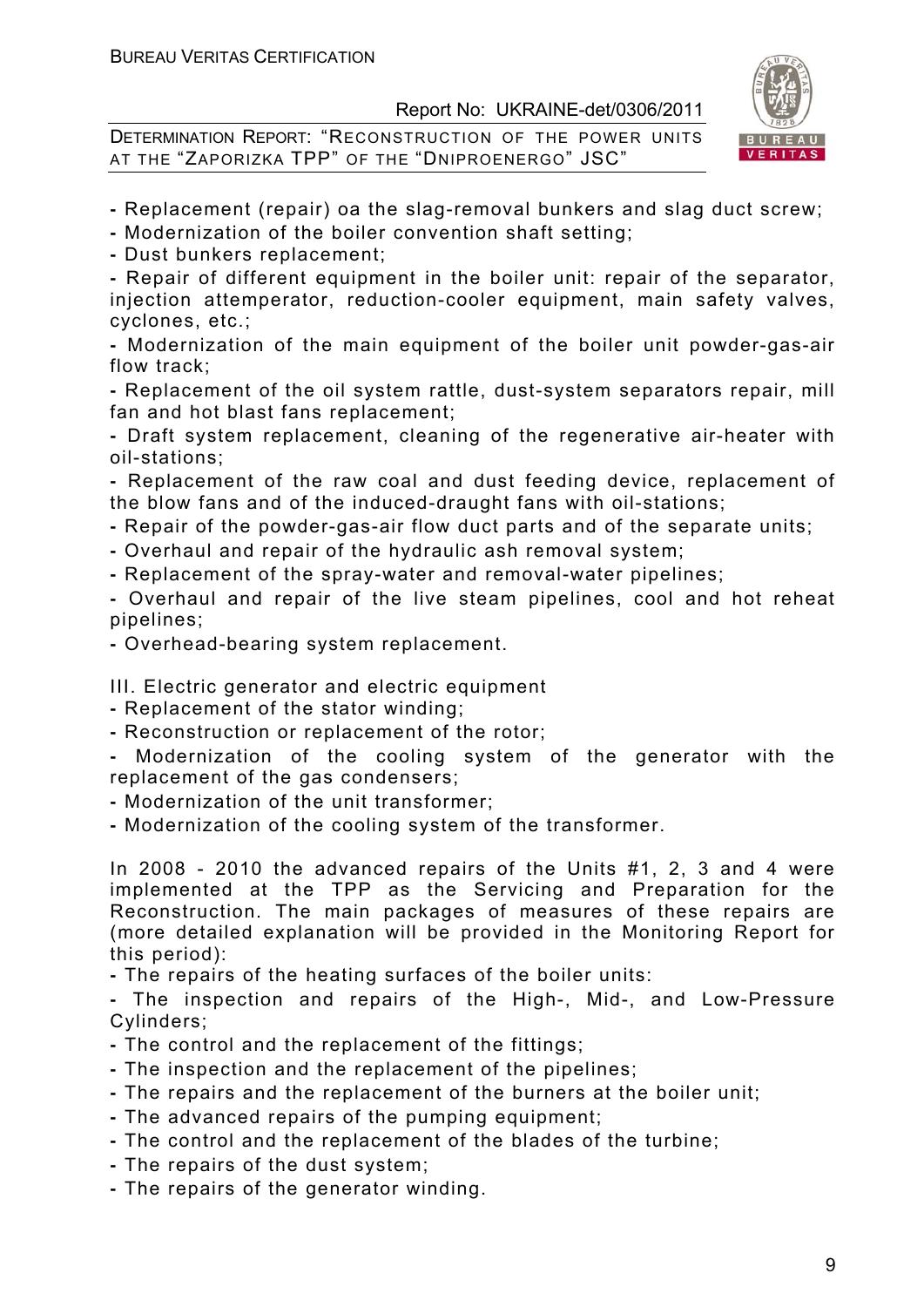- Replacement (repair) oa the slag-removal bunkers and slag duct screw;
- Modernization of the boiler convention shaft setting;
- Dust bunkers replacement;
- Repair of different equipment in the boiler unit: repair of the separator, injection attemperator, reduction-cooler equipment, main safety valves, cyclones, etc.;
- Modernization of the main equipment of the boiler unit powder-gas-air flow track;
- Replacement of the oil system rattle, dust-system separators repair, mill fan and hot blast fans replacement;
- Draft system replacement, cleaning of the regenerative air-heater with oil-stations;
- Replacement of the raw coal and dust feeding device, replacement of the blow fans and of the induced-draught fans with oil-stations;
- Repair of the powder-gas-air flow duct parts and of the separate units;
- Overhaul and repair of the hydraulic ash removal system;
- Replacement of the spray-water and removal-water pipelines;
- Overhaul and repair of the live steam pipelines, cool and hot reheat pipelines;
- Overhead-bearing system replacement.

III. Electric generator and electric equipment

- Replacement of the stator winding;
- Reconstruction or replacement of the rotor;
- Modernization of the cooling system of the generator with the replacement of the gas condensers;
- Modernization of the unit transformer;
- Modernization of the cooling system of the transformer.

In 2008 - 2010 the advanced repairs of the Units #1, 2, 3 and 4 were implemented at the TPP as the Servicing and Preparation for the Reconstruction. The main packages of measures of these repairs are (more detailed explanation will be provided in the Monitoring Report for this period):

- The repairs of the heating surfaces of the boiler units:
- The inspection and repairs of the High-, Mid-, and Low-Pressure Cylinders;
- The control and the replacement of the fittings;
- The inspection and the replacement of the pipelines;
- The repairs and the replacement of the burners at the boiler unit;
- The advanced repairs of the pumping equipment;
- The control and the replacement of the blades of the turbine;
- The repairs of the dust system;
- The repairs of the generator winding.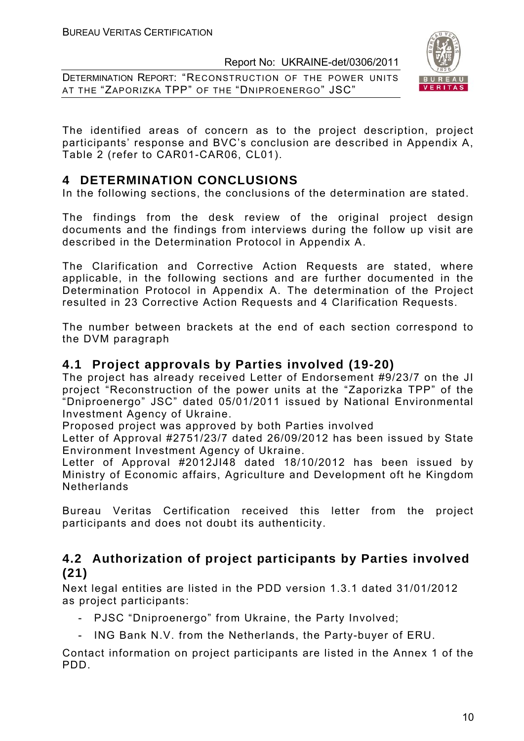The identified areas of concern as to the project description, project participants' response and BVC's conclusion are described in Appendix A, Table 2 (refer to CAR01-CAR06, CL01).

# 4 DETERMINATION CONCLUSIONS

In the following sections, the conclusions of the determination are stated.

The findings from the desk review of the original project design documents and the findings from interviews during the follow up visit are described in the Determination Protocol in Appendix A.

The Clarification and Corrective Action Requests are stated, where applicable, in the following sections and are further documented in the Determination Protocol in Appendix A. The determination of the Project resulted in 23 Corrective Action Requests and 4 Clarification Requests.

The number between brackets at the end of each section correspond to the DVM paragraph

## 4.1 Project approvals by Parties involved (19-20)

The project has already received Letter of Endorsement #9/23/7 on the JI project "Reconstruction of the power units at the "Zaporizka TPP" of the "Dniproenergo" JSC" dated 05/01/2011 issued by National Environmental Investment Agency of Ukraine.
Proposed project was approved by both Parties involved
Letter of Approval #2751/23/7 dated 26/09/2012 has been issued by State Environment Investment Agency of Ukraine.
Letter of Approval #2012JI48 dated 18/10/2012 has been issued by Ministry of Economic affairs, Agriculture and Development oft he Kingdom Netherlands

Bureau Veritas Certification received this letter from the project participants and does not doubt its authenticity.

## 4.2 Authorization of project participants by Parties involved (21)

Next legal entities are listed in the PDD version 1.3.1 dated 31/01/2012 as project participants:

- PJSC "Dniproenergo" from Ukraine, the Party Involved;
- ING Bank N.V. from the Netherlands, the Party-buyer of ERU.

Contact information on project participants are listed in the Annex 1 of the PDD.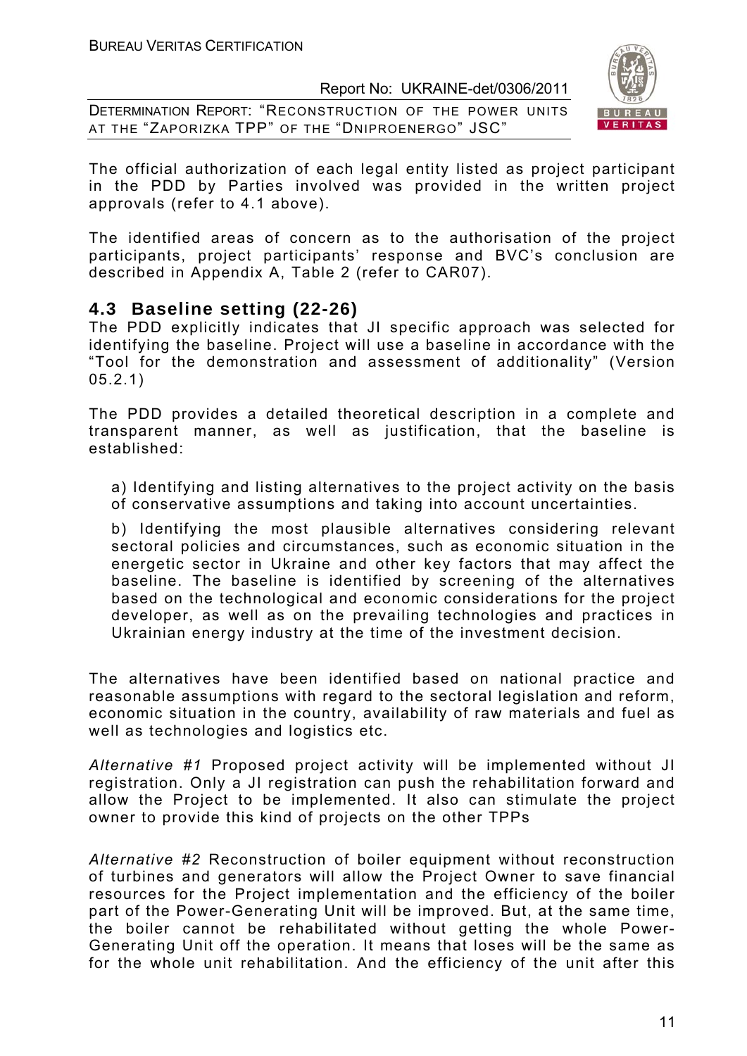The official authorization of each legal entity listed as project participant in the PDD by Parties involved was provided in the written project approvals (refer to 4.1 above).

The identified areas of concern as to the authorisation of the project participants, project participants' response and BVC's conclusion are described in Appendix A, Table 2 (refer to CAR07).

## 4.3 Baseline setting (22-26)

The PDD explicitly indicates that JI specific approach was selected for identifying the baseline. Project will use a baseline in accordance with the "Tool for the demonstration and assessment of additionality" (Version 05.2.1)

The PDD provides a detailed theoretical description in a complete and transparent manner, as well as justification, that the baseline is established:

a) Identifying and listing alternatives to the project activity on the basis of conservative assumptions and taking into account uncertainties.

b) Identifying the most plausible alternatives considering relevant sectoral policies and circumstances, such as economic situation in the energetic sector in Ukraine and other key factors that may affect the baseline. The baseline is identified by screening of the alternatives based on the technological and economic considerations for the project developer, as well as on the prevailing technologies and practices in Ukrainian energy industry at the time of the investment decision.

The alternatives have been identified based on national practice and reasonable assumptions with regard to the sectoral legislation and reform, economic situation in the country, availability of raw materials and fuel as well as technologies and logistics etc.

*Alternative #1* Proposed project activity will be implemented without JI registration. Only a JI registration can push the rehabilitation forward and allow the Project to be implemented. It also can stimulate the project owner to provide this kind of projects on the other TPPs

*Alternative #2* Reconstruction of boiler equipment without reconstruction of turbines and generators will allow the Project Owner to save financial resources for the Project implementation and the efficiency of the boiler part of the Power-Generating Unit will be improved. But, at the same time, the boiler cannot be rehabilitated without getting the whole Power-Generating Unit off the operation. It means that loses will be the same as for the whole unit rehabilitation. And the efficiency of the unit after this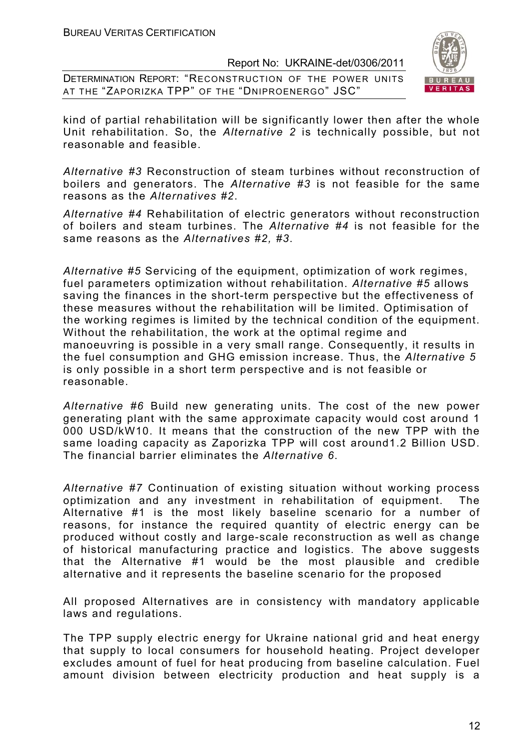kind of partial rehabilitation will be significantly lower then after the whole Unit rehabilitation. So, the *Alternative 2* is technically possible, but not reasonable and feasible.

*Alternative #3* Reconstruction of steam turbines without reconstruction of boilers and generators. The *Alternative #3* is not feasible for the same reasons as the *Alternatives #2*.

*Alternative #4* Rehabilitation of electric generators without reconstruction of boilers and steam turbines. The *Alternative #4* is not feasible for the same reasons as the *Alternatives #2, #3*.

*Alternative #5* Servicing of the equipment, optimization of work regimes, fuel parameters optimization without rehabilitation. *Alternative #5* allows saving the finances in the short-term perspective but the effectiveness of these measures without the rehabilitation will be limited. Optimisation of the working regimes is limited by the technical condition of the equipment. Without the rehabilitation, the work at the optimal regime and manoeuvring is possible in a very small range. Consequently, it results in the fuel consumption and GHG emission increase. Thus, the *Alternative 5* is only possible in a short term perspective and is not feasible or reasonable.

*Alternative #6* Build new generating units. The cost of the new power generating plant with the same approximate capacity would cost around 1 000 USD/kW10. It means that the construction of the new TPP with the same loading capacity as Zaporizka TPP will cost around1.2 Billion USD. The financial barrier eliminates the *Alternative 6*.

*Alternative #7* Continuation of existing situation without working process optimization and any investment in rehabilitation of equipment. The Alternative #1 is the most likely baseline scenario for a number of reasons, for instance the required quantity of electric energy can be produced without costly and large-scale reconstruction as well as change of historical manufacturing practice and logistics. The above suggests that the Alternative #1 would be the most plausible and credible alternative and it represents the baseline scenario for the proposed

All proposed Alternatives are in consistency with mandatory applicable laws and regulations.

The TPP supply electric energy for Ukraine national grid and heat energy that supply to local consumers for household heating. Project developer excludes amount of fuel for heat producing from baseline calculation. Fuel amount division between electricity production and heat supply is a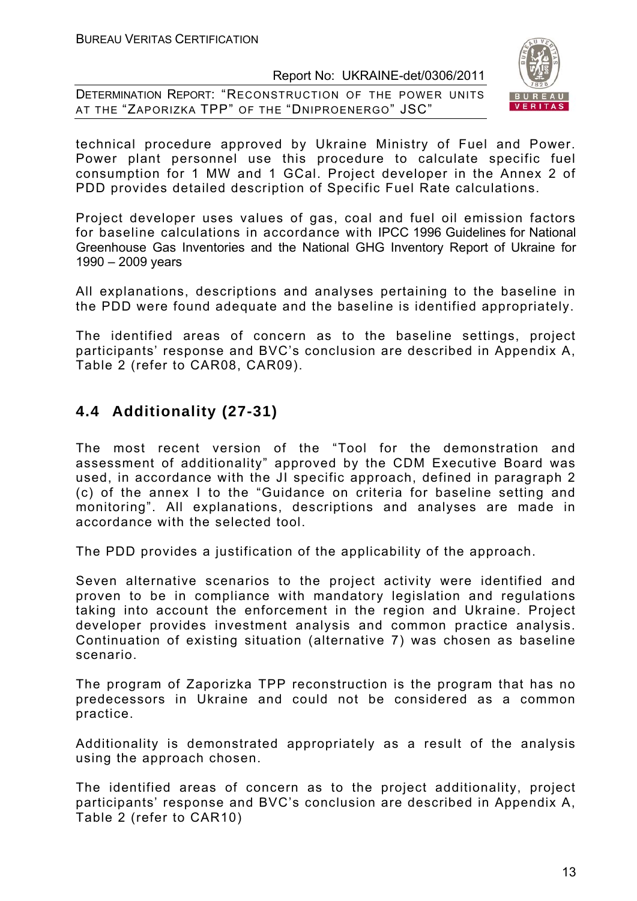technical procedure approved by Ukraine Ministry of Fuel and Power. Power plant personnel use this procedure to calculate specific fuel consumption for 1 MW and 1 GCal. Project developer in the Annex 2 of PDD provides detailed description of Specific Fuel Rate calculations.

Project developer uses values of gas, coal and fuel oil emission factors for baseline calculations in accordance with IPCC 1996 Guidelines for National Greenhouse Gas Inventories and the National GHG Inventory Report of Ukraine for 1990 – 2009 years

All explanations, descriptions and analyses pertaining to the baseline in the PDD were found adequate and the baseline is identified appropriately.

The identified areas of concern as to the baseline settings, project participants' response and BVC's conclusion are described in Appendix A, Table 2 (refer to CAR08, CAR09).

## 4.4 Additionality (27-31)

The most recent version of the "Tool for the demonstration and assessment of additionality" approved by the CDM Executive Board was used, in accordance with the JI specific approach, defined in paragraph 2 (c) of the annex I to the "Guidance on criteria for baseline setting and monitoring". All explanations, descriptions and analyses are made in accordance with the selected tool.

The PDD provides a justification of the applicability of the approach.

Seven alternative scenarios to the project activity were identified and proven to be in compliance with mandatory legislation and regulations taking into account the enforcement in the region and Ukraine. Project developer provides investment analysis and common practice analysis. Continuation of existing situation (alternative 7) was chosen as baseline scenario.

The program of Zaporizka TPP reconstruction is the program that has no predecessors in Ukraine and could not be considered as a common practice.

Additionality is demonstrated appropriately as a result of the analysis using the approach chosen.

The identified areas of concern as to the project additionality, project participants' response and BVC's conclusion are described in Appendix A, Table 2 (refer to CAR10)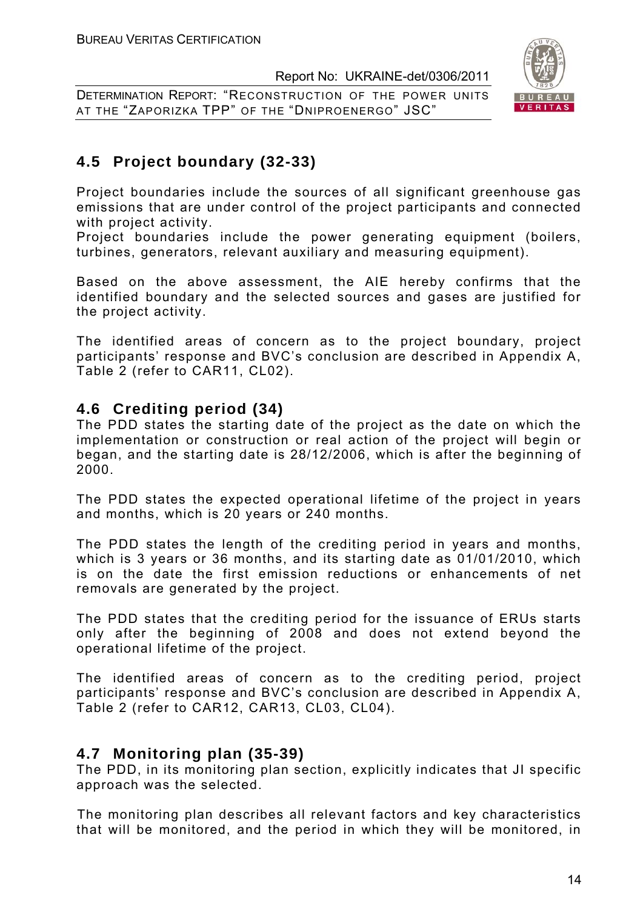## 4.5 Project boundary (32-33)

Project boundaries include the sources of all significant greenhouse gas emissions that are under control of the project participants and connected with project activity.
Project boundaries include the power generating equipment (boilers, turbines, generators, relevant auxiliary and measuring equipment).

Based on the above assessment, the AIE hereby confirms that the identified boundary and the selected sources and gases are justified for the project activity.

The identified areas of concern as to the project boundary, project participants' response and BVC's conclusion are described in Appendix A, Table 2 (refer to CAR11, CL02).

## 4.6 Crediting period (34)

The PDD states the starting date of the project as the date on which the implementation or construction or real action of the project will begin or began, and the starting date is 28/12/2006, which is after the beginning of 2000.

The PDD states the expected operational lifetime of the project in years and months, which is 20 years or 240 months.

The PDD states the length of the crediting period in years and months, which is 3 years or 36 months, and its starting date as 01/01/2010, which is on the date the first emission reductions or enhancements of net removals are generated by the project.

The PDD states that the crediting period for the issuance of ERUs starts only after the beginning of 2008 and does not extend beyond the operational lifetime of the project.

The identified areas of concern as to the crediting period, project participants' response and BVC's conclusion are described in Appendix A, Table 2 (refer to CAR12, CAR13, CL03, CL04).

## 4.7 Monitoring plan (35-39)

The PDD, in its monitoring plan section, explicitly indicates that JI specific approach was the selected.

The monitoring plan describes all relevant factors and key characteristics that will be monitored, and the period in which they will be monitored, in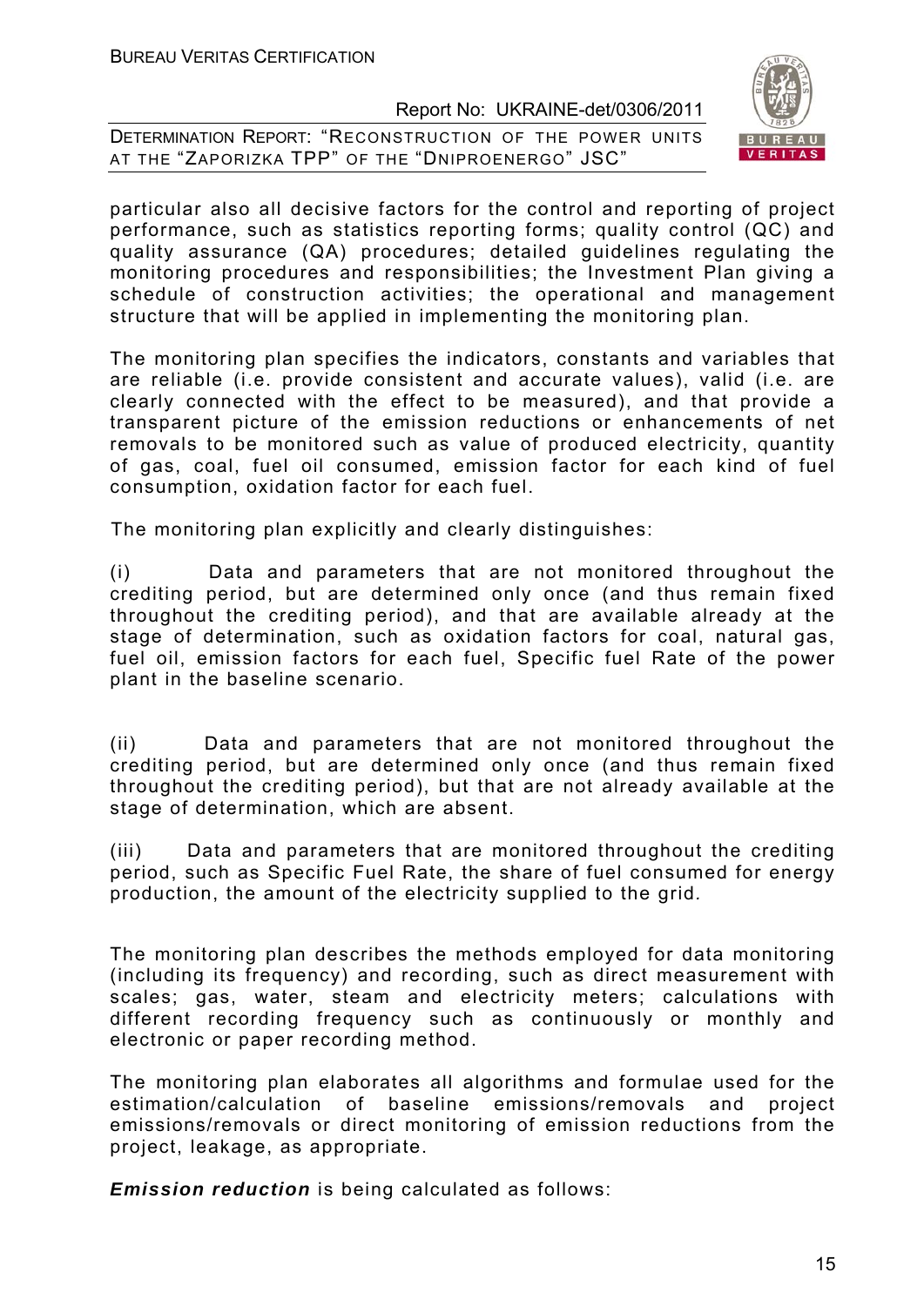particular also all decisive factors for the control and reporting of project performance, such as statistics reporting forms; quality control (QC) and quality assurance (QA) procedures; detailed guidelines regulating the monitoring procedures and responsibilities; the Investment Plan giving a schedule of construction activities; the operational and management structure that will be applied in implementing the monitoring plan.

The monitoring plan specifies the indicators, constants and variables that are reliable (i.e. provide consistent and accurate values), valid (i.e. are clearly connected with the effect to be measured), and that provide a transparent picture of the emission reductions or enhancements of net removals to be monitored such as value of produced electricity, quantity of gas, coal, fuel oil consumed, emission factor for each kind of fuel consumption, oxidation factor for each fuel.

The monitoring plan explicitly and clearly distinguishes:

(i) Data and parameters that are not monitored throughout the crediting period, but are determined only once (and thus remain fixed throughout the crediting period), and that are available already at the stage of determination, such as oxidation factors for coal, natural gas, fuel oil, emission factors for each fuel, Specific fuel Rate of the power plant in the baseline scenario.

(ii) Data and parameters that are not monitored throughout the crediting period, but are determined only once (and thus remain fixed throughout the crediting period), but that are not already available at the stage of determination, which are absent.

(iii) Data and parameters that are monitored throughout the crediting period, such as Specific Fuel Rate, the share of fuel consumed for energy production, the amount of the electricity supplied to the grid.

The monitoring plan describes the methods employed for data monitoring (including its frequency) and recording, such as direct measurement with scales; gas, water, steam and electricity meters; calculations with different recording frequency such as continuously or monthly and electronic or paper recording method.

The monitoring plan elaborates all algorithms and formulae used for the estimation/calculation of baseline emissions/removals and project emissions/removals or direct monitoring of emission reductions from the project, leakage, as appropriate.

***Emission reduction*** is being calculated as follows: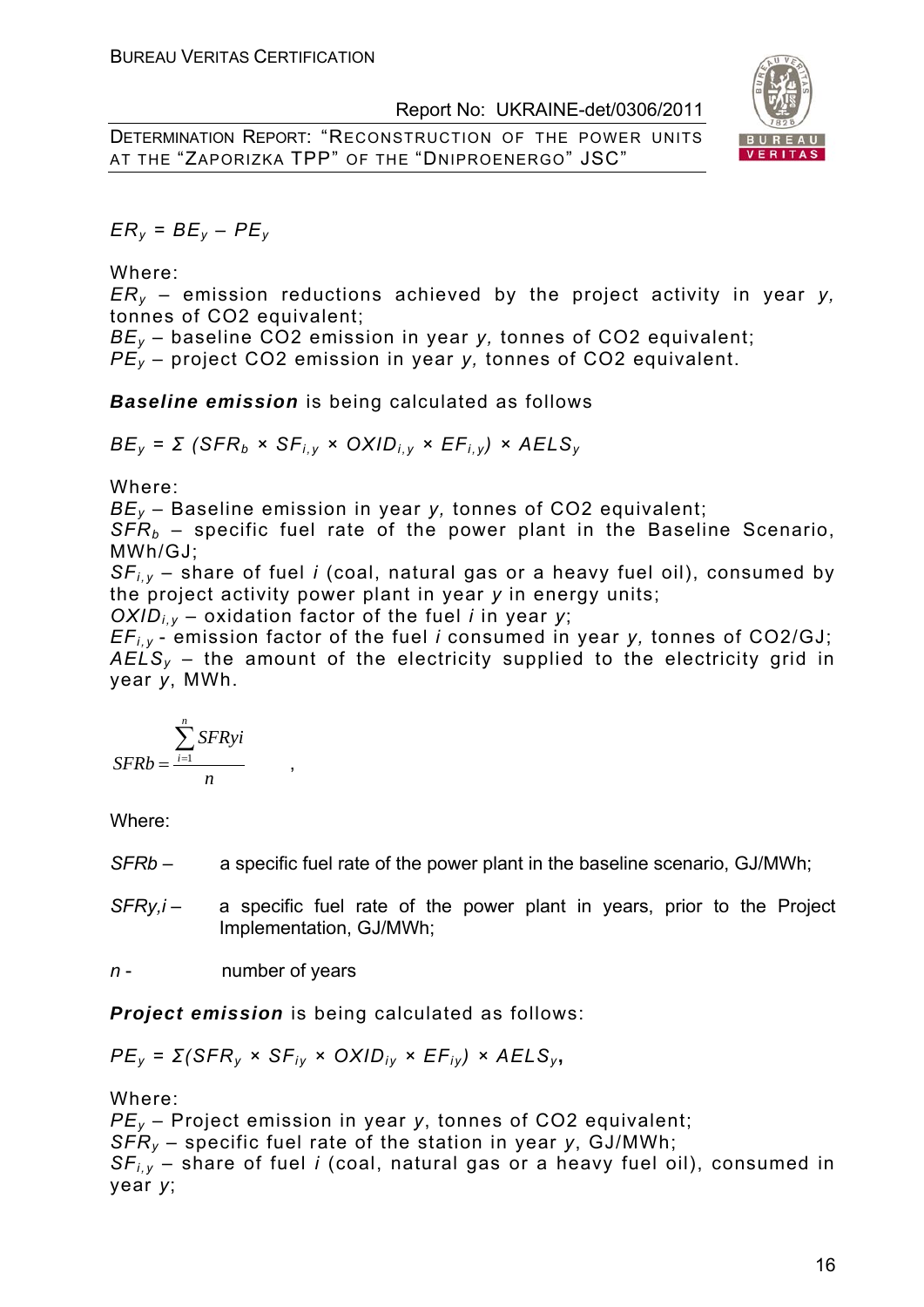$$ER_y = BE_y – PE_y$$

Where:

$ER_y$ – emission reductions achieved by the project activity in year *y,* tonnes of CO2 equivalent;
$BE_y$ – baseline CO2 emission in year *y,* tonnes of CO2 equivalent;
$PE_y$ – project CO2 emission in year *y,* tonnes of CO2 equivalent.

***Baseline emission*** is being calculated as follows

$$BE_y = \Sigma\ (SFR_b \times SF_{i,y} \times OXID_{i,y} \times EF_{i,y}) \times AELS_y$$

Where:

$BE_y$ – Baseline emission in year *y,* tonnes of CO2 equivalent;
$SFR_b$ – specific fuel rate of the power plant in the Baseline Scenario, MWh/GJ;
$SF_{i,y}$ – share of fuel *i* (coal, natural gas or a heavy fuel oil), consumed by the project activity power plant in year *y* in energy units;
$OXID_{i,y}$ – oxidation factor of the fuel *i* in year *y*;
$EF_{i,y}$ - emission factor of the fuel *i* consumed in year *y,* tonnes of CO2/GJ;
$AELS_y$ – the amount of the electricity supplied to the electricity grid in year *y*, MWh.

$$SFRb = \frac{\sum_{i=1}^{n} SFRyi}{n} ,$$

Where:

*SFRb* – a specific fuel rate of the power plant in the baseline scenario, GJ/MWh;

*SFRy,i* – a specific fuel rate of the power plant in years, prior to the Project Implementation, GJ/MWh;

*n* - number of years

***Project emission*** is being calculated as follows:

$$PE_y = \Sigma(SFR_y \times SF_{iy} \times OXID_{iy} \times EF_{iy}) \times AELS_y,$$

Where:

$PE_y$ – Project emission in year *y*, tonnes of CO2 equivalent;
$SFR_y$ – specific fuel rate of the station in year *y*, GJ/MWh;
$SF_{i,y}$ – share of fuel *i* (coal, natural gas or a heavy fuel oil), consumed in year *y*;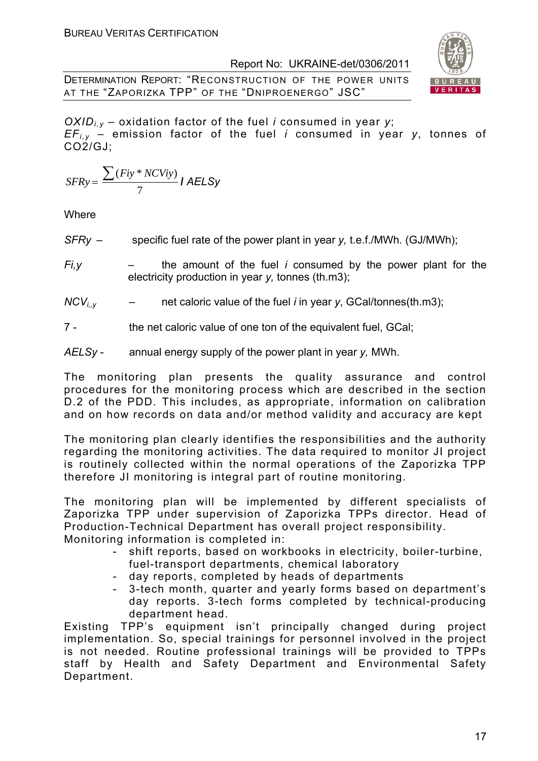$OXID_{i,y}$ – oxidation factor of the fuel *i* consumed in year *y*;
$EF_{i,y}$ – emission factor of the fuel *i* consumed in year *y*, tonnes of CO2/GJ;

$$SFRy = \frac{\sum(Fiy * NCViy)}{7} / AELSy$$

Where

*SFRy* – specific fuel rate of the power plant in year *y,* t.e.f./MWh. (GJ/MWh);

*Fi,y* – the amount of the fuel *i* consumed by the power plant for the electricity production in year *y,* tonnes (th.m3);

$NCV_{i,y}$ – net caloric value of the fuel *i* in year *y*, GCal/tonnes(th.m3);

7 - the net caloric value of one ton of the equivalent fuel, GCal;

*AELSy* - annual energy supply of the power plant in year *y,* MWh.

The monitoring plan presents the quality assurance and control procedures for the monitoring process which are described in the section D.2 of the PDD. This includes, as appropriate, information on calibration and on how records on data and/or method validity and accuracy are kept

The monitoring plan clearly identifies the responsibilities and the authority regarding the monitoring activities. The data required to monitor JI project is routinely collected within the normal operations of the Zaporizka TPP therefore JI monitoring is integral part of routine monitoring.

The monitoring plan will be implemented by different specialists of Zaporizka TPP under supervision of Zaporizka TPPs director. Head of Production-Technical Department has overall project responsibility.
Monitoring information is completed in:

- shift reports, based on workbooks in electricity, boiler-turbine, fuel-transport departments, chemical laboratory
- day reports, completed by heads of departments
- 3-tech month, quarter and yearly forms based on department's day reports. 3-tech forms completed by technical-producing department head.

Existing TPP's equipment isn't principally changed during project implementation. So, special trainings for personnel involved in the project is not needed. Routine professional trainings will be provided to TPPs staff by Health and Safety Department and Environmental Safety Department.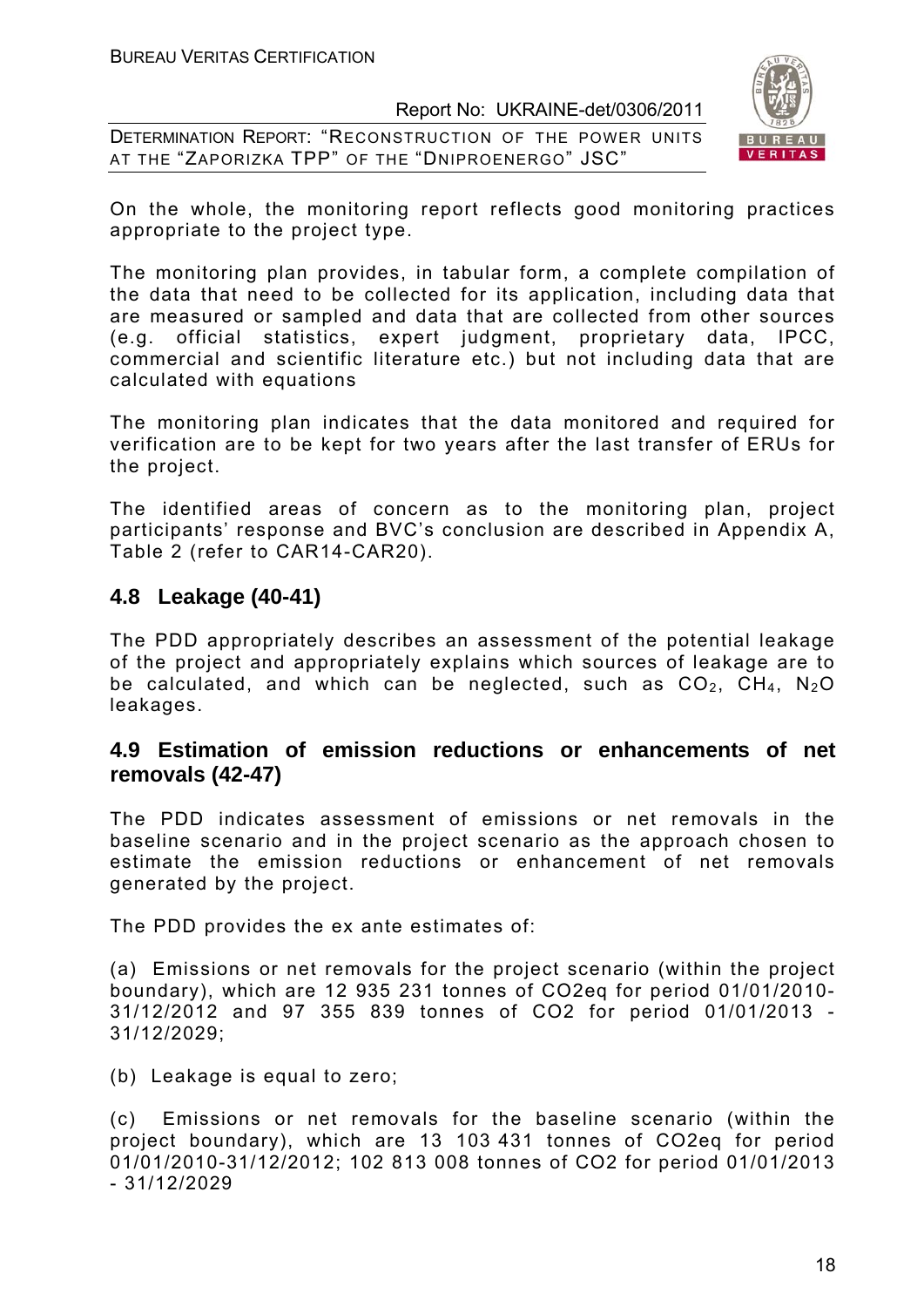On the whole, the monitoring report reflects good monitoring practices appropriate to the project type.

The monitoring plan provides, in tabular form, a complete compilation of the data that need to be collected for its application, including data that are measured or sampled and data that are collected from other sources (e.g. official statistics, expert judgment, proprietary data, IPCC, commercial and scientific literature etc.) but not including data that are calculated with equations

The monitoring plan indicates that the data monitored and required for verification are to be kept for two years after the last transfer of ERUs for the project.

The identified areas of concern as to the monitoring plan, project participants' response and BVC's conclusion are described in Appendix A, Table 2 (refer to CAR14-CAR20).

## 4.8 Leakage (40-41)

The PDD appropriately describes an assessment of the potential leakage of the project and appropriately explains which sources of leakage are to be calculated, and which can be neglected, such as $CO_2$, $CH_4$, $N_2O$ leakages.

## 4.9 Estimation of emission reductions or enhancements of net removals (42-47)

The PDD indicates assessment of emissions or net removals in the baseline scenario and in the project scenario as the approach chosen to estimate the emission reductions or enhancement of net removals generated by the project.

The PDD provides the ex ante estimates of:

(a) Emissions or net removals for the project scenario (within the project boundary), which are 12 935 231 tonnes of CO2eq for period 01/01/2010-31/12/2012 and 97 355 839 tonnes of CO2 for period 01/01/2013 - 31/12/2029;

(b) Leakage is equal to zero;

(c) Emissions or net removals for the baseline scenario (within the project boundary), which are 13 103 431 tonnes of CO2eq for period 01/01/2010-31/12/2012; 102 813 008 tonnes of CO2 for period 01/01/2013 - 31/12/2029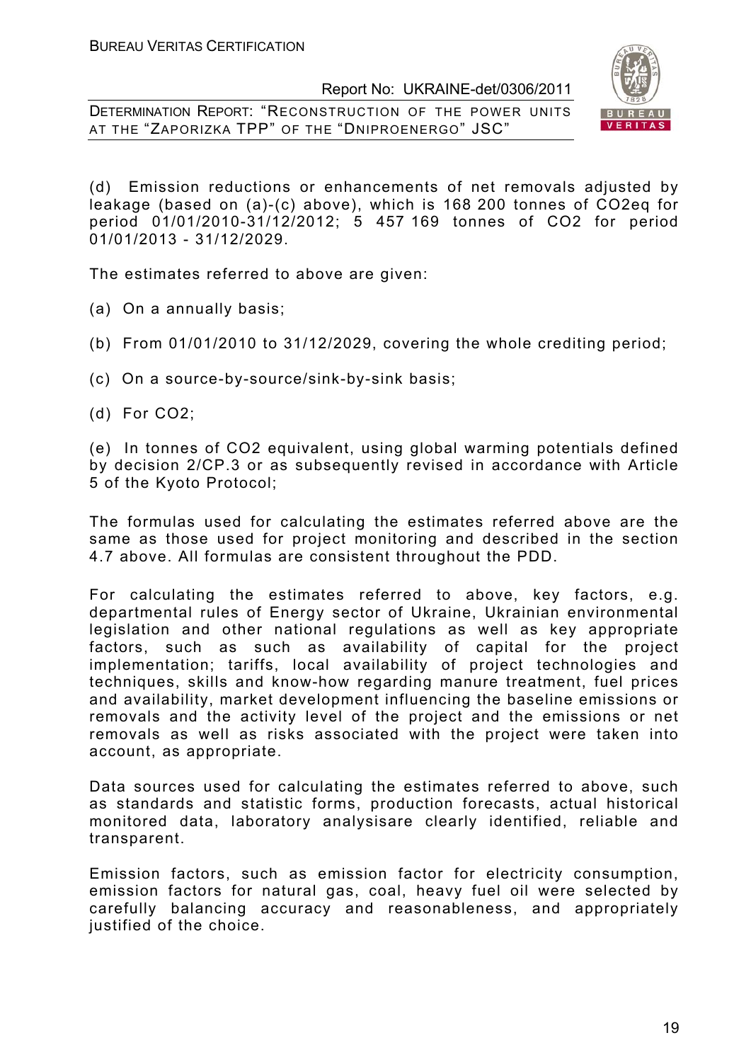(d) Emission reductions or enhancements of net removals adjusted by leakage (based on (a)-(c) above), which is 168 200 tonnes of CO2eq for period 01/01/2010-31/12/2012; 5 457 169 tonnes of CO2 for period 01/01/2013 - 31/12/2029.

The estimates referred to above are given:

(a) On a annually basis;

(b) From 01/01/2010 to 31/12/2029, covering the whole crediting period;

(c) On a source-by-source/sink-by-sink basis;

(d) For CO2;

(e) In tonnes of CO2 equivalent, using global warming potentials defined by decision 2/CP.3 or as subsequently revised in accordance with Article 5 of the Kyoto Protocol;

The formulas used for calculating the estimates referred above are the same as those used for project monitoring and described in the section 4.7 above. All formulas are consistent throughout the PDD.

For calculating the estimates referred to above, key factors, e.g. departmental rules of Energy sector of Ukraine, Ukrainian environmental legislation and other national regulations as well as key appropriate factors, such as such as availability of capital for the project implementation; tariffs, local availability of project technologies and techniques, skills and know-how regarding manure treatment, fuel prices and availability, market development influencing the baseline emissions or removals and the activity level of the project and the emissions or net removals as well as risks associated with the project were taken into account, as appropriate.

Data sources used for calculating the estimates referred to above, such as standards and statistic forms, production forecasts, actual historical monitored data, laboratory analysisare clearly identified, reliable and transparent.

Emission factors, such as emission factor for electricity consumption, emission factors for natural gas, coal, heavy fuel oil were selected by carefully balancing accuracy and reasonableness, and appropriately justified of the choice.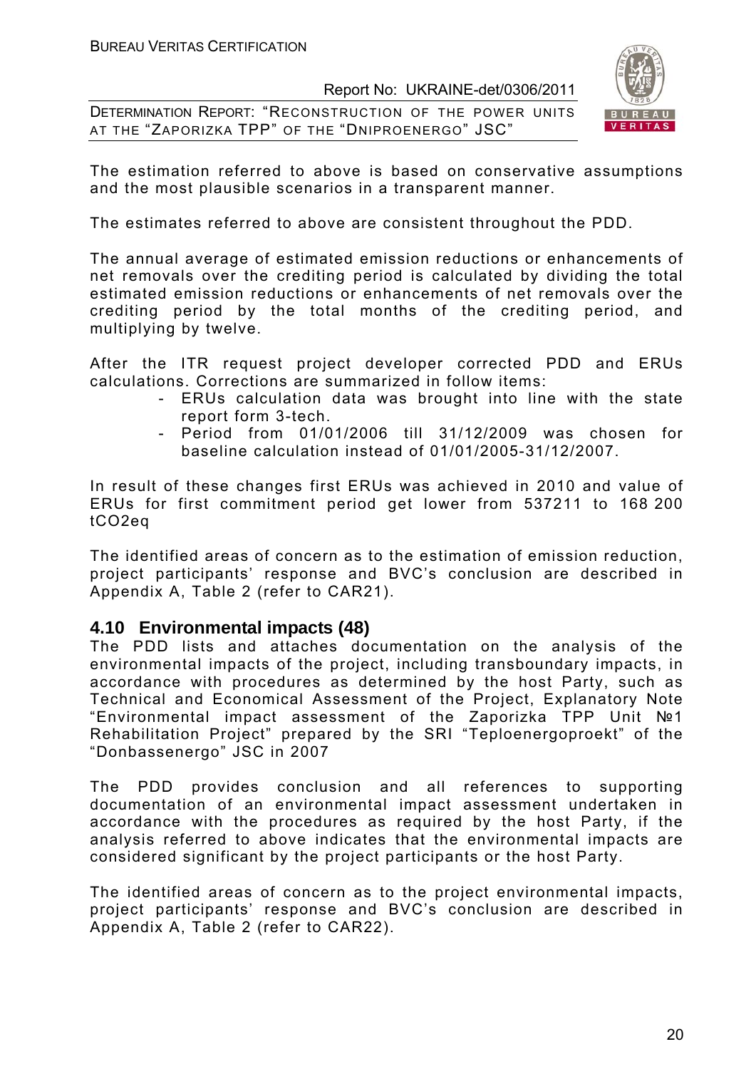The estimation referred to above is based on conservative assumptions and the most plausible scenarios in a transparent manner.

The estimates referred to above are consistent throughout the PDD.

The annual average of estimated emission reductions or enhancements of net removals over the crediting period is calculated by dividing the total estimated emission reductions or enhancements of net removals over the crediting period by the total months of the crediting period, and multiplying by twelve.

After the ITR request project developer corrected PDD and ERUs calculations. Corrections are summarized in follow items:

- ERUs calculation data was brought into line with the state report form 3-tech.
- Period from 01/01/2006 till 31/12/2009 was chosen for baseline calculation instead of 01/01/2005-31/12/2007.

In result of these changes first ERUs was achieved in 2010 and value of ERUs for first commitment period get lower from 537211 to 168 200 tCO2eq

The identified areas of concern as to the estimation of emission reduction, project participants' response and BVC's conclusion are described in Appendix A, Table 2 (refer to CAR21).

## 4.10 Environmental impacts (48)

The PDD lists and attaches documentation on the analysis of the environmental impacts of the project, including transboundary impacts, in accordance with procedures as determined by the host Party, such as Technical and Economical Assessment of the Project, Explanatory Note "Environmental impact assessment of the Zaporizka TPP Unit №1 Rehabilitation Project" prepared by the SRI "Teploenergoproekt" of the "Donbassenergo" JSC in 2007

The PDD provides conclusion and all references to supporting documentation of an environmental impact assessment undertaken in accordance with the procedures as required by the host Party, if the analysis referred to above indicates that the environmental impacts are considered significant by the project participants or the host Party.

The identified areas of concern as to the project environmental impacts, project participants' response and BVC's conclusion are described in Appendix A, Table 2 (refer to CAR22).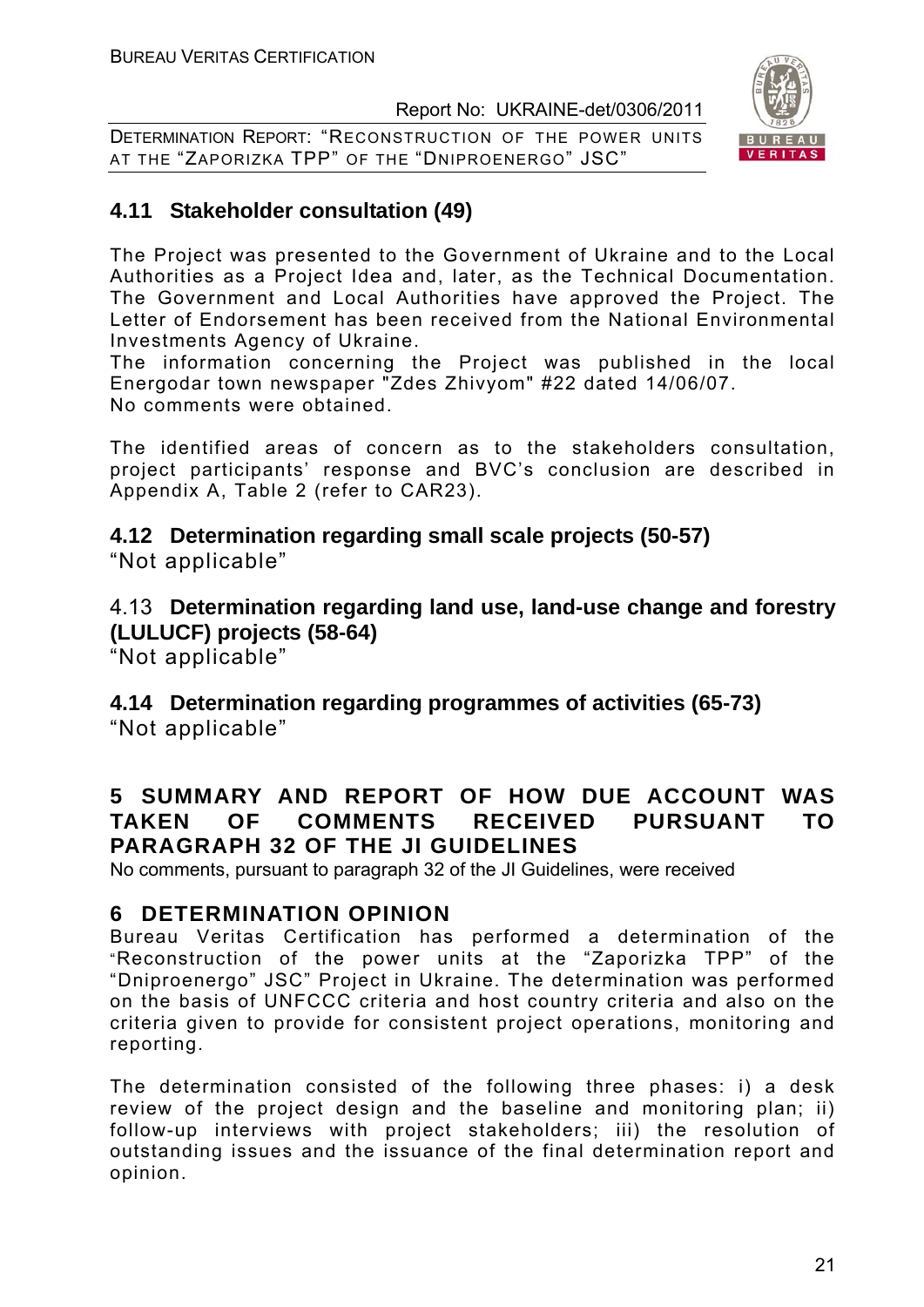## 4.11 Stakeholder consultation (49)

The Project was presented to the Government of Ukraine and to the Local Authorities as a Project Idea and, later, as the Technical Documentation. The Government and Local Authorities have approved the Project. The Letter of Endorsement has been received from the National Environmental Investments Agency of Ukraine.
The information concerning the Project was published in the local Energodar town newspaper "Zdes Zhivyom" #22 dated 14/06/07.
No comments were obtained.

The identified areas of concern as to the stakeholders consultation, project participants' response and BVC's conclusion are described in Appendix A, Table 2 (refer to CAR23).

## 4.12 Determination regarding small scale projects (50-57)

"Not applicable"

## 4.13 Determination regarding land use, land-use change and forestry (LULUCF) projects (58-64)

"Not applicable"

## 4.14 Determination regarding programmes of activities (65-73)

"Not applicable"

# 5 SUMMARY AND REPORT OF HOW DUE ACCOUNT WAS TAKEN OF COMMENTS RECEIVED PURSUANT TO PARAGRAPH 32 OF THE JI GUIDELINES

No comments, pursuant to paragraph 32 of the JI Guidelines, were received

# 6 DETERMINATION OPINION

Bureau Veritas Certification has performed a determination of the "Reconstruction of the power units at the "Zaporizka TPP" of the "Dniproenergo" JSC" Project in Ukraine. The determination was performed on the basis of UNFCCC criteria and host country criteria and also on the criteria given to provide for consistent project operations, monitoring and reporting.

The determination consisted of the following three phases: i) a desk review of the project design and the baseline and monitoring plan; ii) follow-up interviews with project stakeholders; iii) the resolution of outstanding issues and the issuance of the final determination report and opinion.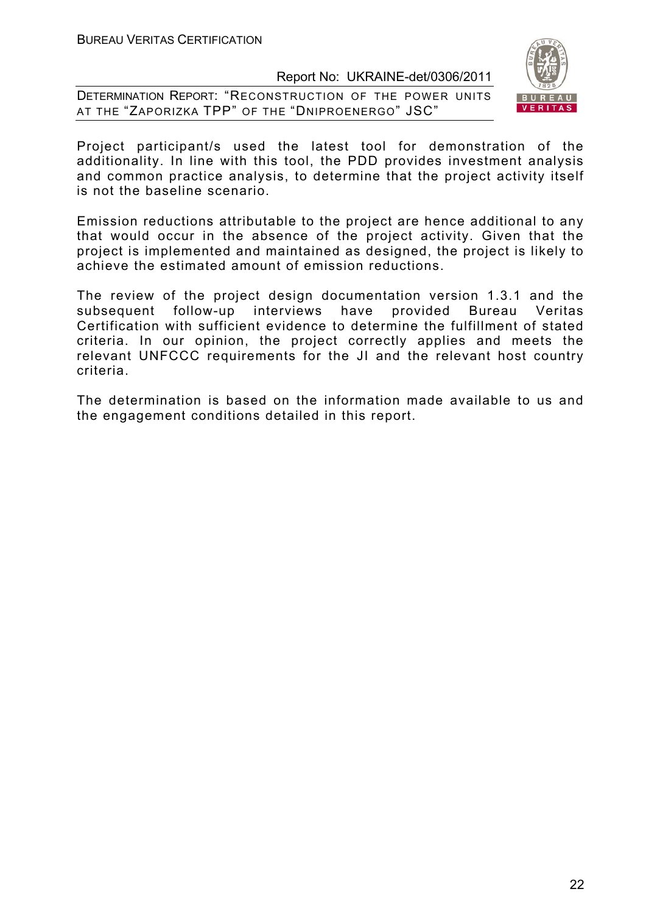Project participant/s used the latest tool for demonstration of the additionality. In line with this tool, the PDD provides investment analysis and common practice analysis, to determine that the project activity itself is not the baseline scenario.

Emission reductions attributable to the project are hence additional to any that would occur in the absence of the project activity. Given that the project is implemented and maintained as designed, the project is likely to achieve the estimated amount of emission reductions.

The review of the project design documentation version 1.3.1 and the subsequent follow-up interviews have provided Bureau Veritas Certification with sufficient evidence to determine the fulfillment of stated criteria. In our opinion, the project correctly applies and meets the relevant UNFCCC requirements for the JI and the relevant host country criteria.

The determination is based on the information made available to us and the engagement conditions detailed in this report.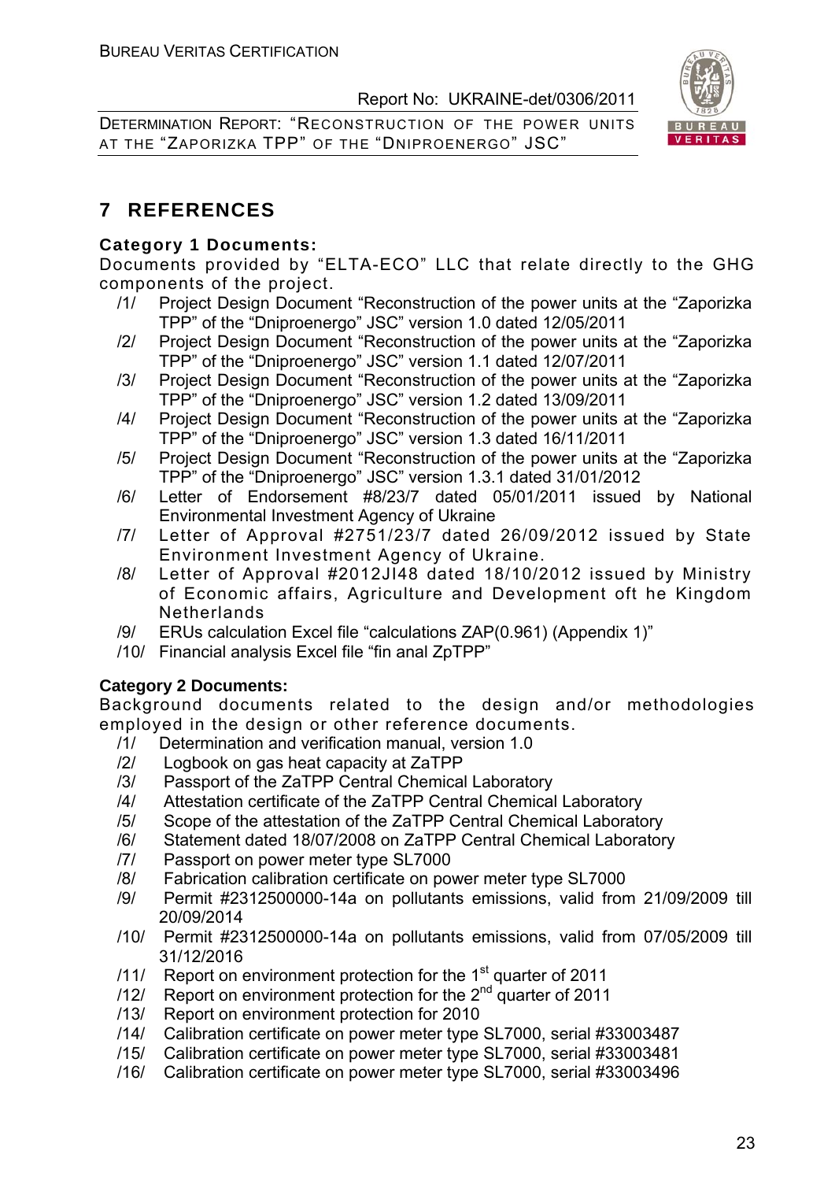# 7 REFERENCES

**Category 1 Documents:**

Documents provided by "ELTA-ECO" LLC that relate directly to the GHG components of the project.

/1/ Project Design Document "Reconstruction of the power units at the "Zaporizka TPP" of the "Dniproenergo" JSC" version 1.0 dated 12/05/2011
/2/ Project Design Document "Reconstruction of the power units at the "Zaporizka TPP" of the "Dniproenergo" JSC" version 1.1 dated 12/07/2011
/3/ Project Design Document "Reconstruction of the power units at the "Zaporizka TPP" of the "Dniproenergo" JSC" version 1.2 dated 13/09/2011
/4/ Project Design Document "Reconstruction of the power units at the "Zaporizka TPP" of the "Dniproenergo" JSC" version 1.3 dated 16/11/2011
/5/ Project Design Document "Reconstruction of the power units at the "Zaporizka TPP" of the "Dniproenergo" JSC" version 1.3.1 dated 31/01/2012
/6/ Letter of Endorsement #8/23/7 dated 05/01/2011 issued by National Environmental Investment Agency of Ukraine
/7/ Letter of Approval #2751/23/7 dated 26/09/2012 issued by State Environment Investment Agency of Ukraine.
/8/ Letter of Approval #2012JI48 dated 18/10/2012 issued by Ministry of Economic affairs, Agriculture and Development oft he Kingdom Netherlands
/9/ ERUs calculation Excel file "calculations ZAP(0.961) (Appendix 1)"
/10/ Financial analysis Excel file "fin anal ZpTPP"

**Category 2 Documents:**

Background documents related to the design and/or methodologies employed in the design or other reference documents.

/1/ Determination and verification manual, version 1.0
/2/ Logbook on gas heat capacity at ZaTPP
/3/ Passport of the ZaTPP Central Chemical Laboratory
/4/ Attestation certificate of the ZaTPP Central Chemical Laboratory
/5/ Scope of the attestation of the ZaTPP Central Chemical Laboratory
/6/ Statement dated 18/07/2008 on ZaTPP Central Chemical Laboratory
/7/ Passport on power meter type SL7000
/8/ Fabrication calibration certificate on power meter type SL7000
/9/ Permit #2312500000-14a on pollutants emissions, valid from 21/09/2009 till 20/09/2014
/10/ Permit #2312500000-14a on pollutants emissions, valid from 07/05/2009 till 31/12/2016
/11/ Report on environment protection for the 1st quarter of 2011
/12/ Report on environment protection for the 2nd quarter of 2011
/13/ Report on environment protection for 2010
/14/ Calibration certificate on power meter type SL7000, serial #33003487
/15/ Calibration certificate on power meter type SL7000, serial #33003481
/16/ Calibration certificate on power meter type SL7000, serial #33003496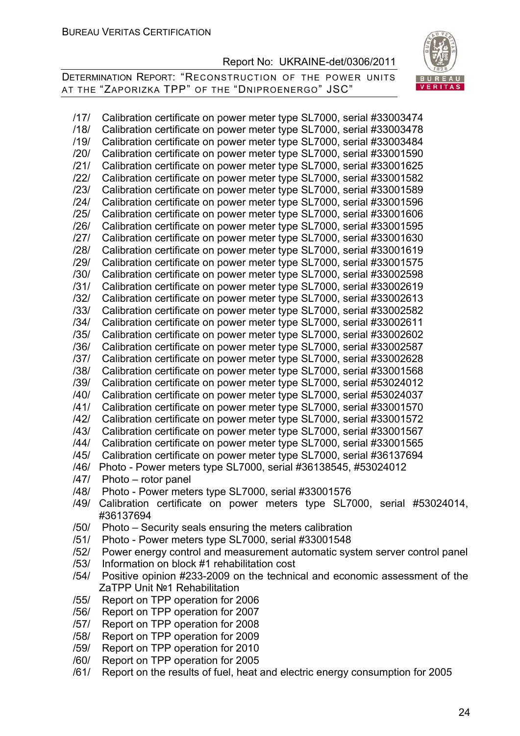/17/ Calibration certificate on power meter type SL7000, serial #33003474
/18/ Calibration certificate on power meter type SL7000, serial #33003478
/19/ Calibration certificate on power meter type SL7000, serial #33003484
/20/ Calibration certificate on power meter type SL7000, serial #33001590
/21/ Calibration certificate on power meter type SL7000, serial #33001625
/22/ Calibration certificate on power meter type SL7000, serial #33001582
/23/ Calibration certificate on power meter type SL7000, serial #33001589
/24/ Calibration certificate on power meter type SL7000, serial #33001596
/25/ Calibration certificate on power meter type SL7000, serial #33001606
/26/ Calibration certificate on power meter type SL7000, serial #33001595
/27/ Calibration certificate on power meter type SL7000, serial #33001630
/28/ Calibration certificate on power meter type SL7000, serial #33001619
/29/ Calibration certificate on power meter type SL7000, serial #33001575
/30/ Calibration certificate on power meter type SL7000, serial #33002598
/31/ Calibration certificate on power meter type SL7000, serial #33002619
/32/ Calibration certificate on power meter type SL7000, serial #33002613
/33/ Calibration certificate on power meter type SL7000, serial #33002582
/34/ Calibration certificate on power meter type SL7000, serial #33002611
/35/ Calibration certificate on power meter type SL7000, serial #33002602
/36/ Calibration certificate on power meter type SL7000, serial #33002587
/37/ Calibration certificate on power meter type SL7000, serial #33002628
/38/ Calibration certificate on power meter type SL7000, serial #33001568
/39/ Calibration certificate on power meter type SL7000, serial #53024012
/40/ Calibration certificate on power meter type SL7000, serial #53024037
/41/ Calibration certificate on power meter type SL7000, serial #33001570
/42/ Calibration certificate on power meter type SL7000, serial #33001572
/43/ Calibration certificate on power meter type SL7000, serial #33001567
/44/ Calibration certificate on power meter type SL7000, serial #33001565
/45/ Calibration certificate on power meter type SL7000, serial #36137694
/46/ Photo - Power meters type SL7000, serial #36138545, #53024012
/47/ Photo – rotor panel
/48/ Photo - Power meters type SL7000, serial #33001576
/49/ Calibration certificate on power meters type SL7000, serial #53024014, #36137694
/50/ Photo – Security seals ensuring the meters calibration
/51/ Photo - Power meters type SL7000, serial #33001548
/52/ Power energy control and measurement automatic system server control panel
/53/ Information on block #1 rehabilitation cost
/54/ Positive opinion #233-2009 on the technical and economic assessment of the ZaTPP Unit №1 Rehabilitation
/55/ Report on TPP operation for 2006
/56/ Report on TPP operation for 2007
/57/ Report on TPP operation for 2008
/58/ Report on TPP operation for 2009
/59/ Report on TPP operation for 2010
/60/ Report on TPP operation for 2005
/61/ Report on the results of fuel, heat and electric energy consumption for 2005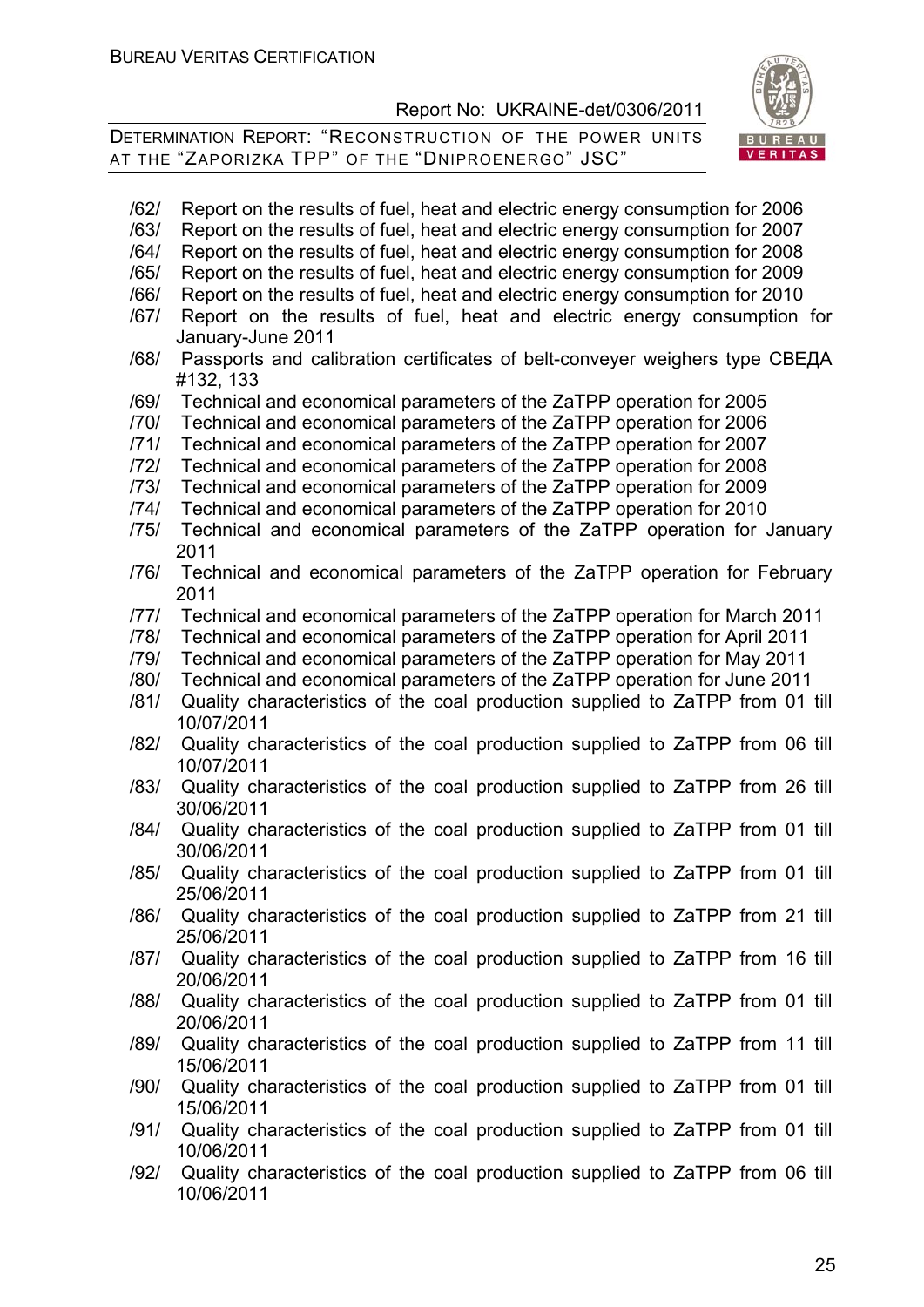/62/ Report on the results of fuel, heat and electric energy consumption for 2006

/63/ Report on the results of fuel, heat and electric energy consumption for 2007

/64/ Report on the results of fuel, heat and electric energy consumption for 2008

/65/ Report on the results of fuel, heat and electric energy consumption for 2009

/66/ Report on the results of fuel, heat and electric energy consumption for 2010

/67/ Report on the results of fuel, heat and electric energy consumption for January-June 2011

/68/ Passports and calibration certificates of belt-conveyer weighers type СВЕДА #132, 133

/69/ Technical and economical parameters of the ZaTPP operation for 2005

/70/ Technical and economical parameters of the ZaTPP operation for 2006

/71/ Technical and economical parameters of the ZaTPP operation for 2007

/72/ Technical and economical parameters of the ZaTPP operation for 2008

/73/ Technical and economical parameters of the ZaTPP operation for 2009

/74/ Technical and economical parameters of the ZaTPP operation for 2010

/75/ Technical and economical parameters of the ZaTPP operation for January 2011

/76/ Technical and economical parameters of the ZaTPP operation for February 2011

/77/ Technical and economical parameters of the ZaTPP operation for March 2011

/78/ Technical and economical parameters of the ZaTPP operation for April 2011

/79/ Technical and economical parameters of the ZaTPP operation for May 2011

/80/ Technical and economical parameters of the ZaTPP operation for June 2011

/81/ Quality characteristics of the coal production supplied to ZaTPP from 01 till 10/07/2011

/82/ Quality characteristics of the coal production supplied to ZaTPP from 06 till 10/07/2011

/83/ Quality characteristics of the coal production supplied to ZaTPP from 26 till 30/06/2011

/84/ Quality characteristics of the coal production supplied to ZaTPP from 01 till 30/06/2011

/85/ Quality characteristics of the coal production supplied to ZaTPP from 01 till 25/06/2011

/86/ Quality characteristics of the coal production supplied to ZaTPP from 21 till 25/06/2011

/87/ Quality characteristics of the coal production supplied to ZaTPP from 16 till 20/06/2011

/88/ Quality characteristics of the coal production supplied to ZaTPP from 01 till 20/06/2011

/89/ Quality characteristics of the coal production supplied to ZaTPP from 11 till 15/06/2011

/90/ Quality characteristics of the coal production supplied to ZaTPP from 01 till 15/06/2011

/91/ Quality characteristics of the coal production supplied to ZaTPP from 01 till 10/06/2011

/92/ Quality characteristics of the coal production supplied to ZaTPP from 06 till 10/06/2011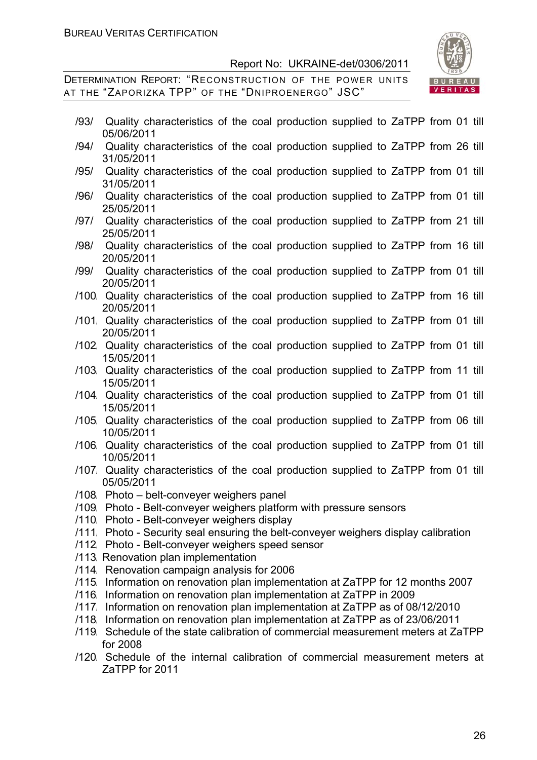/93/ Quality characteristics of the coal production supplied to ZaTPP from 01 till 05/06/2011

/94/ Quality characteristics of the coal production supplied to ZaTPP from 26 till 31/05/2011

/95/ Quality characteristics of the coal production supplied to ZaTPP from 01 till 31/05/2011

/96/ Quality characteristics of the coal production supplied to ZaTPP from 01 till 25/05/2011

/97/ Quality characteristics of the coal production supplied to ZaTPP from 21 till 25/05/2011

/98/ Quality characteristics of the coal production supplied to ZaTPP from 16 till 20/05/2011

/99/ Quality characteristics of the coal production supplied to ZaTPP from 01 till 20/05/2011

/100/ Quality characteristics of the coal production supplied to ZaTPP from 16 till 20/05/2011

/101/ Quality characteristics of the coal production supplied to ZaTPP from 01 till 20/05/2011

/102/ Quality characteristics of the coal production supplied to ZaTPP from 01 till 15/05/2011

/103/ Quality characteristics of the coal production supplied to ZaTPP from 11 till 15/05/2011

/104/ Quality characteristics of the coal production supplied to ZaTPP from 01 till 15/05/2011

/105/ Quality characteristics of the coal production supplied to ZaTPP from 06 till 10/05/2011

/106/ Quality characteristics of the coal production supplied to ZaTPP from 01 till 10/05/2011

/107/ Quality characteristics of the coal production supplied to ZaTPP from 01 till 05/05/2011

/108/ Photo – belt-conveyer weighers panel

/109/ Photo - Belt-conveyer weighers platform with pressure sensors

/110/ Photo - Belt-conveyer weighers display

/111/ Photo - Security seal ensuring the belt-conveyer weighers display calibration

/112/ Photo - Belt-conveyer weighers speed sensor

/113/ Renovation plan implementation

/114/ Renovation campaign analysis for 2006

/115/ Information on renovation plan implementation at ZaTPP for 12 months 2007

/116/ Information on renovation plan implementation at ZaTPP in 2009

/117/ Information on renovation plan implementation at ZaTPP as of 08/12/2010

/118/ Information on renovation plan implementation at ZaTPP as of 23/06/2011

/119/ Schedule of the state calibration of commercial measurement meters at ZaTPP for 2008

/120/ Schedule of the internal calibration of commercial measurement meters at ZaTPP for 2011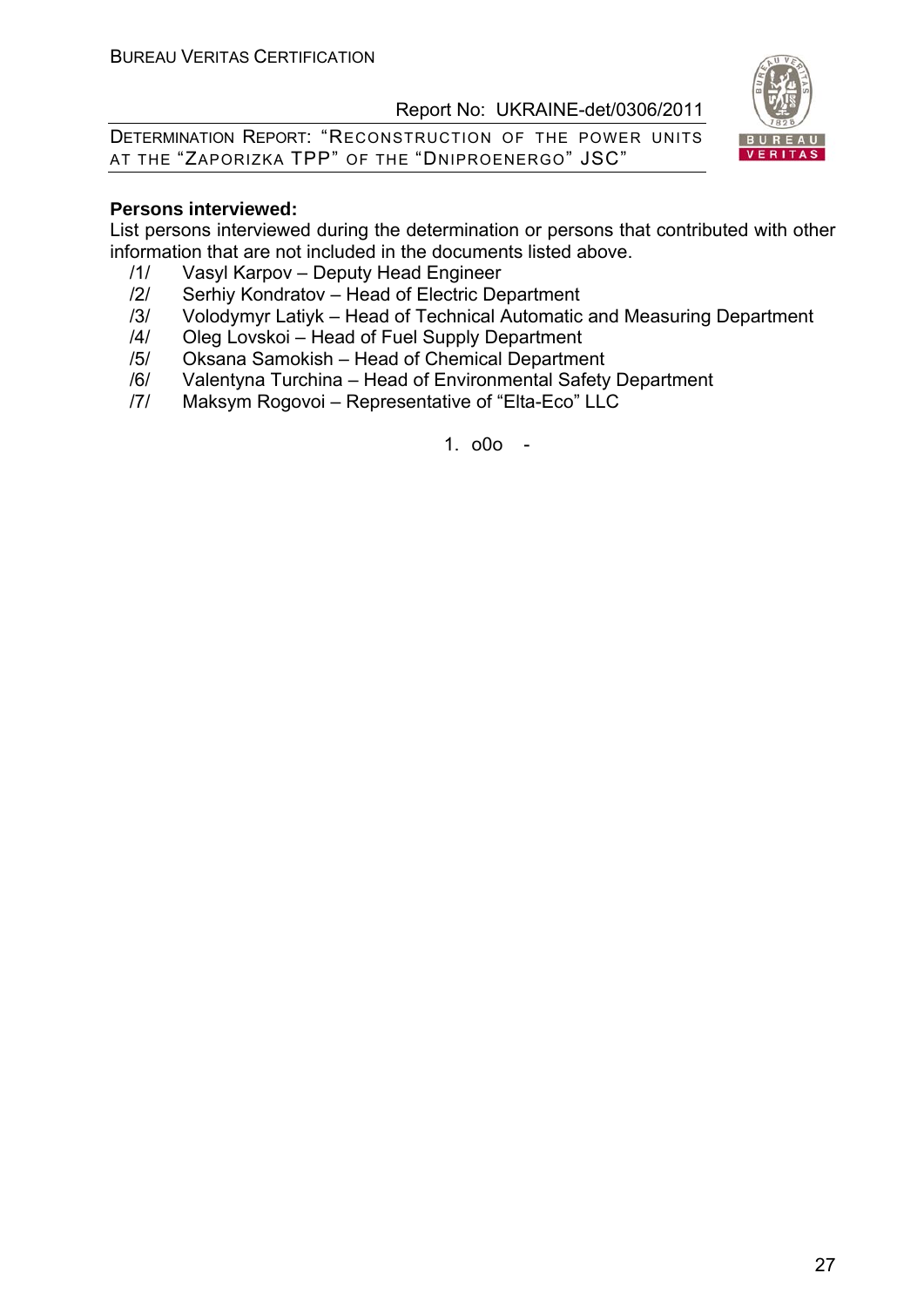**Persons interviewed:**

List persons interviewed during the determination or persons that contributed with other information that are not included in the documents listed above.

/1/ Vasyl Karpov – Deputy Head Engineer
/2/ Serhiy Kondratov – Head of Electric Department
/3/ Volodymyr Latiyk – Head of Technical Automatic and Measuring Department
/4/ Oleg Lovskoi – Head of Fuel Supply Department
/5/ Oksana Samokish – Head of Chemical Department
/6/ Valentyna Turchina – Head of Environmental Safety Department
/7/ Maksym Rogovoi – Representative of "Elta-Eco" LLC

1. o0o -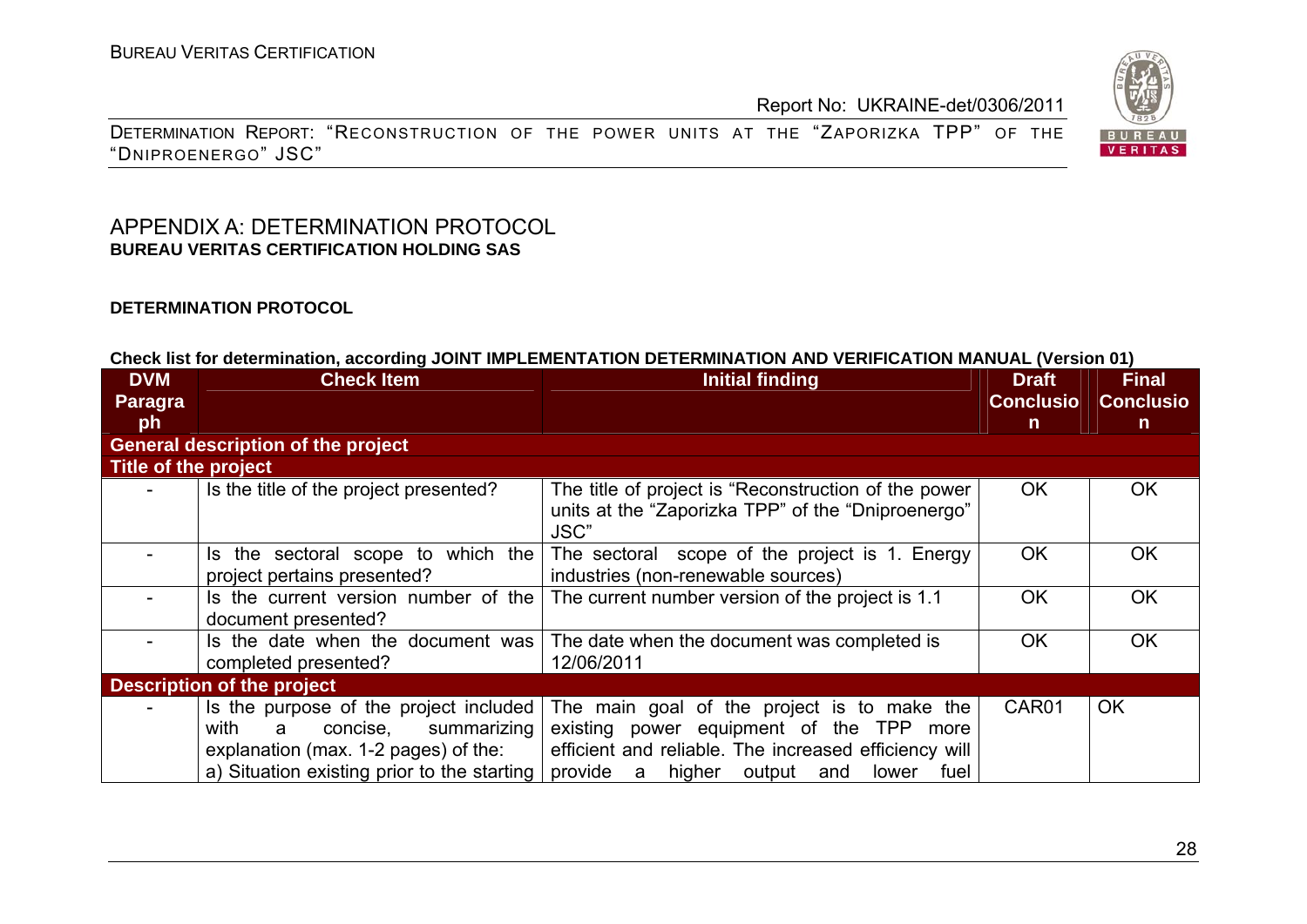## APPENDIX A: DETERMINATION PROTOCOL

**BUREAU VERITAS CERTIFICATION HOLDING SAS**

**DETERMINATION PROTOCOL**

**Check list for determination, according JOINT IMPLEMENTATION DETERMINATION AND VERIFICATION MANUAL (Version 01)**

| DVM Paragraph | Check Item | Initial finding | Draft Conclusion | Final Conclusion |
|---|---|---|---|---|
| **General description of the project** | | | | |
| **Title of the project** | | | | |
| - | Is the title of the project presented? | The title of project is "Reconstruction of the power units at the "Zaporizka TPP" of the "Dniproenergo" JSC" | OK | OK |
| - | Is the sectoral scope to which the project pertains presented? | The sectoral scope of the project is 1. Energy industries (non-renewable sources) | OK | OK |
| - | Is the current version number of the document presented? | The current number version of the project is 1.1 | OK | OK |
| - | Is the date when the document was completed presented? | The date when the document was completed is 12/06/2011 | OK | OK |
| **Description of the project** | | | | |
| - | Is the purpose of the project included with a concise, summarizing explanation (max. 1-2 pages) of the: a) Situation existing prior to the starting | The main goal of the project is to make the existing power equipment of the TPP more efficient and reliable. The increased efficiency will provide a higher output and lower fuel | CAR01 | OK |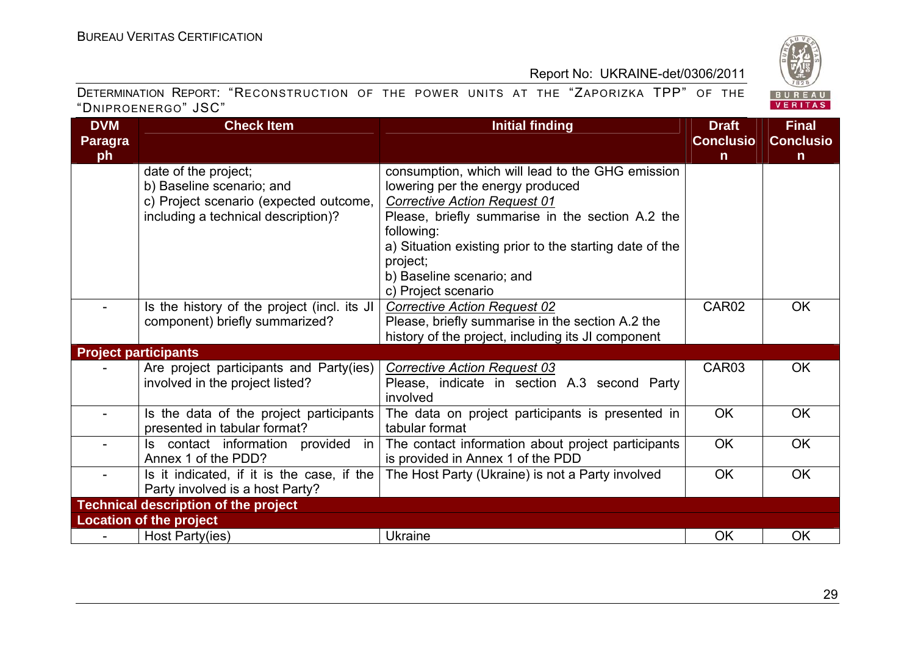| DVM Paragraph | Check Item | Initial finding | Draft Conclusion | Final Conclusion |
|---|---|---|---|---|
| | date of the project;<br>b) Baseline scenario; and<br>c) Project scenario (expected outcome, including a technical description)? | consumption, which will lead to the GHG emission lowering per the energy produced<br>*Corrective Action Request 01*<br>Please, briefly summarise in the section A.2 the following:<br>a) Situation existing prior to the starting date of the project;<br>b) Baseline scenario; and<br>c) Project scenario | | |
| - | Is the history of the project (incl. its JI component) briefly summarized? | *Corrective Action Request 02*<br>Please, briefly summarise in the section A.2 the history of the project, including its JI component | CAR02 | OK |
| **Project participants** | | | | |
| - | Are project participants and Party(ies) involved in the project listed? | *Corrective Action Request 03*<br>Please, indicate in section A.3 second Party involved | CAR03 | OK |
| - | Is the data of the project participants presented in tabular format? | The data on project participants is presented in tabular format | OK | OK |
| - | Is contact information provided in Annex 1 of the PDD? | The contact information about project participants is provided in Annex 1 of the PDD | OK | OK |
| - | Is it indicated, if it is the case, if the Party involved is a host Party? | The Host Party (Ukraine) is not a Party involved | OK | OK |
| **Technical description of the project** | | | | |
| **Location of the project** | | | | |
| - | Host Party(ies) | Ukraine | OK | OK |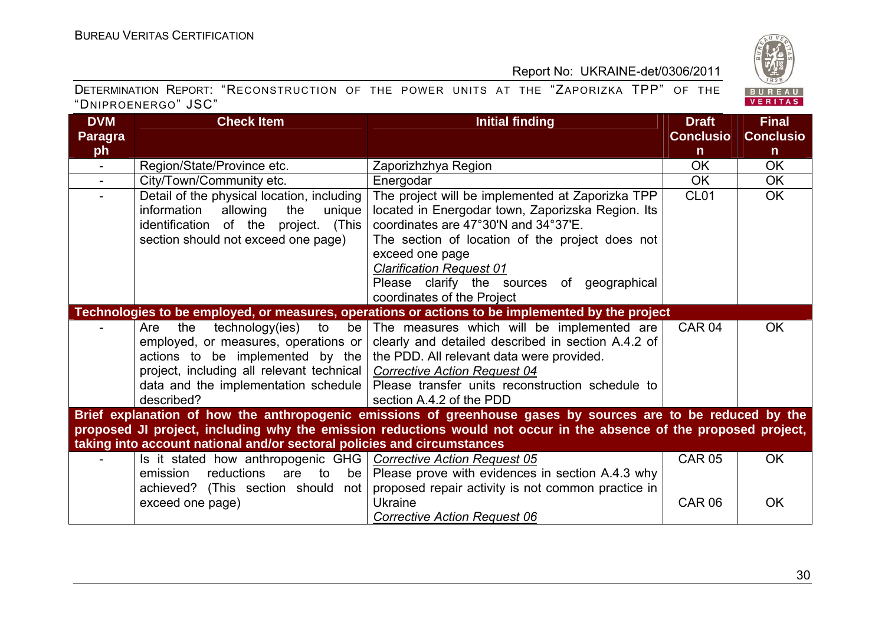| DVM Paragraph | Check Item | Initial finding | Draft Conclusion | Final Conclusion |
|---|---|---|---|---|
| - | Region/State/Province etc. | Zaporizhzhya Region | OK | OK |
| - | City/Town/Community etc. | Energodar | OK | OK |
| - | Detail of the physical location, including information allowing the unique identification of the project. (This section should not exceed one page) | The project will be implemented at Zaporizka TPP located in Energodar town, Zaporizska Region. Its coordinates are 47°30'N and 34°37'E.<br>The section of location of the project does not exceed one page<br>*Clarification Request 01*<br>Please clarify the sources of geographical coordinates of the Project | CL01 | OK |
| **Technologies to be employed, or measures, operations or actions to be implemented by the project** | | | | |
| - | Are the technology(ies) to be employed, or measures, operations or actions to be implemented by the project, including all relevant technical data and the implementation schedule described? | The measures which will be implemented are clearly and detailed described in section A.4.2 of the PDD. All relevant data were provided.<br>*Corrective Action Request 04*<br>Please transfer units reconstruction schedule to section A.4.2 of the PDD | CAR 04 | OK |
| **Brief explanation of how the anthropogenic emissions of greenhouse gases by sources are to be reduced by the proposed JI project, including why the emission reductions would not occur in the absence of the proposed project, taking into account national and/or sectoral policies and circumstances** | | | | |
| - | Is it stated how anthropogenic GHG emission reductions are to be achieved? (This section should not exceed one page) | *Corrective Action Request 05*<br>Please prove with evidences in section A.4.3 why proposed repair activity is not common practice in Ukraine<br>*Corrective Action Request 06* | CAR 05<br><br>CAR 06 | OK<br><br>OK |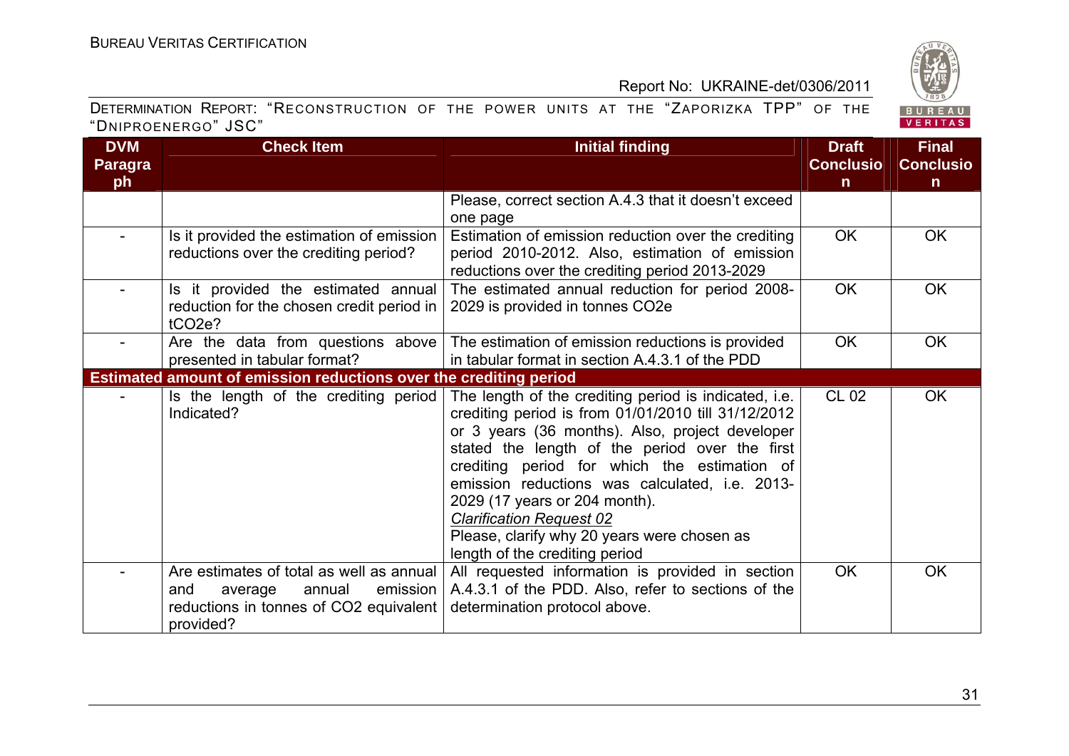| DVM Paragraph | Check Item | Initial finding | Draft Conclusion | Final Conclusion |
|---|---|---|---|---|
| | | Please, correct section A.4.3 that it doesn't exceed one page | | |
| - | Is it provided the estimation of emission reductions over the crediting period? | Estimation of emission reduction over the crediting period 2010-2012. Also, estimation of emission reductions over the crediting period 2013-2029 | OK | OK |
| - | Is it provided the estimated annual reduction for the chosen credit period in $tCO_2e$? | The estimated annual reduction for period 2008-2029 is provided in tonnes $CO_2e$ | OK | OK |
| - | Are the data from questions above presented in tabular format? | The estimation of emission reductions is provided in tabular format in section A.4.3.1 of the PDD | OK | OK |
| **Estimated amount of emission reductions over the crediting period** | | | | |
| - | Is the length of the crediting period Indicated? | The length of the crediting period is indicated, i.e. crediting period is from 01/01/2010 till 31/12/2012 or 3 years (36 months). Also, project developer stated the length of the period over the first crediting period for which the estimation of emission reductions was calculated, i.e. 2013-2029 (17 years or 204 month).<br>*Clarification Request 02*<br>Please, clarify why 20 years were chosen as length of the crediting period | CL 02 | OK |
| - | Are estimates of total as well as annual and average annual emission reductions in tonnes of $CO_2$ equivalent provided? | All requested information is provided in section A.4.3.1 of the PDD. Also, refer to sections of the determination protocol above. | OK | OK |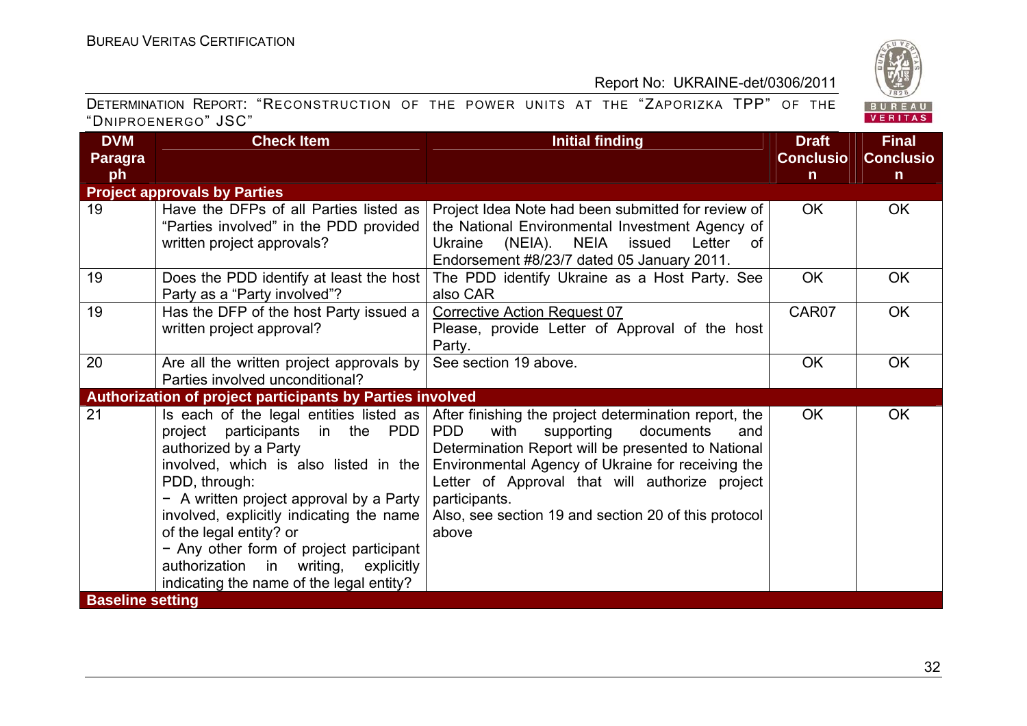| DVM Paragraph | Check Item | Initial finding | Draft Conclusion | Final Conclusion |
|---|---|---|---|---|
| **Project approvals by Parties** | | | | |
| 19 | Have the DFPs of all Parties listed as "Parties involved" in the PDD provided written project approvals? | Project Idea Note had been submitted for review of the National Environmental Investment Agency of Ukraine (NEIA). NEIA issued Letter of Endorsement #8/23/7 dated 05 January 2011. | OK | OK |
| 19 | Does the PDD identify at least the host Party as a "Party involved"? | The PDD identify Ukraine as a Host Party. See also CAR | OK | OK |
| 19 | Has the DFP of the host Party issued a written project approval? | Corrective Action Request 07<br>Please, provide Letter of Approval of the host Party. | CAR07 | OK |
| 20 | Are all the written project approvals by Parties involved unconditional? | See section 19 above. | OK | OK |
| **Authorization of project participants by Parties involved** | | | | |
| 21 | Is each of the legal entities listed as project participants in the PDD authorized by a Party involved, which is also listed in the PDD, through:<br>− A written project approval by a Party involved, explicitly indicating the name of the legal entity? or<br>− Any other form of project participant authorization in writing, explicitly indicating the name of the legal entity? | After finishing the project determination report, the PDD with supporting documents and Determination Report will be presented to National Environmental Agency of Ukraine for receiving the Letter of Approval that will authorize project participants.<br>Also, see section 19 and section 20 of this protocol above | OK | OK |
| **Baseline setting** | | | | |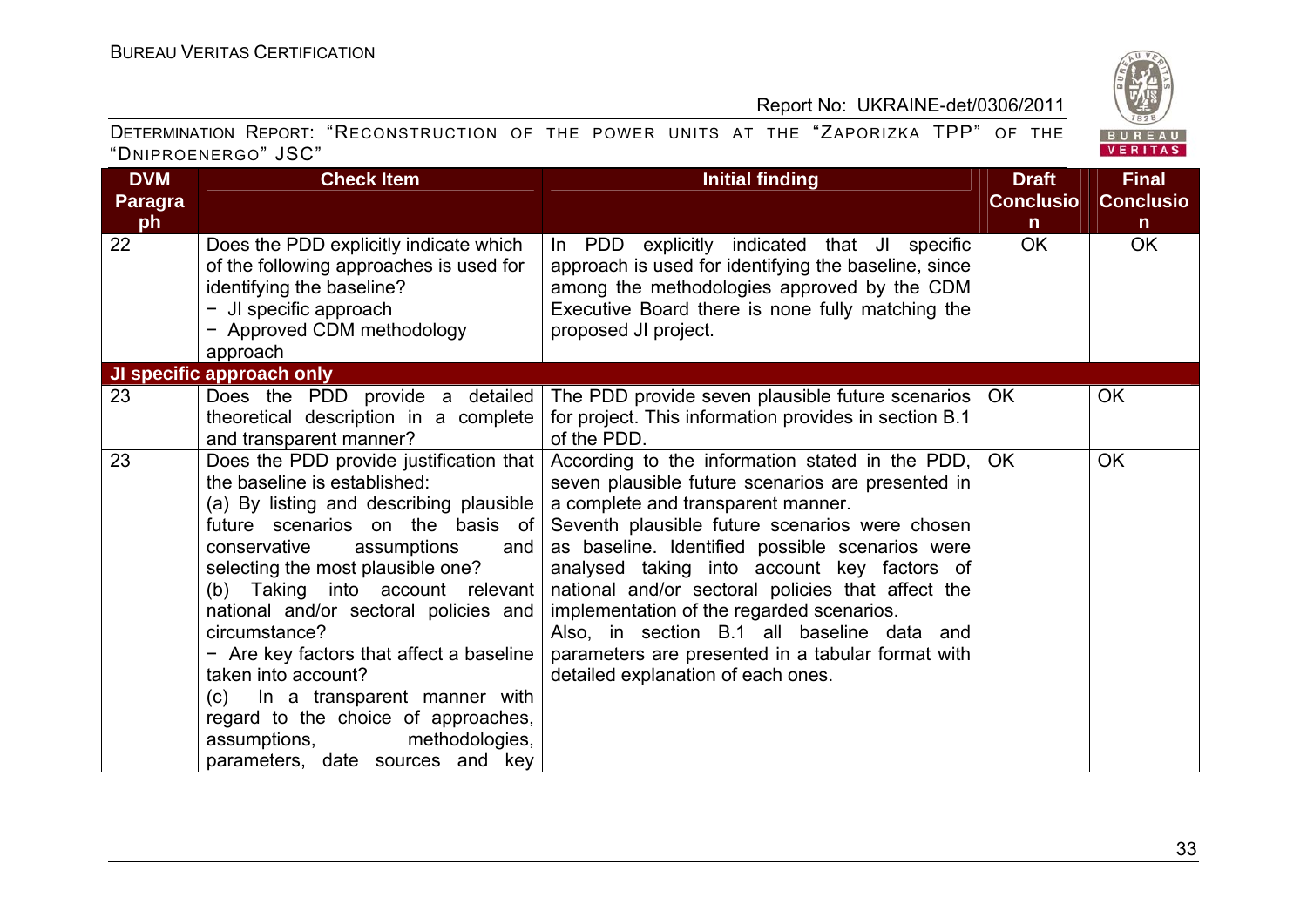| DVM Paragraph | Check Item | Initial finding | Draft Conclusion | Final Conclusion |
|---|---|---|---|---|
| 22 | Does the PDD explicitly indicate which of the following approaches is used for identifying the baseline?<br>− JI specific approach<br>− Approved CDM methodology approach | In PDD explicitly indicated that JI specific approach is used for identifying the baseline, since among the methodologies approved by the CDM Executive Board there is none fully matching the proposed JI project. | OK | OK |
| **JI specific approach only** | | | | |
| 23 | Does the PDD provide a detailed theoretical description in a complete and transparent manner? | The PDD provide seven plausible future scenarios for project. This information provides in section B.1 of the PDD. | OK | OK |
| 23 | Does the PDD provide justification that the baseline is established:<br>(a) By listing and describing plausible future scenarios on the basis of conservative assumptions and selecting the most plausible one?<br>(b) Taking into account relevant national and/or sectoral policies and circumstance?<br>− Are key factors that affect a baseline taken into account?<br>(c) In a transparent manner with regard to the choice of approaches, assumptions, methodologies, parameters, date sources and key | According to the information stated in the PDD, seven plausible future scenarios are presented in a complete and transparent manner.<br>Seventh plausible future scenarios were chosen as baseline. Identified possible scenarios were analysed taking into account key factors of national and/or sectoral policies that affect the implementation of the regarded scenarios.<br>Also, in section B.1 all baseline data and parameters are presented in a tabular format with detailed explanation of each ones. | OK | OK |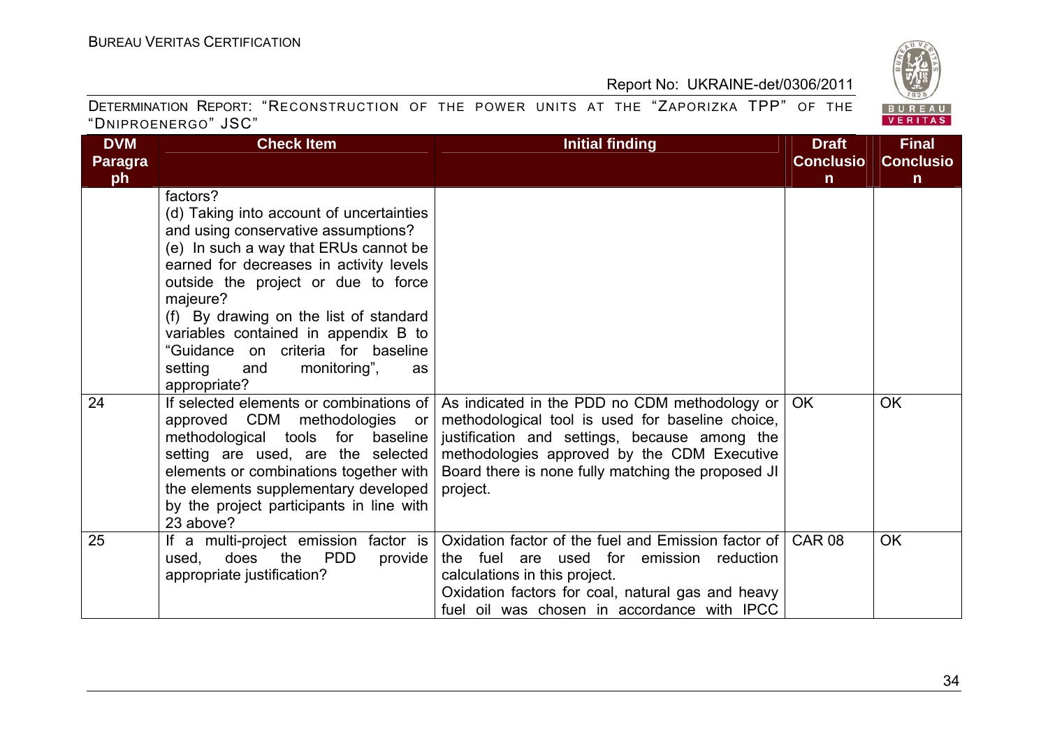| DVM Paragraph | Check Item | Initial finding | Draft Conclusion | Final Conclusion |
|---|---|---|---|---|
| | factors?<br>(d) Taking into account of uncertainties and using conservative assumptions?<br>(e) In such a way that ERUs cannot be earned for decreases in activity levels outside the project or due to force majeure?<br>(f) By drawing on the list of standard variables contained in appendix B to "Guidance on criteria for baseline setting and monitoring", as appropriate? | | | |
| 24 | If selected elements or combinations of approved CDM methodologies or methodological tools for baseline setting are used, are the selected elements or combinations together with the elements supplementary developed by the project participants in line with 23 above? | As indicated in the PDD no CDM methodology or methodological tool is used for baseline choice, justification and settings, because among the methodologies approved by the CDM Executive Board there is none fully matching the proposed JI project. | OK | OK |
| 25 | If a multi-project emission factor is used, does the PDD provide appropriate justification? | Oxidation factor of the fuel and Emission factor of the fuel are used for emission reduction calculations in this project.<br>Oxidation factors for coal, natural gas and heavy fuel oil was chosen in accordance with IPCC | CAR 08 | OK |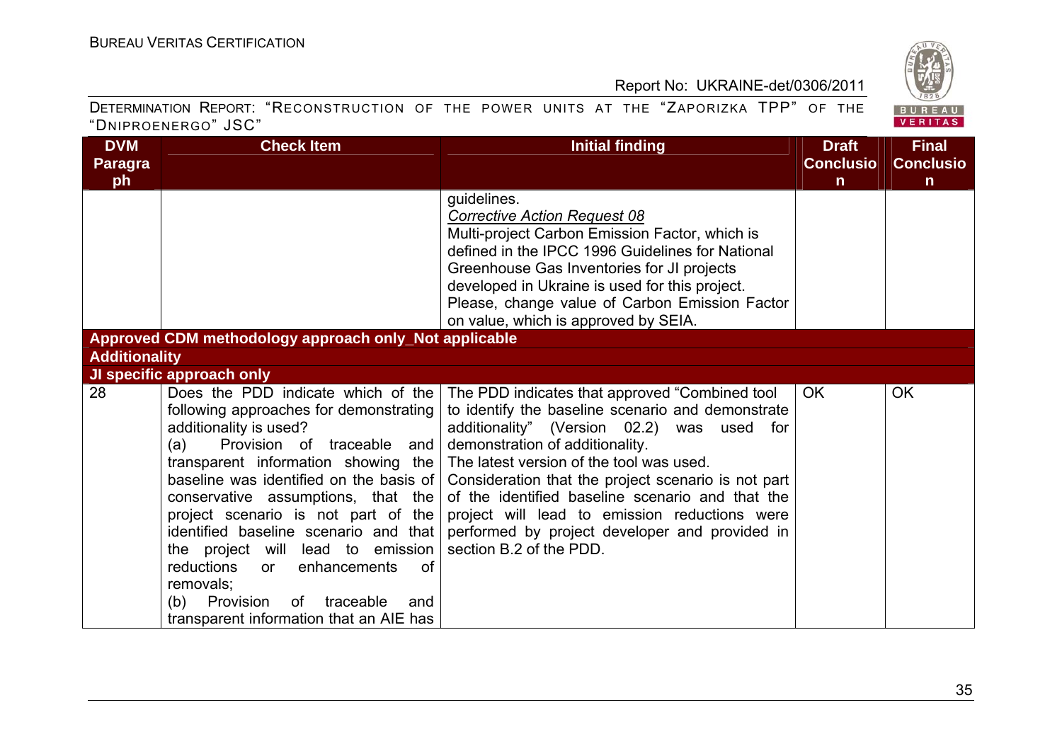| DVM Paragraph | Check Item | Initial finding | Draft Conclusion | Final Conclusion |
|---|---|---|---|---|
| | | guidelines.<br>*Corrective Action Request 08*<br>Multi-project Carbon Emission Factor, which is defined in the IPCC 1996 Guidelines for National Greenhouse Gas Inventories for JI projects developed in Ukraine is used for this project. Please, change value of Carbon Emission Factor on value, which is approved by SEIA. | | |
| **Approved CDM methodology approach only_Not applicable** | | | | |
| **Additionality** | | | | |
| **JI specific approach only** | | | | |
| 28 | Does the PDD indicate which of the following approaches for demonstrating additionality is used?<br>(a) Provision of traceable and transparent information showing the baseline was identified on the basis of conservative assumptions, that the project scenario is not part of the identified baseline scenario and that the project will lead to emission reductions or enhancements of removals;<br>(b) Provision of traceable and transparent information that an AIE has | The PDD indicates that approved "Combined tool to identify the baseline scenario and demonstrate additionality" (Version 02.2) was used for demonstration of additionality.<br>The latest version of the tool was used.<br>Consideration that the project scenario is not part of the identified baseline scenario and that the project will lead to emission reductions were performed by project developer and provided in section B.2 of the PDD. | OK | OK |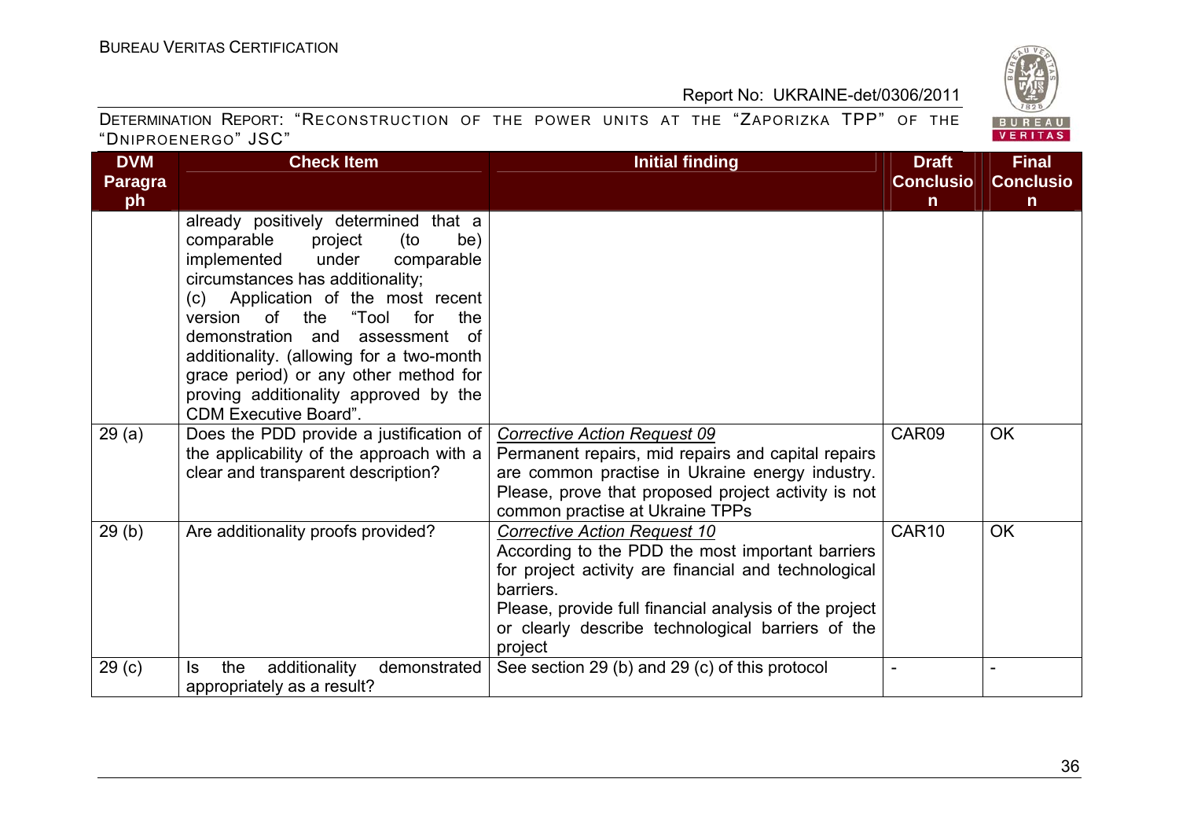| DVM Paragraph | Check Item | Initial finding | Draft Conclusion | Final Conclusion |
|---|---|---|---|---|
| | already positively determined that a comparable project (to be) implemented under comparable circumstances has additionality; (c) Application of the most recent version of the "Tool for the demonstration and assessment of additionality. (allowing for a two-month grace period) or any other method for proving additionality approved by the CDM Executive Board". | | | |
| 29 (a) | Does the PDD provide a justification of the applicability of the approach with a clear and transparent description? | *Corrective Action Request 09* Permanent repairs, mid repairs and capital repairs are common practise in Ukraine energy industry. Please, prove that proposed project activity is not common practise at Ukraine TPPs | CAR09 | OK |
| 29 (b) | Are additionality proofs provided? | *Corrective Action Request 10* According to the PDD the most important barriers for project activity are financial and technological barriers. Please, provide full financial analysis of the project or clearly describe technological barriers of the project | CAR10 | OK |
| 29 (c) | Is the additionality demonstrated appropriately as a result? | See section 29 (b) and 29 (c) of this protocol | - | - |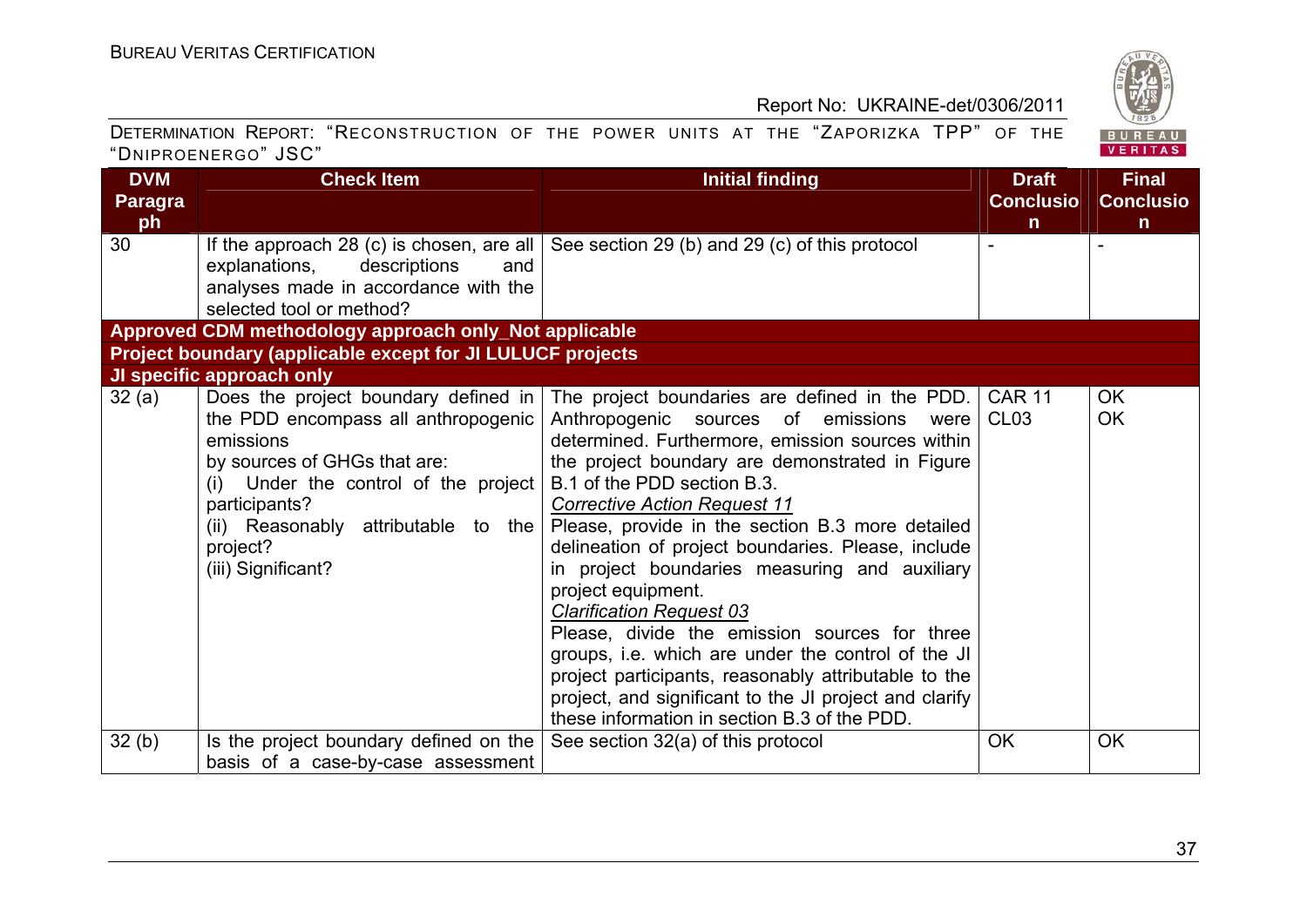| DVM Paragraph | Check Item | Initial finding | Draft Conclusion | Final Conclusion |
|---|---|---|---|---|
| 30 | If the approach 28 (c) is chosen, are all explanations, descriptions and analyses made in accordance with the selected tool or method? | See section 29 (b) and 29 (c) of this protocol | - | - |
| **Approved CDM methodology approach only_Not applicable** | | | | |
| **Project boundary (applicable except for JI LULUCF projects** | | | | |
| **JI specific approach only** | | | | |
| 32 (a) | Does the project boundary defined in the PDD encompass all anthropogenic emissions by sources of GHGs that are:<br>(i) Under the control of the project participants?<br>(ii) Reasonably attributable to the project?<br>(iii) Significant? | The project boundaries are defined in the PDD. Anthropogenic sources of emissions were determined. Furthermore, emission sources within the project boundary are demonstrated in Figure B.1 of the PDD section B.3.<br>*Corrective Action Request 11*<br>Please, provide in the section B.3 more detailed delineation of project boundaries. Please, include in project boundaries measuring and auxiliary project equipment.<br>*Clarification Request 03*<br>Please, divide the emission sources for three groups, i.e. which are under the control of the JI project participants, reasonably attributable to the project, and significant to the JI project and clarify these information in section B.3 of the PDD. | CAR 11<br>CL03 | OK<br>OK |
| 32 (b) | Is the project boundary defined on the basis of a case-by-case assessment | See section 32(a) of this protocol | OK | OK |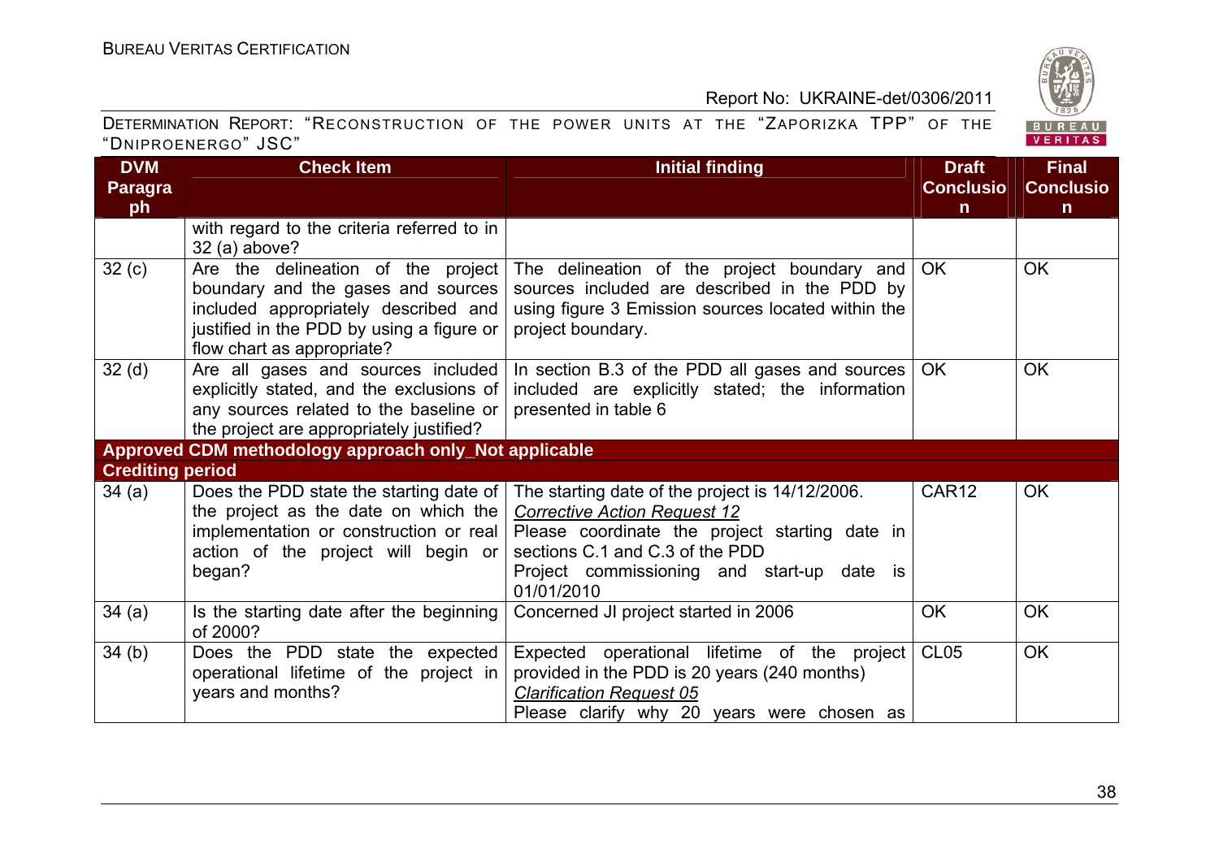| DVM Paragraph | Check Item | Initial finding | Draft Conclusion | Final Conclusion |
|---|---|---|---|---|
| | with regard to the criteria referred to in 32 (a) above? | | | |
| 32 (c) | Are the delineation of the project boundary and the gases and sources included appropriately described and justified in the PDD by using a figure or flow chart as appropriate? | The delineation of the project boundary and sources included are described in the PDD by using figure 3 Emission sources located within the project boundary. | OK | OK |
| 32 (d) | Are all gases and sources included explicitly stated, and the exclusions of any sources related to the baseline or the project are appropriately justified? | In section B.3 of the PDD all gases and sources included are explicitly stated; the information presented in table 6 | OK | OK |
| **Approved CDM methodology approach only_Not applicable** | | | | |
| **Crediting period** | | | | |
| 34 (a) | Does the PDD state the starting date of the project as the date on which the implementation or construction or real action of the project will begin or began? | The starting date of the project is 14/12/2006.<br>*Corrective Action Request 12*<br>Please coordinate the project starting date in sections C.1 and C.3 of the PDD<br>Project commissioning and start-up date is 01/01/2010 | CAR12 | OK |
| 34 (a) | Is the starting date after the beginning of 2000? | Concerned JI project started in 2006 | OK | OK |
| 34 (b) | Does the PDD state the expected operational lifetime of the project in years and months? | Expected operational lifetime of the project provided in the PDD is 20 years (240 months)<br>*Clarification Request 05*<br>Please clarify why 20 years were chosen as | CL05 | OK |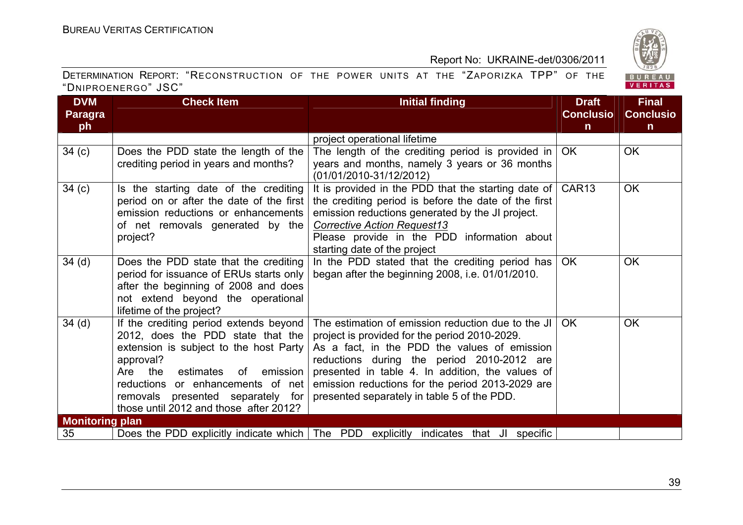| DVM Paragraph | Check Item | Initial finding | Draft Conclusion | Final Conclusion |
|---|---|---|---|---|
| | | project operational lifetime | | |
| 34 (c) | Does the PDD state the length of the crediting period in years and months? | The length of the crediting period is provided in years and months, namely 3 years or 36 months (01/01/2010-31/12/2012) | OK | OK |
| 34 (c) | Is the starting date of the crediting period on or after the date of the first emission reductions or enhancements of net removals generated by the project? | It is provided in the PDD that the starting date of the crediting period is before the date of the first emission reductions generated by the JI project. <br> *Corrective Action Request13* <br> Please provide in the PDD information about starting date of the project | CAR13 | OK |
| 34 (d) | Does the PDD state that the crediting period for issuance of ERUs starts only after the beginning of 2008 and does not extend beyond the operational lifetime of the project? | In the PDD stated that the crediting period has began after the beginning 2008, i.e. 01/01/2010. | OK | OK |
| 34 (d) | If the crediting period extends beyond 2012, does the PDD state that the extension is subject to the host Party approval? <br> Are the estimates of emission reductions or enhancements of net removals presented separately for those until 2012 and those after 2012? | The estimation of emission reduction due to the JI project is provided for the period 2010-2029. <br> As a fact, in the PDD the values of emission reductions during the period 2010-2012 are presented in table 4. In addition, the values of emission reductions for the period 2013-2029 are presented separately in table 5 of the PDD. | OK | OK |
| **Monitoring plan** | | | | |
| 35 | Does the PDD explicitly indicate which | The PDD explicitly indicates that JI specific | | |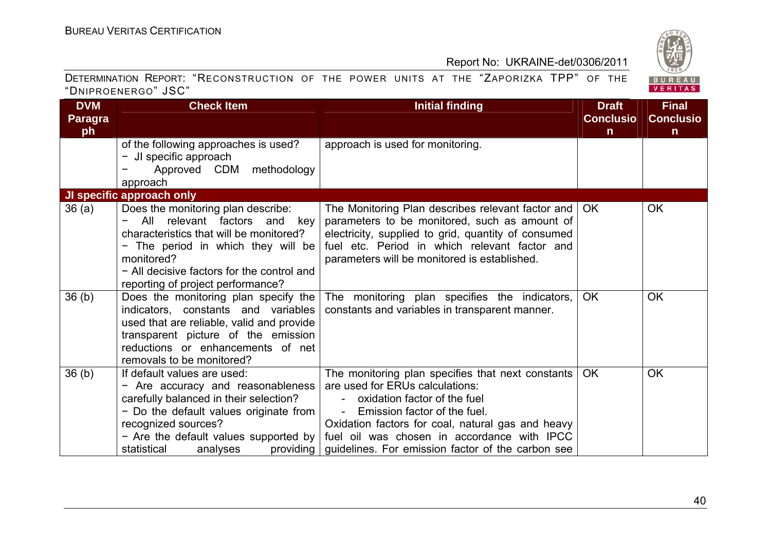| DVM Paragraph | Check Item | Initial finding | Draft Conclusion | Final Conclusion |
|---|---|---|---|---|
| | of the following approaches is used?<br>− JI specific approach<br>− Approved CDM methodology approach | approach is used for monitoring. | | |
| **JI specific approach only** | | | | |
| 36 (a) | Does the monitoring plan describe:<br>− All relevant factors and key characteristics that will be monitored?<br>− The period in which they will be monitored?<br>− All decisive factors for the control and reporting of project performance? | The Monitoring Plan describes relevant factor and parameters to be monitored, such as amount of electricity, supplied to grid, quantity of consumed fuel etc. Period in which relevant factor and parameters will be monitored is established. | OK | OK |
| 36 (b) | Does the monitoring plan specify the indicators, constants and variables used that are reliable, valid and provide transparent picture of the emission reductions or enhancements of net removals to be monitored? | The monitoring plan specifies the indicators, constants and variables in transparent manner. | OK | OK |
| 36 (b) | If default values are used:<br>− Are accuracy and reasonableness carefully balanced in their selection?<br>− Do the default values originate from recognized sources?<br>− Are the default values supported by statistical analyses providing | The monitoring plan specifies that next constants are used for ERUs calculations:<br>- oxidation factor of the fuel<br>- Emission factor of the fuel.<br>Oxidation factors for coal, natural gas and heavy fuel oil was chosen in accordance with IPCC guidelines. For emission factor of the carbon see | OK | OK |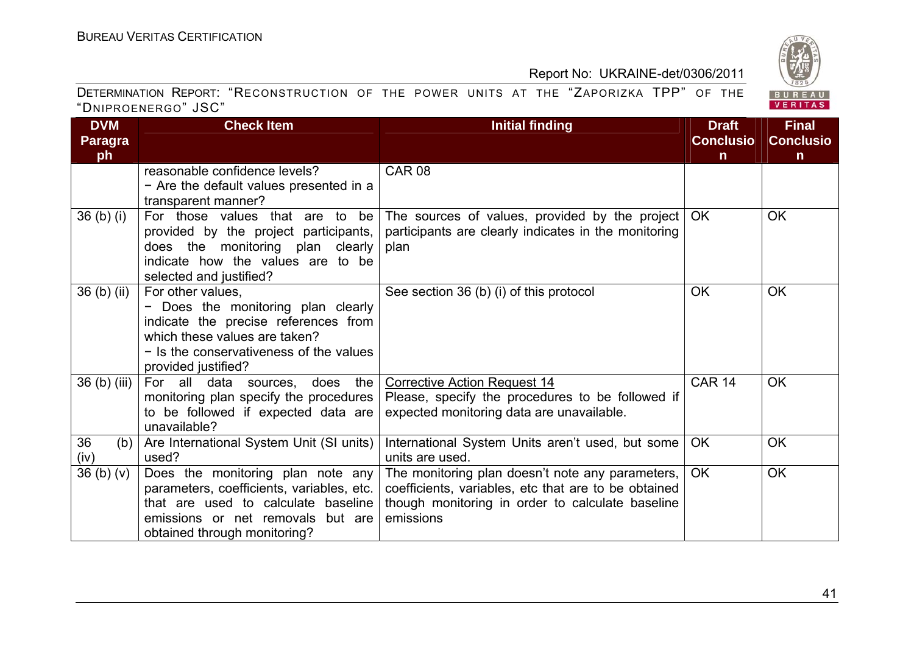| DVM Paragraph | Check Item | Initial finding | Draft Conclusion | Final Conclusion |
|---|---|---|---|---|
| | reasonable confidence levels?<br>− Are the default values presented in a transparent manner? | CAR 08 | | |
| 36 (b) (i) | For those values that are to be provided by the project participants, does the monitoring plan clearly indicate how the values are to be selected and justified? | The sources of values, provided by the project participants are clearly indicates in the monitoring plan | OK | OK |
| 36 (b) (ii) | For other values,<br>− Does the monitoring plan clearly indicate the precise references from which these values are taken?<br>− Is the conservativeness of the values provided justified? | See section 36 (b) (i) of this protocol | OK | OK |
| 36 (b) (iii) | For all data sources, does the monitoring plan specify the procedures to be followed if expected data are unavailable? | Corrective Action Request 14<br>Please, specify the procedures to be followed if expected monitoring data are unavailable. | CAR 14 | OK |
| 36 (b) (iv) | Are International System Unit (SI units) used? | International System Units aren't used, but some units are used. | OK | OK |
| 36 (b) (v) | Does the monitoring plan note any parameters, coefficients, variables, etc. that are used to calculate baseline emissions or net removals but are obtained through monitoring? | The monitoring plan doesn't note any parameters, coefficients, variables, etc that are to be obtained though monitoring in order to calculate baseline emissions | OK | OK |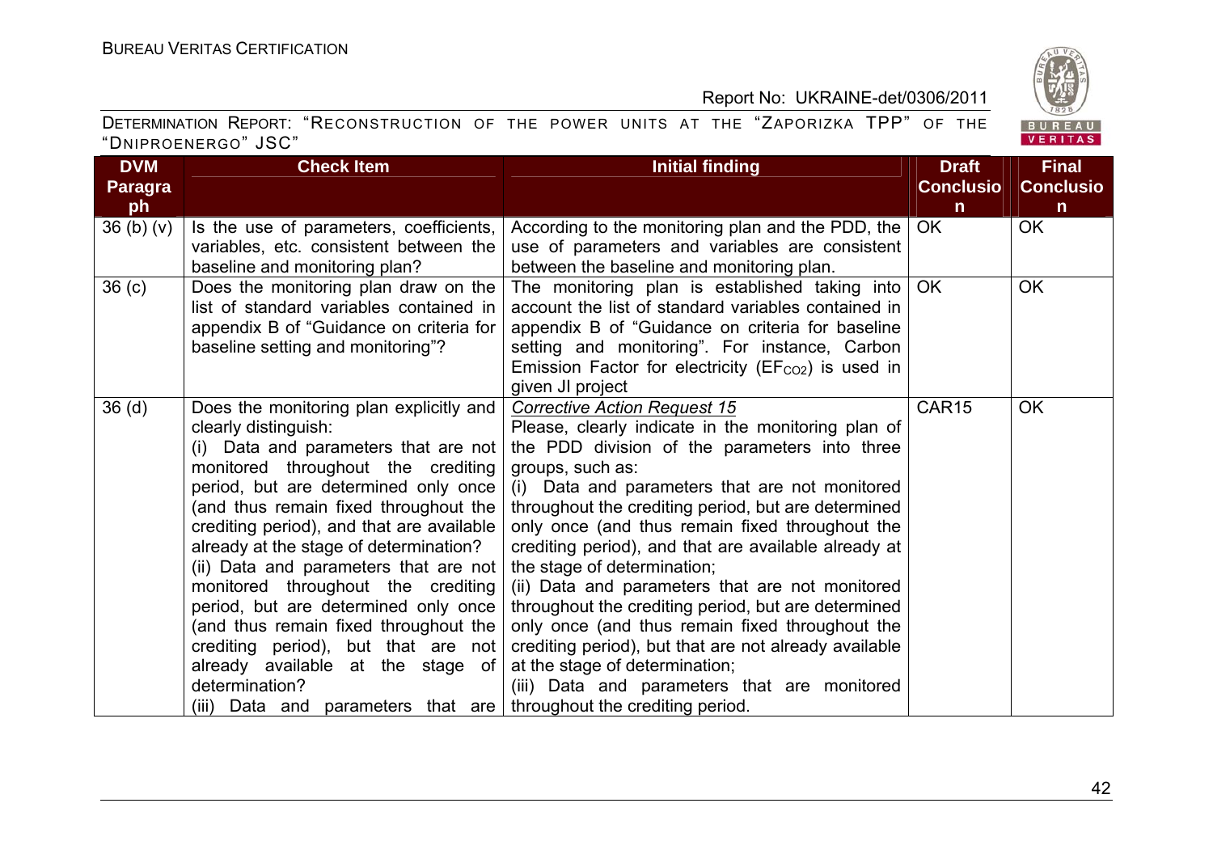| DVM Paragraph | Check Item | Initial finding | Draft Conclusion | Final Conclusion |
|---|---|---|---|---|
| 36 (b) (v) | Is the use of parameters, coefficients, variables, etc. consistent between the baseline and monitoring plan? | According to the monitoring plan and the PDD, the use of parameters and variables are consistent between the baseline and monitoring plan. | OK | OK |
| 36 (c) | Does the monitoring plan draw on the list of standard variables contained in appendix B of "Guidance on criteria for baseline setting and monitoring"? | The monitoring plan is established taking into account the list of standard variables contained in appendix B of "Guidance on criteria for baseline setting and monitoring". For instance, Carbon Emission Factor for electricity ($EF_{CO2}$) is used in given JI project | OK | OK |
| 36 (d) | Does the monitoring plan explicitly and clearly distinguish:<br>(i) Data and parameters that are not monitored throughout the crediting period, but are determined only once (and thus remain fixed throughout the crediting period), and that are available already at the stage of determination?<br>(ii) Data and parameters that are not monitored throughout the crediting period, but are determined only once (and thus remain fixed throughout the crediting period), but that are not already available at the stage of determination?<br>(iii) Data and parameters that are | *Corrective Action Request 15*<br>Please, clearly indicate in the monitoring plan of the PDD division of the parameters into three groups, such as:<br>(i) Data and parameters that are not monitored throughout the crediting period, but are determined only once (and thus remain fixed throughout the crediting period), and that are available already at the stage of determination;<br>(ii) Data and parameters that are not monitored throughout the crediting period, but are determined only once (and thus remain fixed throughout the crediting period), but that are not already available at the stage of determination;<br>(iii) Data and parameters that are monitored throughout the crediting period. | CAR15 | OK |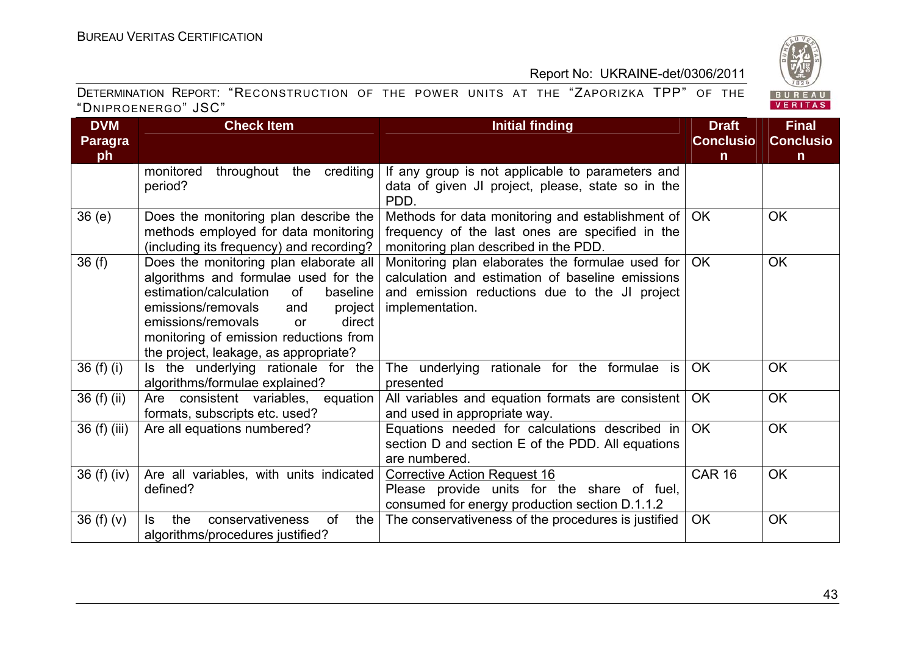| DVM Paragraph | Check Item | Initial finding | Draft Conclusion | Final Conclusion |
|---|---|---|---|---|
| | monitored throughout the crediting period? | If any group is not applicable to parameters and data of given JI project, please, state so in the PDD. | | |
| 36 (e) | Does the monitoring plan describe the methods employed for data monitoring (including its frequency) and recording? | Methods for data monitoring and establishment of frequency of the last ones are specified in the monitoring plan described in the PDD. | OK | OK |
| 36 (f) | Does the monitoring plan elaborate all algorithms and formulae used for the estimation/calculation of baseline emissions/removals and project emissions/removals or direct monitoring of emission reductions from the project, leakage, as appropriate? | Monitoring plan elaborates the formulae used for calculation and estimation of baseline emissions and emission reductions due to the JI project implementation. | OK | OK |
| 36 (f) (i) | Is the underlying rationale for the algorithms/formulae explained? | The underlying rationale for the formulae is presented | OK | OK |
| 36 (f) (ii) | Are consistent variables, equation formats, subscripts etc. used? | All variables and equation formats are consistent and used in appropriate way. | OK | OK |
| 36 (f) (iii) | Are all equations numbered? | Equations needed for calculations described in section D and section E of the PDD. All equations are numbered. | OK | OK |
| 36 (f) (iv) | Are all variables, with units indicated defined? | Corrective Action Request 16<br>Please provide units for the share of fuel, consumed for energy production section D.1.1.2 | CAR 16 | OK |
| 36 (f) (v) | Is the conservativeness of the algorithms/procedures justified? | The conservativeness of the procedures is justified | OK | OK |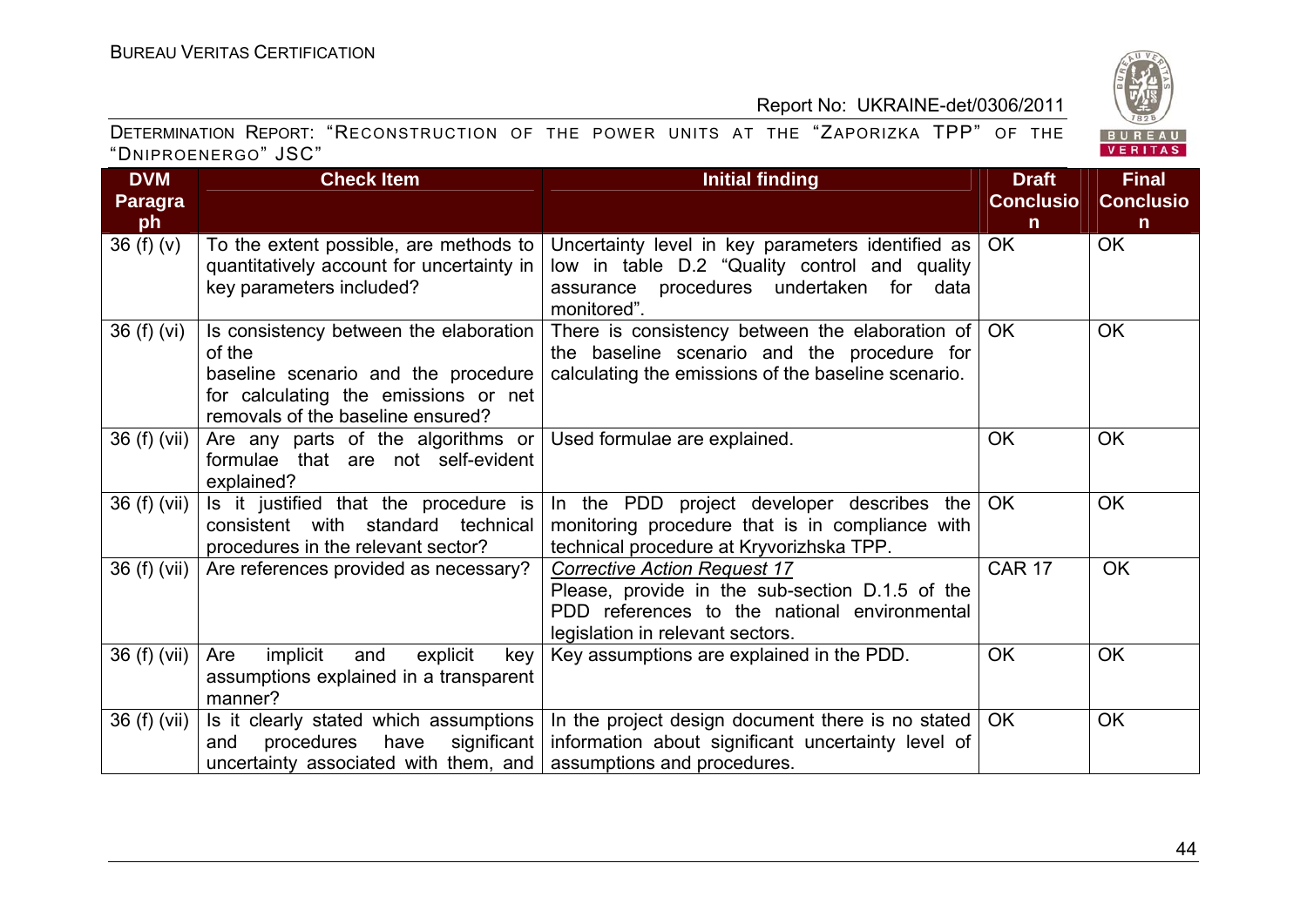| DVM Paragraph | Check Item | Initial finding | Draft Conclusion | Final Conclusion |
|---|---|---|---|---|
| 36 (f) (v) | To the extent possible, are methods to quantitatively account for uncertainty in key parameters included? | Uncertainty level in key parameters identified as low in table D.2 "Quality control and quality assurance procedures undertaken for data monitored". | OK | OK |
| 36 (f) (vi) | Is consistency between the elaboration of the baseline scenario and the procedure for calculating the emissions or net removals of the baseline ensured? | There is consistency between the elaboration of the baseline scenario and the procedure for calculating the emissions of the baseline scenario. | OK | OK |
| 36 (f) (vii) | Are any parts of the algorithms or formulae that are not self-evident explained? | Used formulae are explained. | OK | OK |
| 36 (f) (vii) | Is it justified that the procedure is consistent with standard technical procedures in the relevant sector? | In the PDD project developer describes the monitoring procedure that is in compliance with technical procedure at Kryvorizhska TPP. | OK | OK |
| 36 (f) (vii) | Are references provided as necessary? | *Corrective Action Request 17*<br>Please, provide in the sub-section D.1.5 of the PDD references to the national environmental legislation in relevant sectors. | CAR 17 | OK |
| 36 (f) (vii) | Are implicit and explicit key assumptions explained in a transparent manner? | Key assumptions are explained in the PDD. | OK | OK |
| 36 (f) (vii) | Is it clearly stated which assumptions and procedures have significant uncertainty associated with them, and | In the project design document there is no stated information about significant uncertainty level of assumptions and procedures. | OK | OK |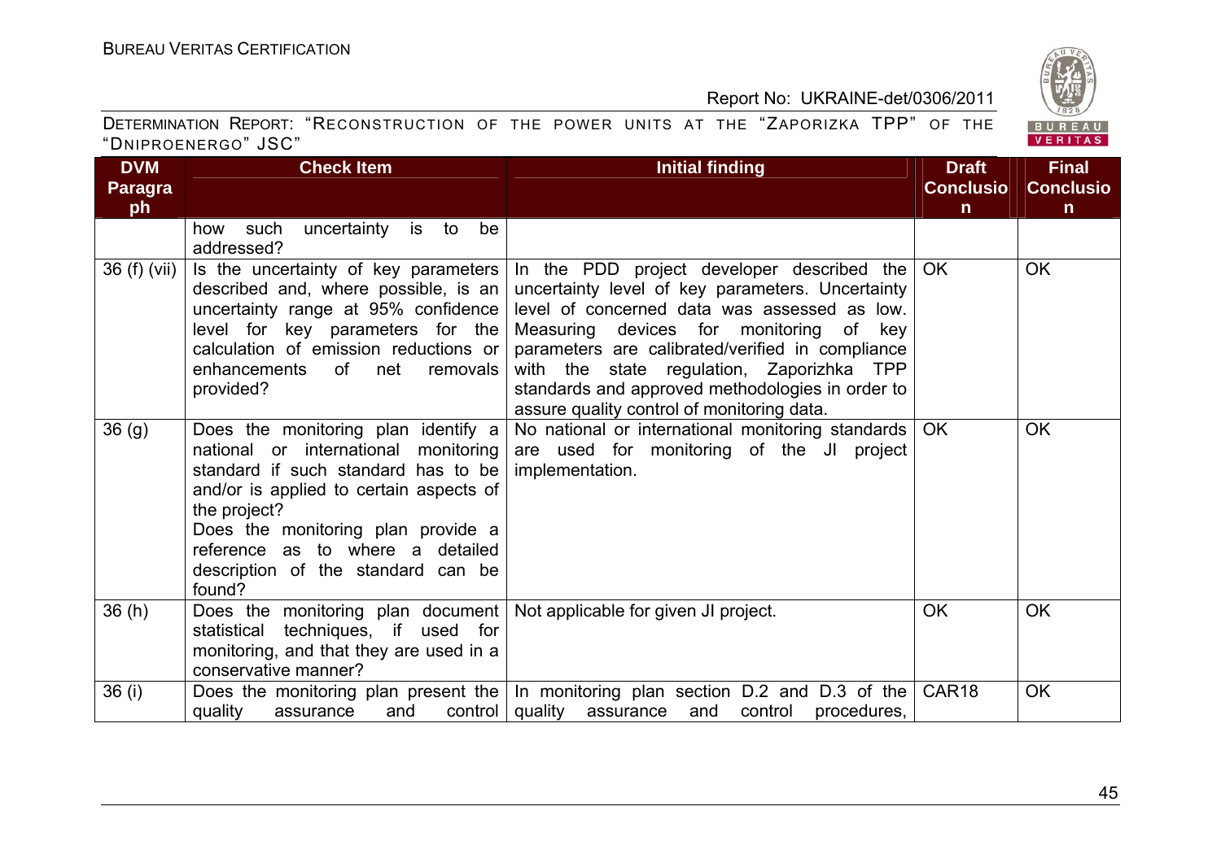| DVM Paragraph | Check Item | Initial finding | Draft Conclusion | Final Conclusion |
|---|---|---|---|---|
| | how such uncertainty is to be addressed? | | | |
| 36 (f) (vii) | Is the uncertainty of key parameters described and, where possible, is an uncertainty range at 95% confidence level for key parameters for the calculation of emission reductions or enhancements of net removals provided? | In the PDD project developer described the uncertainty level of key parameters. Uncertainty level of concerned data was assessed as low. Measuring devices for monitoring of key parameters are calibrated/verified in compliance with the state regulation, Zaporizhka TPP standards and approved methodologies in order to assure quality control of monitoring data. | OK | OK |
| 36 (g) | Does the monitoring plan identify a national or international monitoring standard if such standard has to be and/or is applied to certain aspects of the project?<br>Does the monitoring plan provide a reference as to where a detailed description of the standard can be found? | No national or international monitoring standards are used for monitoring of the JI project implementation. | OK | OK |
| 36 (h) | Does the monitoring plan document statistical techniques, if used for monitoring, and that they are used in a conservative manner? | Not applicable for given JI project. | OK | OK |
| 36 (i) | Does the monitoring plan present the quality assurance and control | In monitoring plan section D.2 and D.3 of the quality assurance and control procedures, | CAR18 | OK |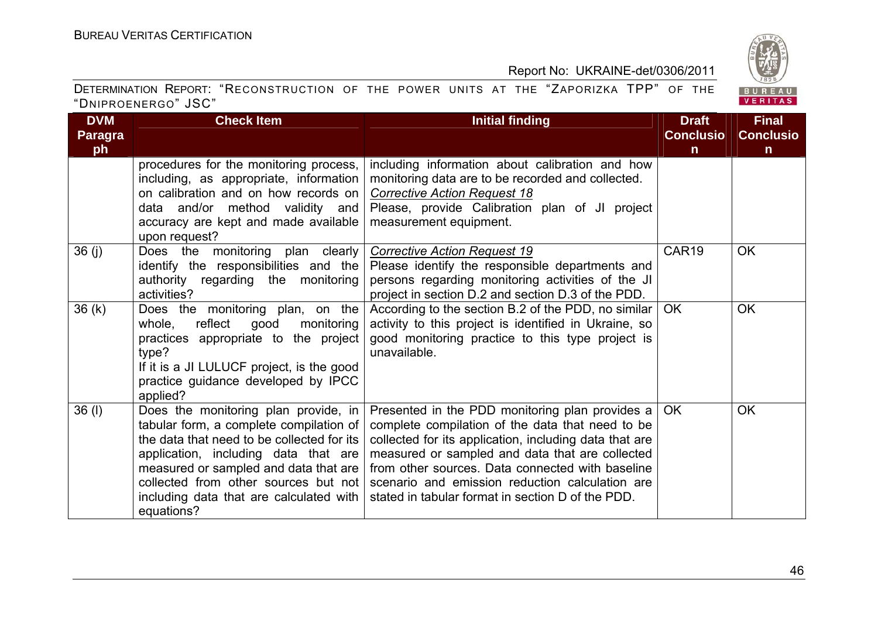| DVM Paragraph | Check Item | Initial finding | Draft Conclusion | Final Conclusion |
|---|---|---|---|---|
| | procedures for the monitoring process, including, as appropriate, information on calibration and on how records on data and/or method validity and accuracy are kept and made available upon request? | including information about calibration and how monitoring data are to be recorded and collected. <br>*Corrective Action Request 18* <br>Please, provide Calibration plan of JI project measurement equipment. | | |
| 36 (j) | Does the monitoring plan clearly identify the responsibilities and the authority regarding the monitoring activities? | *Corrective Action Request 19* <br>Please identify the responsible departments and persons regarding monitoring activities of the JI project in section D.2 and section D.3 of the PDD. | CAR19 | OK |
| 36 (k) | Does the monitoring plan, on the whole, reflect good monitoring practices appropriate to the project type? <br>If it is a JI LULUCF project, is the good practice guidance developed by IPCC applied? | According to the section B.2 of the PDD, no similar activity to this project is identified in Ukraine, so good monitoring practice to this type project is unavailable. | OK | OK |
| 36 (l) | Does the monitoring plan provide, in tabular form, a complete compilation of the data that need to be collected for its application, including data that are measured or sampled and data that are collected from other sources but not including data that are calculated with equations? | Presented in the PDD monitoring plan provides a complete compilation of the data that need to be collected for its application, including data that are measured or sampled and data that are collected from other sources. Data connected with baseline scenario and emission reduction calculation are stated in tabular format in section D of the PDD. | OK | OK |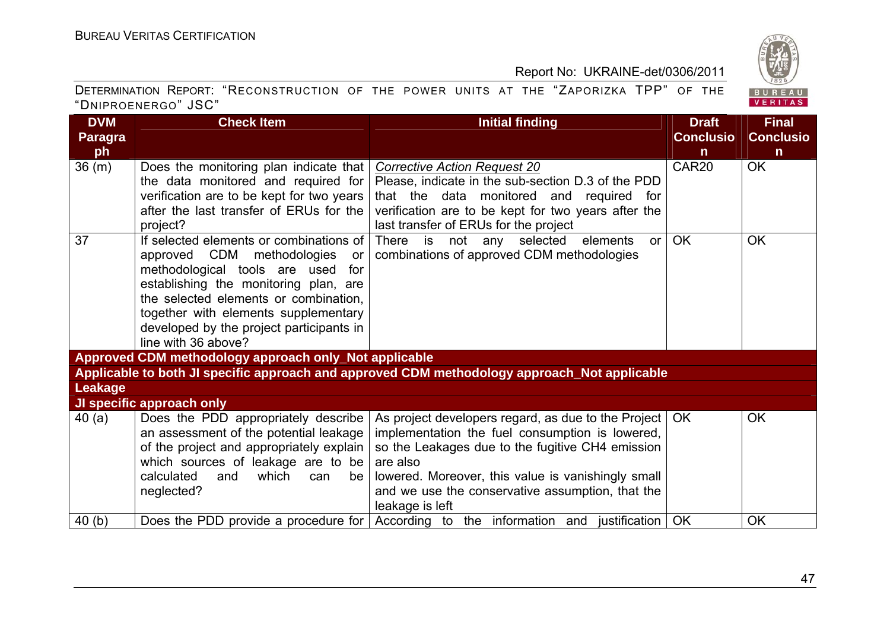| DVM Paragraph | Check Item | Initial finding | Draft Conclusion | Final Conclusion |
|---|---|---|---|---|
| 36 (m) | Does the monitoring plan indicate that the data monitored and required for verification are to be kept for two years after the last transfer of ERUs for the project? | *Corrective Action Request 20* Please, indicate in the sub-section D.3 of the PDD that the data monitored and required for verification are to be kept for two years after the last transfer of ERUs for the project | CAR20 | OK |
| 37 | If selected elements or combinations of approved CDM methodologies or methodological tools are used for establishing the monitoring plan, are the selected elements or combination, together with elements supplementary developed by the project participants in line with 36 above? | There is not any selected elements or combinations of approved CDM methodologies | OK | OK |
| **Approved CDM methodology approach only_Not applicable** | | | | |
| **Applicable to both JI specific approach and approved CDM methodology approach_Not applicable** | | | | |
| **Leakage** | | | | |
| **JI specific approach only** | | | | |
| 40 (a) | Does the PDD appropriately describe an assessment of the potential leakage of the project and appropriately explain which sources of leakage are to be calculated and which can be neglected? | As project developers regard, as due to the Project implementation the fuel consumption is lowered, so the Leakages due to the fugitive $CH_4$ emission are also lowered. Moreover, this value is vanishingly small and we use the conservative assumption, that the leakage is left | OK | OK |
| 40 (b) | Does the PDD provide a procedure for | According to the information and justification | OK | OK |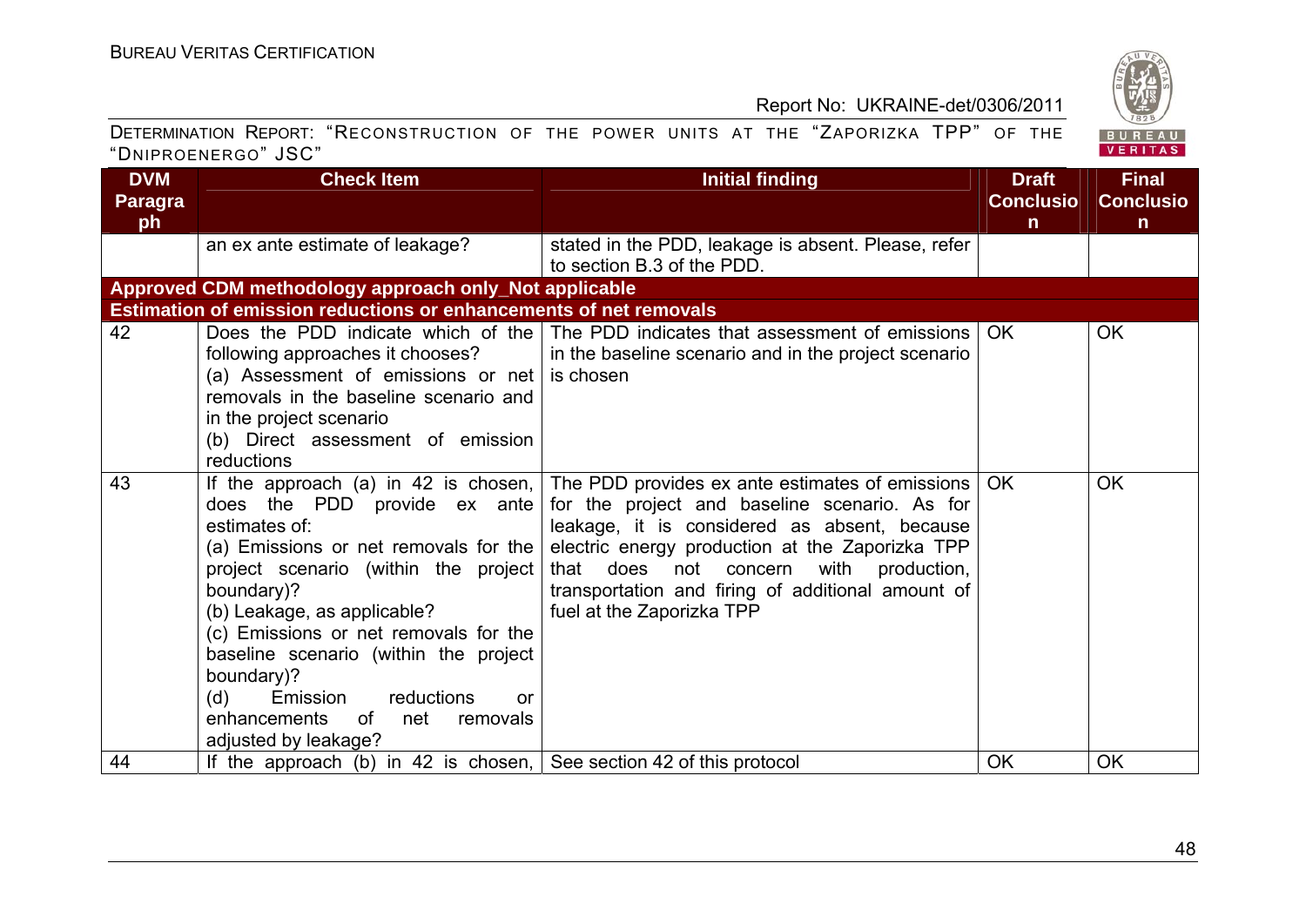| DVM Paragraph | Check Item | Initial finding | Draft Conclusion | Final Conclusion |
|---|---|---|---|---|
| | an ex ante estimate of leakage? | stated in the PDD, leakage is absent. Please, refer to section B.3 of the PDD. | | |
| **Approved CDM methodology approach only_Not applicable** | | | | |
| **Estimation of emission reductions or enhancements of net removals** | | | | |
| 42 | Does the PDD indicate which of the following approaches it chooses?<br>(a) Assessment of emissions or net removals in the baseline scenario and in the project scenario<br>(b) Direct assessment of emission reductions | The PDD indicates that assessment of emissions in the baseline scenario and in the project scenario is chosen | OK | OK |
| 43 | If the approach (a) in 42 is chosen, does the PDD provide ex ante estimates of:<br>(a) Emissions or net removals for the project scenario (within the project boundary)?<br>(b) Leakage, as applicable?<br>(c) Emissions or net removals for the baseline scenario (within the project boundary)?<br>(d) Emission reductions or enhancements of net removals adjusted by leakage? | The PDD provides ex ante estimates of emissions for the project and baseline scenario. As for leakage, it is considered as absent, because electric energy production at the Zaporizka TPP that does not concern with production, transportation and firing of additional amount of fuel at the Zaporizka TPP | OK | OK |
| 44 | If the approach (b) in 42 is chosen, | See section 42 of this protocol | OK | OK |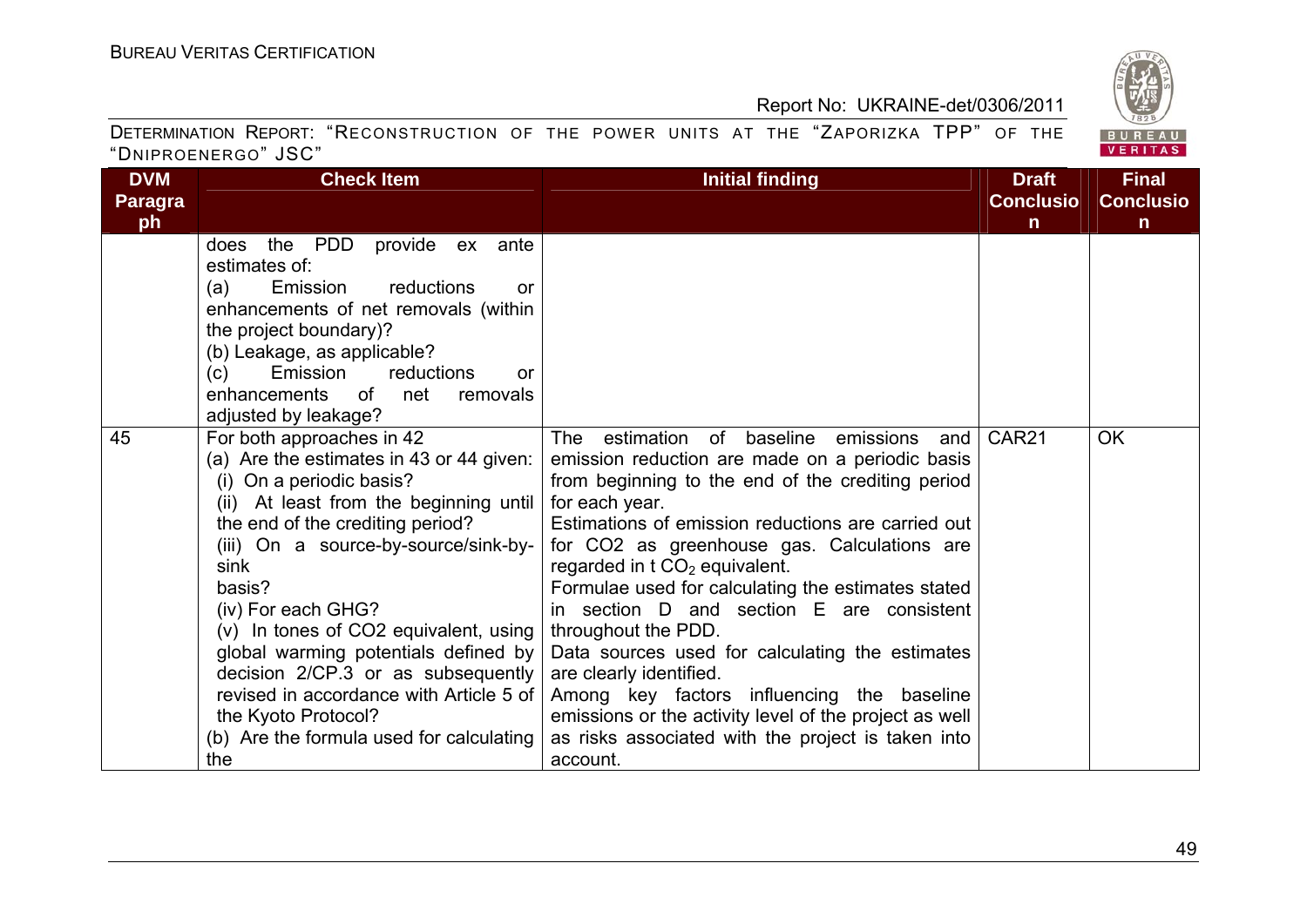| DVM Paragraph | Check Item | Initial finding | Draft Conclusion | Final Conclusion |
|---|---|---|---|---|
| | does the PDD provide ex ante estimates of:<br>(a) Emission reductions or enhancements of net removals (within the project boundary)?<br>(b) Leakage, as applicable?<br>(c) Emission reductions or enhancements of net removals adjusted by leakage? | | | |
| 45 | For both approaches in 42<br>(a) Are the estimates in 43 or 44 given:<br>(i) On a periodic basis?<br>(ii) At least from the beginning until the end of the crediting period?<br>(iii) On a source-by-source/sink-by-sink basis?<br>(iv) For each GHG?<br>(v) In tones of CO2 equivalent, using global warming potentials defined by decision 2/CP.3 or as subsequently revised in accordance with Article 5 of the Kyoto Protocol?<br>(b) Are the formula used for calculating the | The estimation of baseline emissions and emission reduction are made on a periodic basis from beginning to the end of the crediting period for each year.<br>Estimations of emission reductions are carried out for CO2 as greenhouse gas. Calculations are regarded in t $CO_2$ equivalent.<br>Formulae used for calculating the estimates stated in section D and section E are consistent throughout the PDD.<br>Data sources used for calculating the estimates are clearly identified.<br>Among key factors influencing the baseline emissions or the activity level of the project as well as risks associated with the project is taken into account. | CAR21 | OK |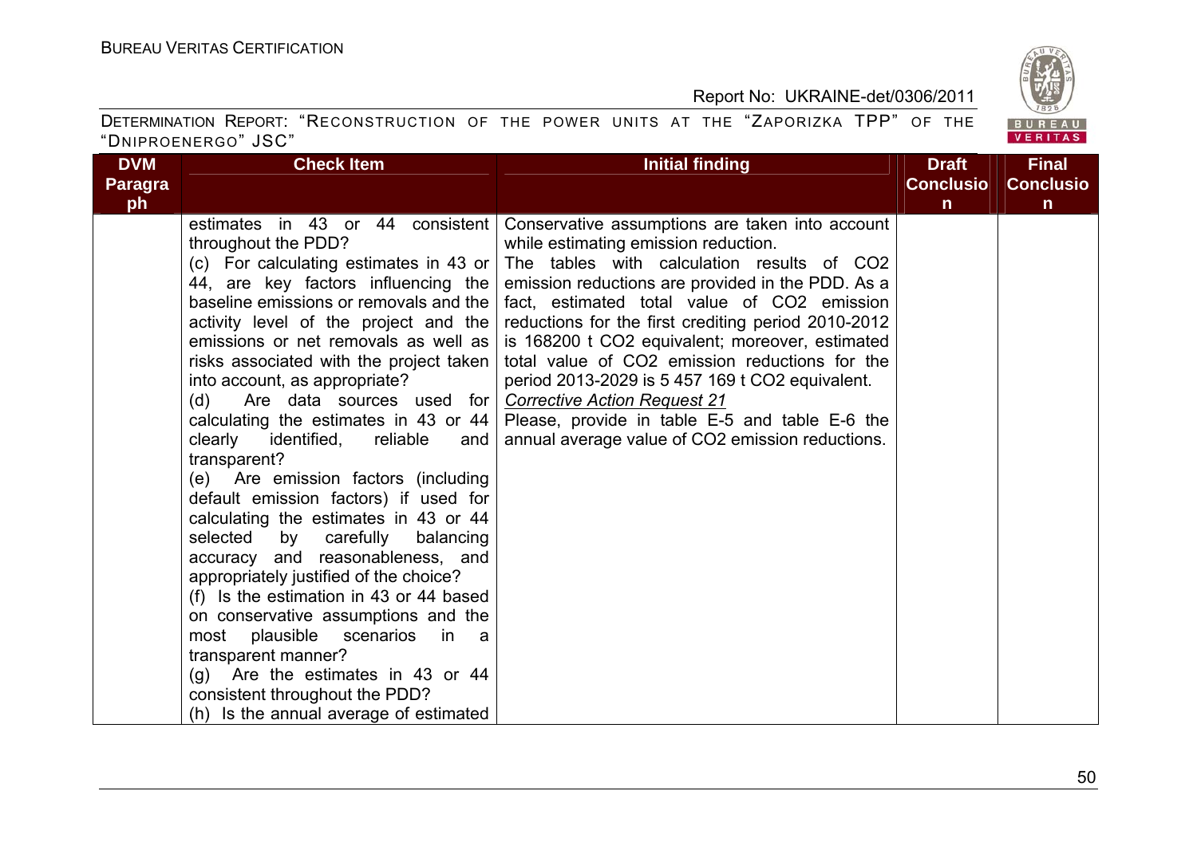| DVM Paragraph | Check Item | Initial finding | Draft Conclusion | Final Conclusion |
|---|---|---|---|---|
| | estimates in 43 or 44 consistent throughout the PDD?<br>(c) For calculating estimates in 43 or 44, are key factors influencing the baseline emissions or removals and the activity level of the project and the emissions or net removals as well as risks associated with the project taken into account, as appropriate?<br>(d) Are data sources used for calculating the estimates in 43 or 44 clearly identified, reliable and transparent?<br>(e) Are emission factors (including default emission factors) if used for calculating the estimates in 43 or 44 selected by carefully balancing accuracy and reasonableness, and appropriately justified of the choice?<br>(f) Is the estimation in 43 or 44 based on conservative assumptions and the most plausible scenarios in a transparent manner?<br>(g) Are the estimates in 43 or 44 consistent throughout the PDD?<br>(h) Is the annual average of estimated | Conservative assumptions are taken into account while estimating emission reduction.<br>The tables with calculation results of $CO_2$ emission reductions are provided in the PDD. As a fact, estimated total value of $CO_2$ emission reductions for the first crediting period 2010-2012 is 168200 t $CO_2$ equivalent; moreover, estimated total value of $CO_2$ emission reductions for the period 2013-2029 is 5 457 169 t $CO_2$ equivalent.<br>*Corrective Action Request 21*<br>Please, provide in table E-5 and table E-6 the annual average value of $CO_2$ emission reductions. | | |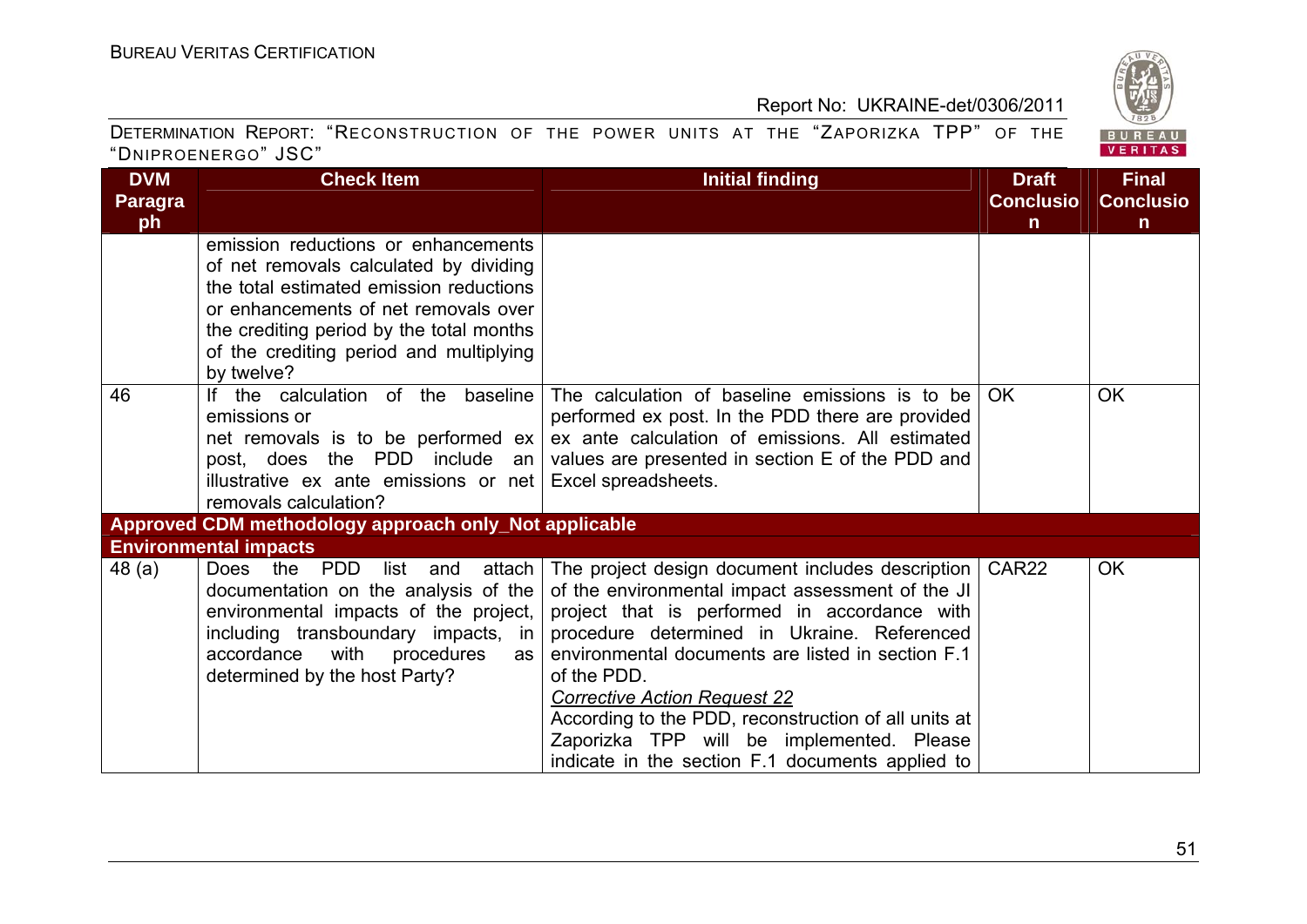| DVM Paragraph | Check Item | Initial finding | Draft Conclusion | Final Conclusion |
|---|---|---|---|---|
| | emission reductions or enhancements of net removals calculated by dividing the total estimated emission reductions or enhancements of net removals over the crediting period by the total months of the crediting period and multiplying by twelve? | | | |
| 46 | If the calculation of the baseline emissions or net removals is to be performed ex post, does the PDD include an illustrative ex ante emissions or net removals calculation? | The calculation of baseline emissions is to be performed ex post. In the PDD there are provided ex ante calculation of emissions. All estimated values are presented in section E of the PDD and Excel spreadsheets. | OK | OK |
| **Approved CDM methodology approach only_Not applicable** | | | | |
| **Environmental impacts** | | | | |
| 48 (a) | Does the PDD list and attach documentation on the analysis of the environmental impacts of the project, including transboundary impacts, in accordance with procedures as determined by the host Party? | The project design document includes description of the environmental impact assessment of the JI project that is performed in accordance with procedure determined in Ukraine. Referenced environmental documents are listed in section F.1 of the PDD.<br>*Corrective Action Request 22*<br>According to the PDD, reconstruction of all units at Zaporizka TPP will be implemented. Please indicate in the section F.1 documents applied to | CAR22 | OK |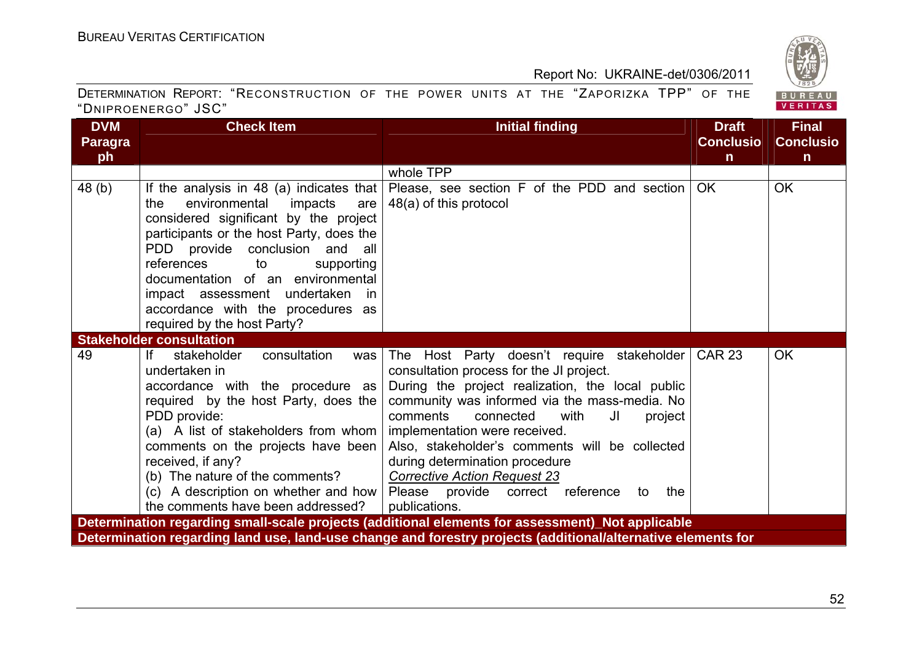| DVM Paragraph | Check Item | Initial finding | Draft Conclusion | Final Conclusion |
|---|---|---|---|---|
| | | whole TPP | | |
| 48 (b) | If the analysis in 48 (a) indicates that the environmental impacts are considered significant by the project participants or the host Party, does the PDD provide conclusion and all references to supporting documentation of an environmental impact assessment undertaken in accordance with the procedures as required by the host Party? | Please, see section F of the PDD and section 48(a) of this protocol | OK | OK |
| **Stakeholder consultation** | | | | |
| 49 | If stakeholder consultation was undertaken in accordance with the procedure as required by the host Party, does the PDD provide:<br>(a) A list of stakeholders from whom comments on the projects have been received, if any?<br>(b) The nature of the comments?<br>(c) A description on whether and how the comments have been addressed? | The Host Party doesn't require stakeholder consultation process for the JI project.<br>During the project realization, the local public community was informed via the mass-media. No comments connected with JI project implementation were received.<br>Also, stakeholder's comments will be collected during determination procedure<br>*Corrective Action Request 23*<br>Please provide correct reference to the publications. | CAR 23 | OK |
| **Determination regarding small-scale projects (additional elements for assessment)_Not applicable** | | | | |
| **Determination regarding land use, land-use change and forestry projects (additional/alternative elements for** | | | | |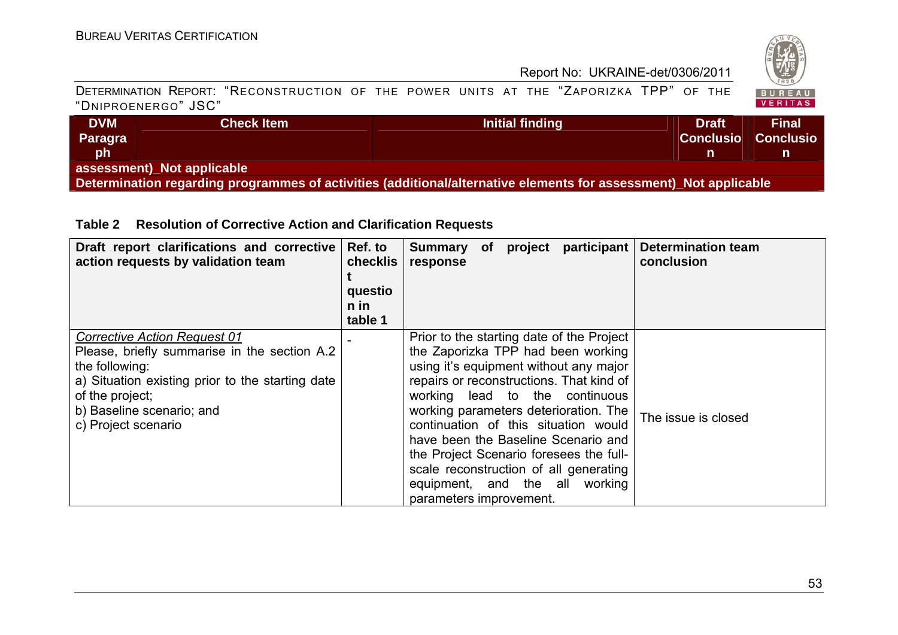| DVM Paragraph | Check Item | Initial finding | Draft Conclusion | Final Conclusion |
|---|---|---|---|---|
| assessment)_Not applicable | | | | |
| Determination regarding programmes of activities (additional/alternative elements for assessment)_Not applicable | | | | |

**Table 2 Resolution of Corrective Action and Clarification Requests**

| Draft report clarifications and corrective action requests by validation team | Ref. to checklist question in table 1 | Summary of project participant response | Determination team conclusion |
|---|---|---|---|
| *Corrective Action Request 01*<br>Please, briefly summarise in the section A.2 the following:<br>a) Situation existing prior to the starting date of the project;<br>b) Baseline scenario; and<br>c) Project scenario | - | Prior to the starting date of the Project the Zaporizka TPP had been working using it's equipment without any major repairs or reconstructions. That kind of working lead to the continuous working parameters deterioration. The continuation of this situation would have been the Baseline Scenario and the Project Scenario foresees the full-scale reconstruction of all generating equipment, and the all working parameters improvement. | The issue is closed |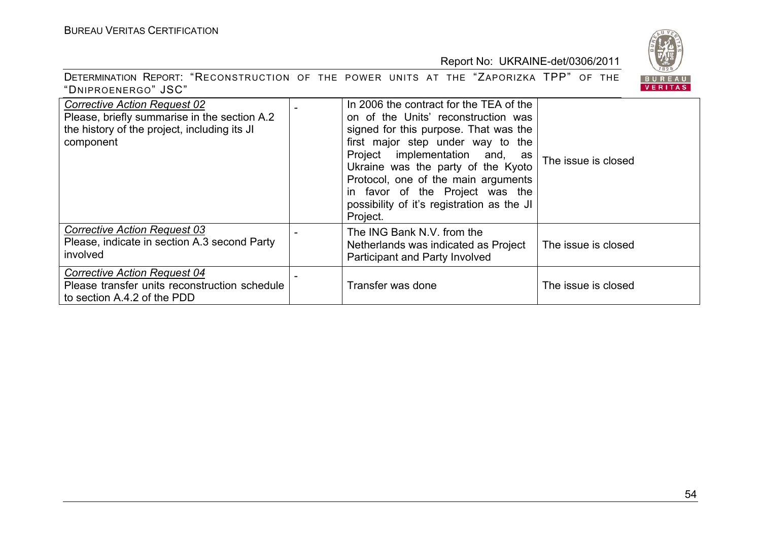| | | | |
|---|---|---|---|
| *Corrective Action Request 02* Please, briefly summarise in the section A.2 the history of the project, including its JI component | - | In 2006 the contract for the TEA of the on of the Units' reconstruction was signed for this purpose. That was the first major step under way to the Project implementation and, as Ukraine was the party of the Kyoto Protocol, one of the main arguments in favor of the Project was the possibility of it's registration as the JI Project. | The issue is closed |
| *Corrective Action Request 03* Please, indicate in section A.3 second Party involved | - | The ING Bank N.V. from the Netherlands was indicated as Project Participant and Party Involved | The issue is closed |
| *Corrective Action Request 04* Please transfer units reconstruction schedule to section A.4.2 of the PDD | - | Transfer was done | The issue is closed |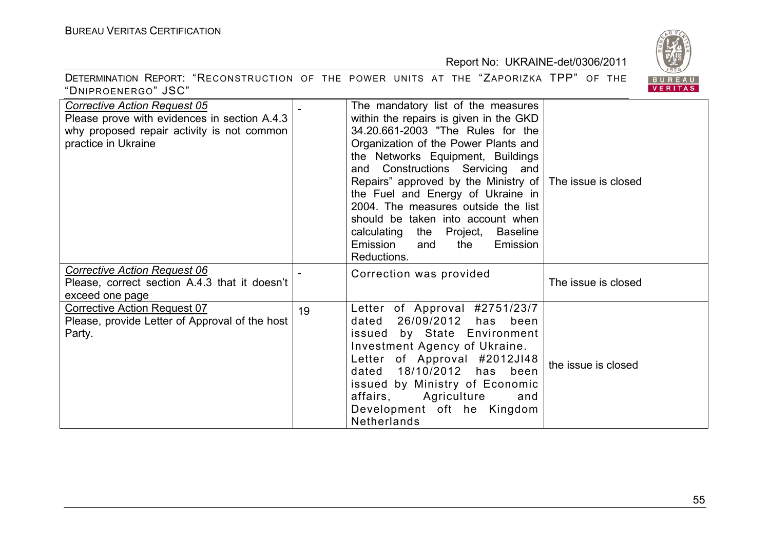| *Corrective Action Request 05* Please prove with evidences in section A.4.3 why proposed repair activity is not common practice in Ukraine | - | The mandatory list of the measures within the repairs is given in the GKD 34.20.661-2003 "The Rules for the Organization of the Power Plants and the Networks Equipment, Buildings and Constructions Servicing and Repairs" approved by the Ministry of the Fuel and Energy of Ukraine in 2004. The measures outside the list should be taken into account when calculating the Project, Baseline Emission and the Emission Reductions. | The issue is closed |
|---|---|---|---|
| *Corrective Action Request 06* Please, correct section A.4.3 that it doesn't exceed one page | - | Correction was provided | The issue is closed |
| Corrective Action Request 07 Please, provide Letter of Approval of the host Party. | 19 | Letter of Approval #2751/23/7 dated 26/09/2012 has been issued by State Environment Investment Agency of Ukraine. Letter of Approval #2012JI48 dated 18/10/2012 has been issued by Ministry of Economic affairs, Agriculture and Development oft he Kingdom Netherlands | the issue is closed |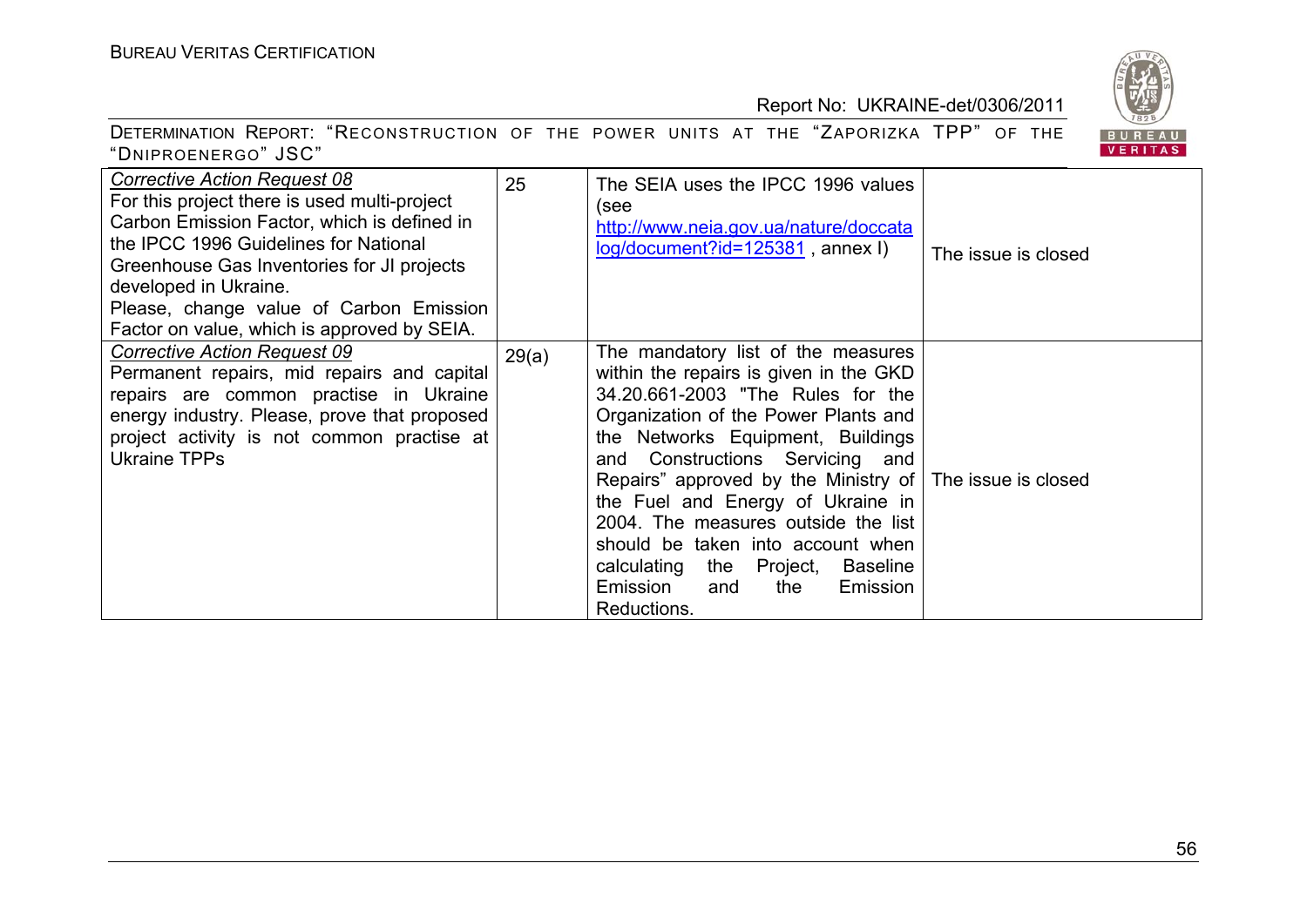| | | | |
|---|---|---|---|
| *Corrective Action Request 08*<br>For this project there is used multi-project Carbon Emission Factor, which is defined in the IPCC 1996 Guidelines for National Greenhouse Gas Inventories for JI projects developed in Ukraine.<br>Please, change value of Carbon Emission Factor on value, which is approved by SEIA. | 25 | The SEIA uses the IPCC 1996 values (see http://www.neia.gov.ua/nature/doccatalog/document?id=125381 , annex I) | The issue is closed |
| *Corrective Action Request 09*<br>Permanent repairs, mid repairs and capital repairs are common practise in Ukraine energy industry. Please, prove that proposed project activity is not common practise at Ukraine TPPs | 29(a) | The mandatory list of the measures within the repairs is given in the GKD 34.20.661-2003 "The Rules for the Organization of the Power Plants and the Networks Equipment, Buildings and Constructions Servicing and Repairs" approved by the Ministry of the Fuel and Energy of Ukraine in 2004. The measures outside the list should be taken into account when calculating the Project, Baseline Emission and the Emission Reductions. | The issue is closed |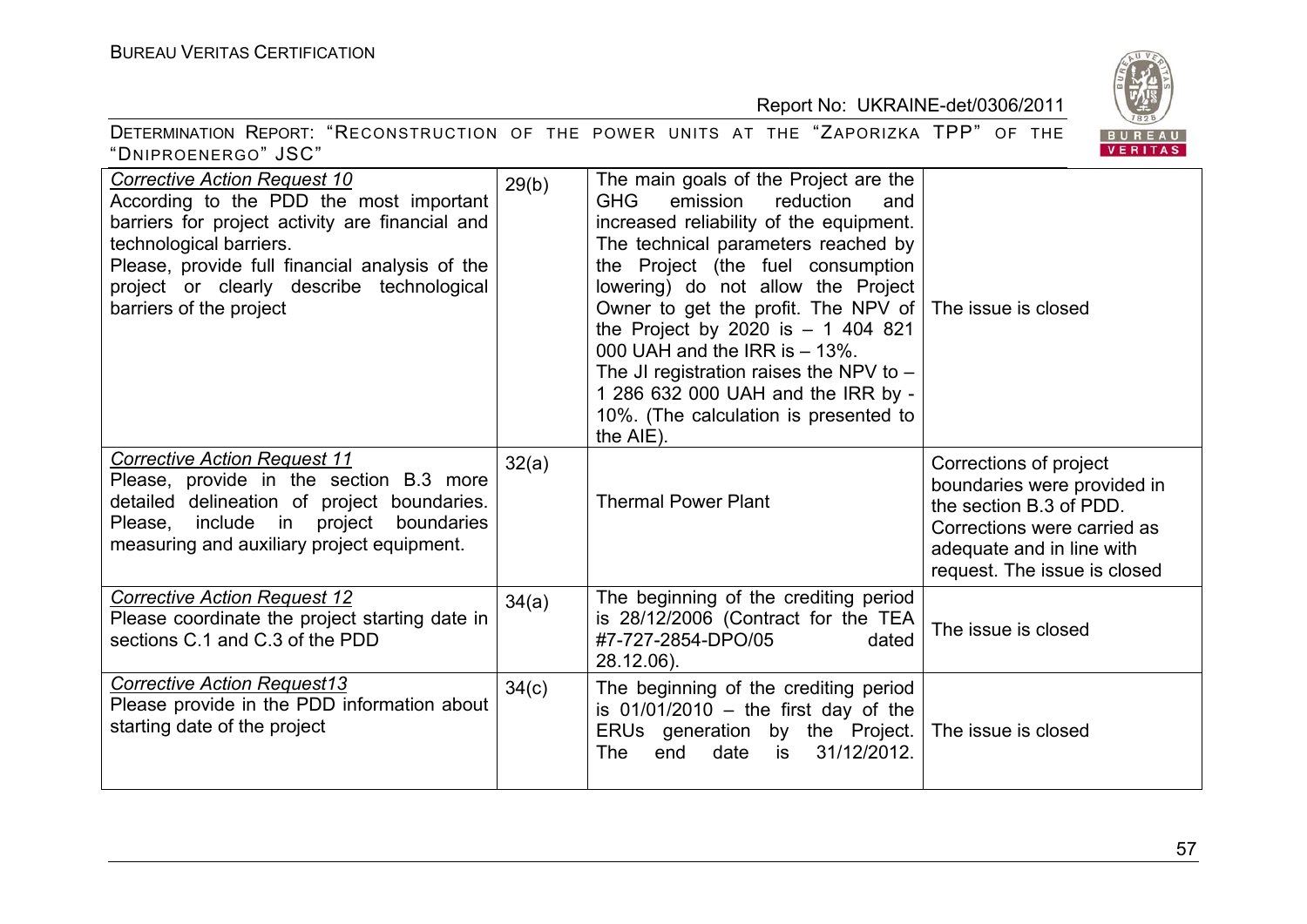| | | | |
|---|---|---|---|
| *Corrective Action Request 10*<br>According to the PDD the most important barriers for project activity are financial and technological barriers.<br>Please, provide full financial analysis of the project or clearly describe technological barriers of the project | 29(b) | The main goals of the Project are the GHG emission reduction and increased reliability of the equipment. The technical parameters reached by the Project (the fuel consumption lowering) do not allow the Project Owner to get the profit. The NPV of the Project by 2020 is – 1 404 821 000 UAH and the IRR is – 13%.<br>The JI registration raises the NPV to – 1 286 632 000 UAH and the IRR by - 10%. (The calculation is presented to the AIE). | The issue is closed |
| *Corrective Action Request 11*<br>Please, provide in the section B.3 more detailed delineation of project boundaries. Please, include in project boundaries measuring and auxiliary project equipment. | 32(a) | Thermal Power Plant | Corrections of project boundaries were provided in the section B.3 of PDD. Corrections were carried as adequate and in line with request. The issue is closed |
| *Corrective Action Request 12*<br>Please coordinate the project starting date in sections C.1 and C.3 of the PDD | 34(a) | The beginning of the crediting period is 28/12/2006 (Contract for the TEA #7-727-2854-DPO/05 dated 28.12.06). | The issue is closed |
| *Corrective Action Request13*<br>Please provide in the PDD information about starting date of the project | 34(c) | The beginning of the crediting period is 01/01/2010 – the first day of the ERUs generation by the Project. The end date is 31/12/2012. | The issue is closed |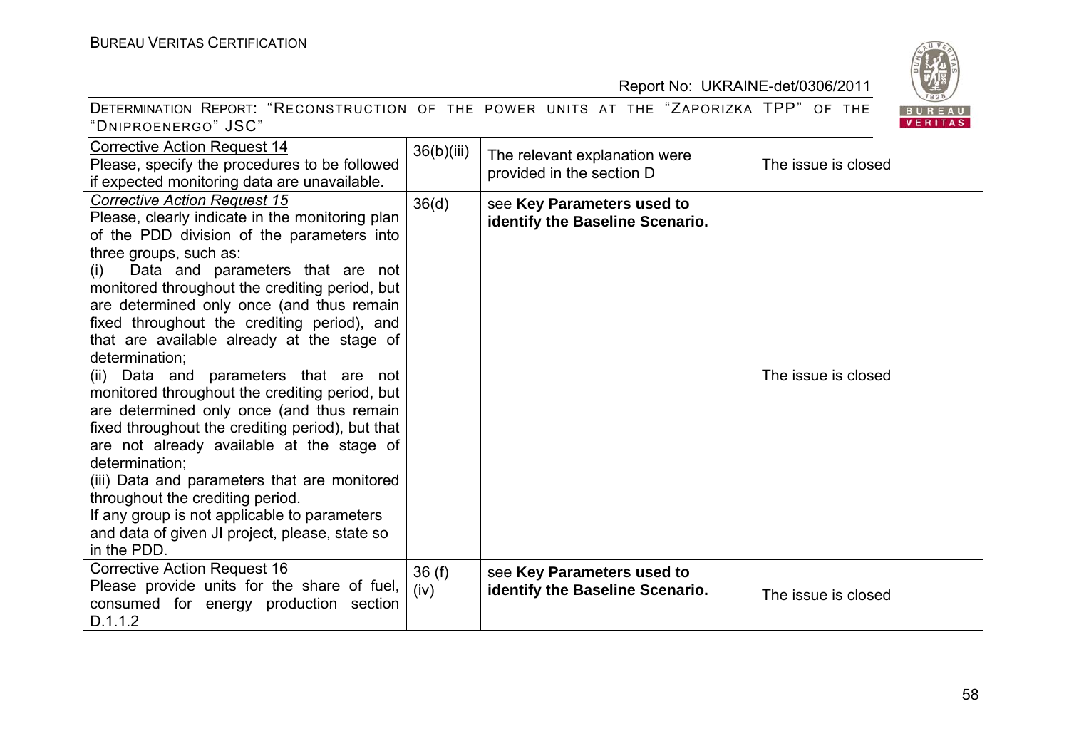| | | | |
|---|---|---|---|
| Corrective Action Request 14<br>Please, specify the procedures to be followed if expected monitoring data are unavailable. | 36(b)(iii) | The relevant explanation were provided in the section D | The issue is closed |
| *Corrective Action Request 15*<br>Please, clearly indicate in the monitoring plan of the PDD division of the parameters into three groups, such as:<br>(i) Data and parameters that are not monitored throughout the crediting period, but are determined only once (and thus remain fixed throughout the crediting period), and that are available already at the stage of determination;<br>(ii) Data and parameters that are not monitored throughout the crediting period, but are determined only once (and thus remain fixed throughout the crediting period), but that are not already available at the stage of determination;<br>(iii) Data and parameters that are monitored throughout the crediting period.<br>If any group is not applicable to parameters and data of given JI project, please, state so in the PDD. | 36(d) | see **Key Parameters used to identify the Baseline Scenario.** | The issue is closed |
| Corrective Action Request 16<br>Please provide units for the share of fuel, consumed for energy production section D.1.1.2 | 36 (f) (iv) | see **Key Parameters used to identify the Baseline Scenario.** | The issue is closed |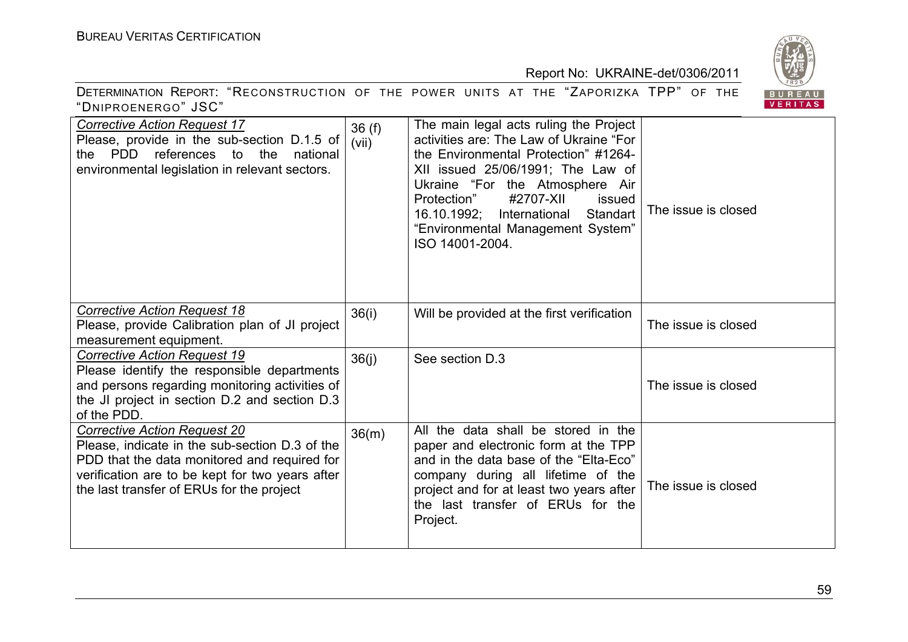| | | | |
|---|---|---|---|
| *Corrective Action Request 17*<br>Please, provide in the sub-section D.1.5 of the PDD references to the national environmental legislation in relevant sectors. | 36 (f) (vii) | The main legal acts ruling the Project activities are: The Law of Ukraine "For the Environmental Protection" #1264-XII issued 25/06/1991; The Law of Ukraine "For the Atmosphere Air Protection" #2707-XII issued 16.10.1992; International Standart "Environmental Management System" ISO 14001-2004. | The issue is closed |
| *Corrective Action Request 18*<br>Please, provide Calibration plan of JI project measurement equipment. | 36(i) | Will be provided at the first verification | The issue is closed |
| *Corrective Action Request 19*<br>Please identify the responsible departments and persons regarding monitoring activities of the JI project in section D.2 and section D.3 of the PDD. | 36(j) | See section D.3 | The issue is closed |
| *Corrective Action Request 20*<br>Please, indicate in the sub-section D.3 of the PDD that the data monitored and required for verification are to be kept for two years after the last transfer of ERUs for the project | 36(m) | All the data shall be stored in the paper and electronic form at the TPP and in the data base of the "Elta-Eco" company during all lifetime of the project and for at least two years after the last transfer of ERUs for the Project. | The issue is closed |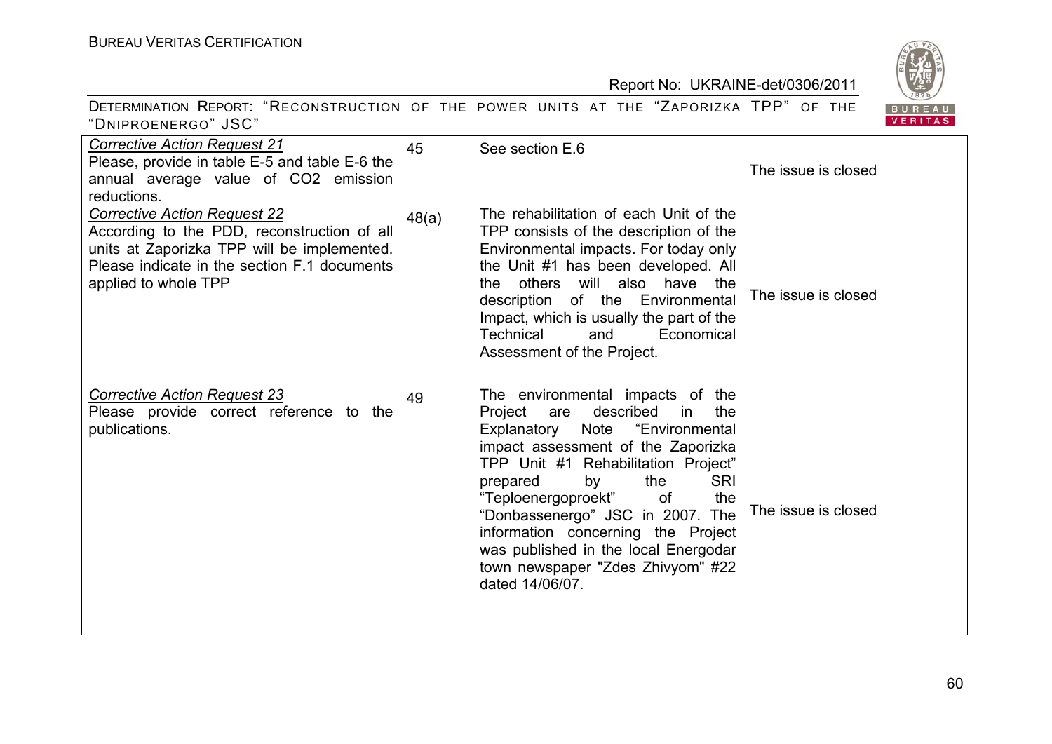| *Corrective Action Request 21* Please, provide in table E-5 and table E-6 the annual average value of $CO_2$ emission reductions. | 45 | See section E.6 | The issue is closed |
|---|---|---|---|
| *Corrective Action Request 22* According to the PDD, reconstruction of all units at Zaporizka TPP will be implemented. Please indicate in the section F.1 documents applied to whole TPP | 48(a) | The rehabilitation of each Unit of the TPP consists of the description of the Environmental impacts. For today only the Unit #1 has been developed. All the others will also have the description of the Environmental Impact, which is usually the part of the Technical and Economical Assessment of the Project. | The issue is closed |
| *Corrective Action Request 23* Please provide correct reference to the publications. | 49 | The environmental impacts of the Project are described in the Explanatory Note "Environmental impact assessment of the Zaporizka TPP Unit #1 Rehabilitation Project" prepared by the SRI "Teploenergoproekt" of the "Donbassenergo" JSC in 2007. The information concerning the Project was published in the local Energodar town newspaper "Zdes Zhivyom" #22 dated 14/06/07. | The issue is closed |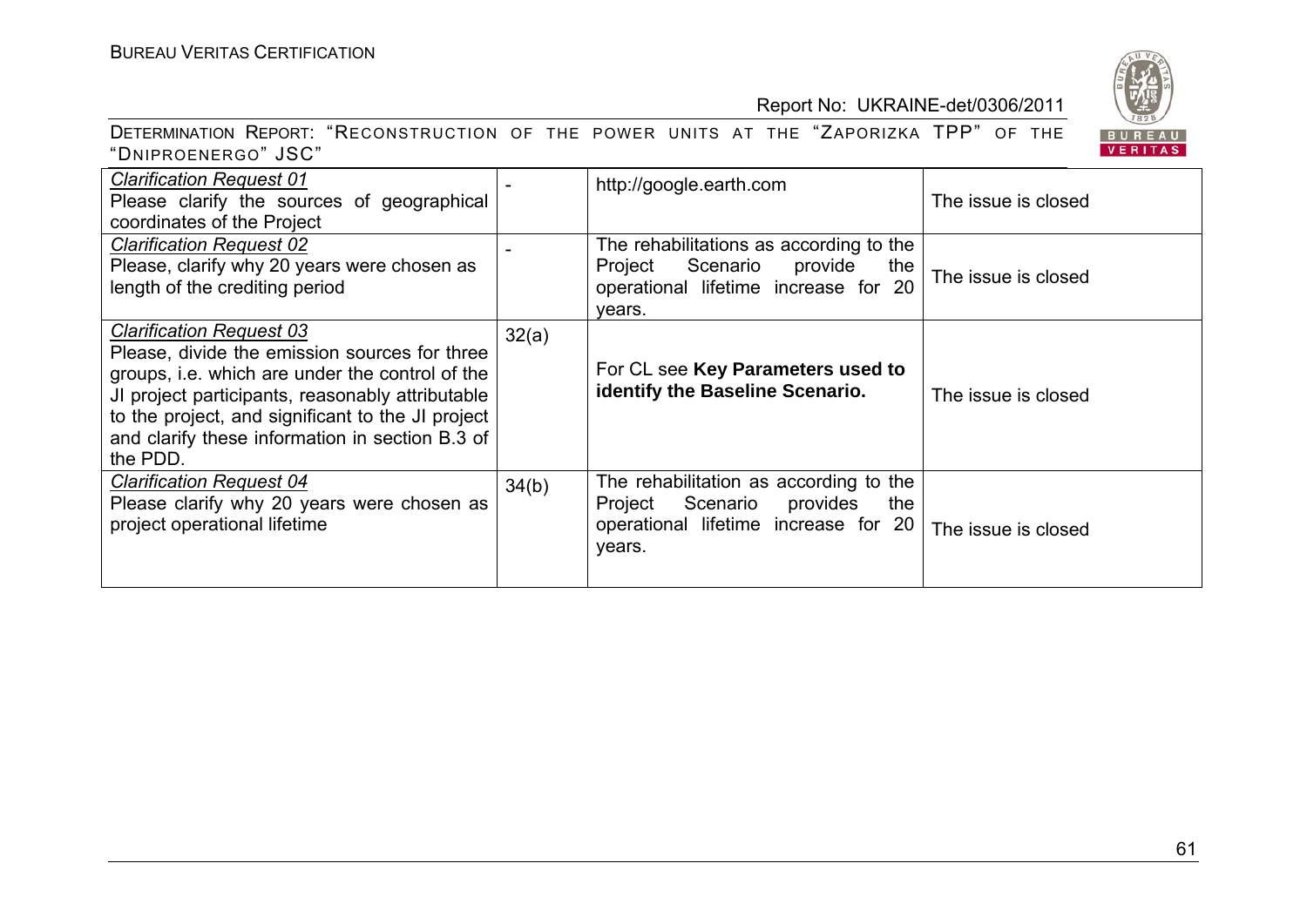| | | | |
|---|---|---|---|
| *Clarification Request 01*<br>Please clarify the sources of geographical coordinates of the Project | - | http://google.earth.com | The issue is closed |
| *Clarification Request 02*<br>Please, clarify why 20 years were chosen as length of the crediting period | - | The rehabilitations as according to the Project Scenario provide the operational lifetime increase for 20 years. | The issue is closed |
| *Clarification Request 03*<br>Please, divide the emission sources for three groups, i.e. which are under the control of the JI project participants, reasonably attributable to the project, and significant to the JI project and clarify these information in section B.3 of the PDD. | 32(a) | For CL see **Key Parameters used to identify the Baseline Scenario.** | The issue is closed |
| *Clarification Request 04*<br>Please clarify why 20 years were chosen as project operational lifetime | 34(b) | The rehabilitation as according to the Project Scenario provides the operational lifetime increase for 20 years. | The issue is closed |